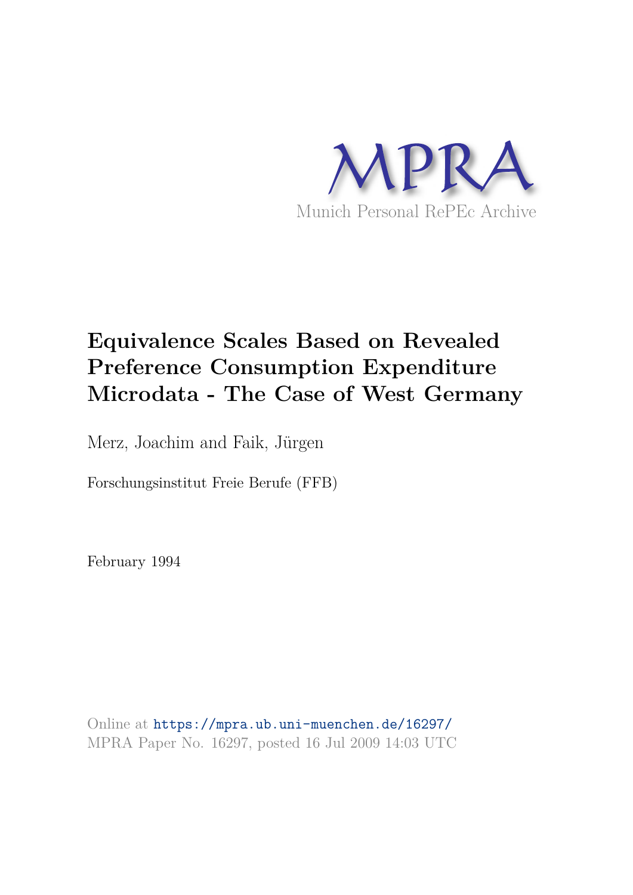MPRA

Munich Personal RePEc Archive

# Equivalence Scales Based on Revealed Preference Consumption Expenditure Microdata - The Case of West Germany

Merz, Joachim and Faik, Jürgen

Forschungsinstitut Freie Berufe (FFB)

February 1994

Online at https://mpra.ub.uni-muenchen.de/16297/
MPRA Paper No. 16297, posted 16 Jul 2009 14:03 UTC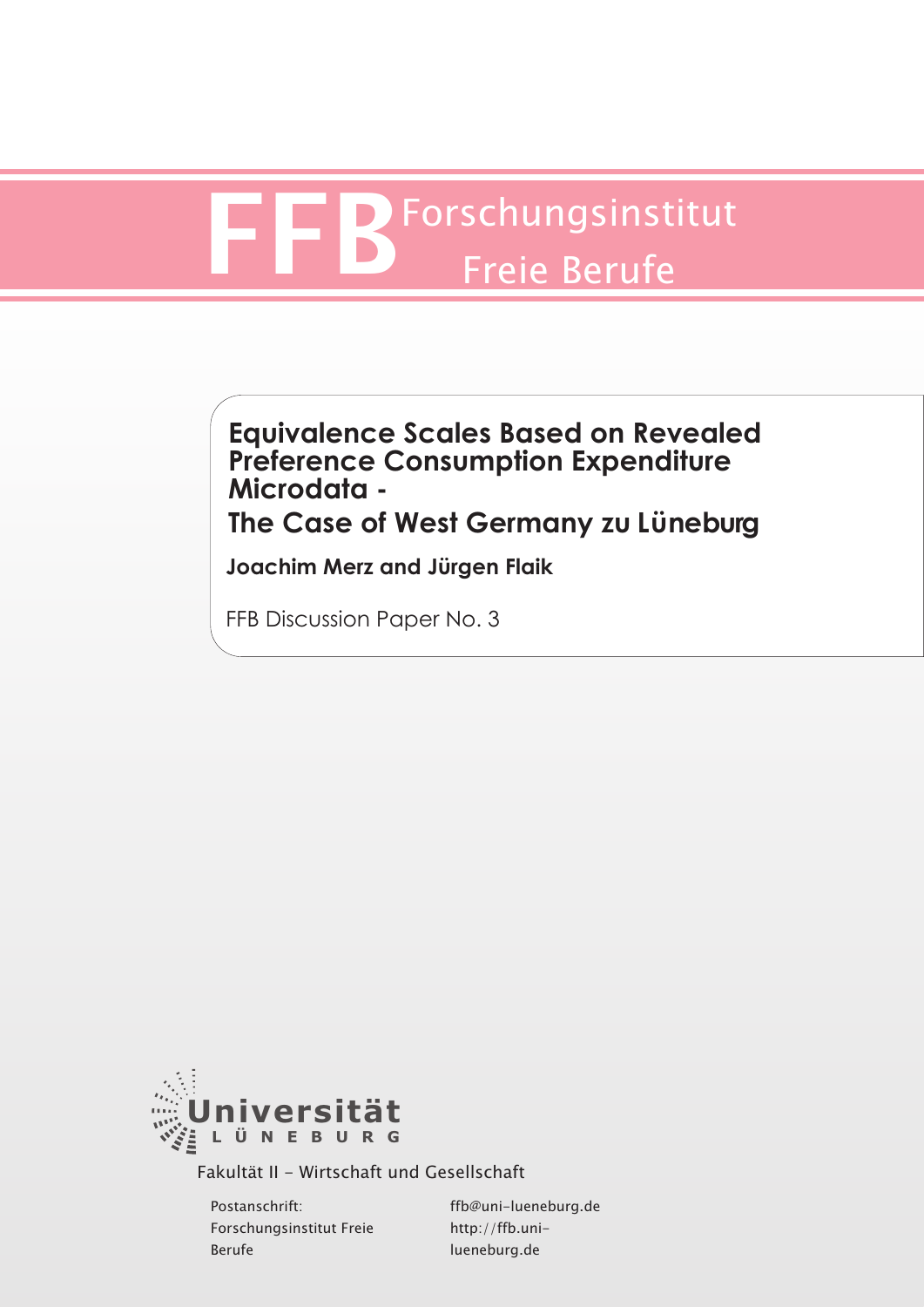# FFB Forschungsinstitut Freie Berufe

## Equivalence Scales Based on Revealed Preference Consumption Expenditure Microdata - The Case of West Germany zu Lüneburg

**Joachim Merz and Jürgen Flaik**

FFB Discussion Paper No. 3

Universität Lüneburg

Fakultät II - Wirtschaft und Gesellschaft

Postanschrift:
Forschungsinstitut Freie Berufe

ffb@uni-lueneburg.de
http://ffb.uni-lueneburg.de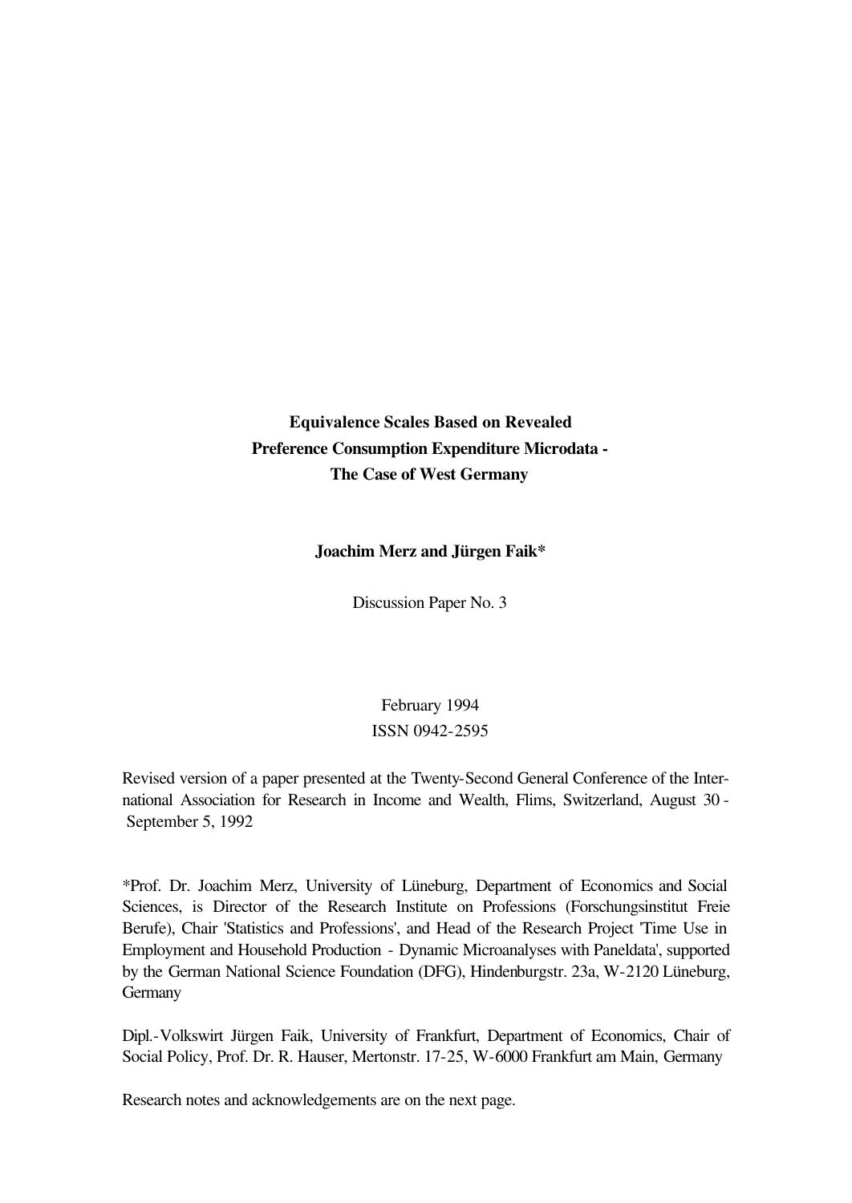**Equivalence Scales Based on Revealed Preference Consumption Expenditure Microdata - The Case of West Germany**

**Joachim Merz and Jürgen Faik***

Discussion Paper No. 3

February 1994

ISSN 0942-2595

Revised version of a paper presented at the Twenty-Second General Conference of the International Association for Research in Income and Wealth, Flims, Switzerland, August 30 - September 5, 1992

*Prof. Dr. Joachim Merz, University of Lüneburg, Department of Economics and Social Sciences, is Director of the Research Institute on Professions (Forschungsinstitut Freie Berufe), Chair 'Statistics and Professions', and Head of the Research Project 'Time Use in Employment and Household Production - Dynamic Microanalyses with Paneldata', supported by the German National Science Foundation (DFG), Hindenburgstr. 23a, W-2120 Lüneburg, Germany

Dipl.-Volkswirt Jürgen Faik, University of Frankfurt, Department of Economics, Chair of Social Policy, Prof. Dr. R. Hauser, Mertonstr. 17-25, W-6000 Frankfurt am Main, Germany

Research notes and acknowledgements are on the next page.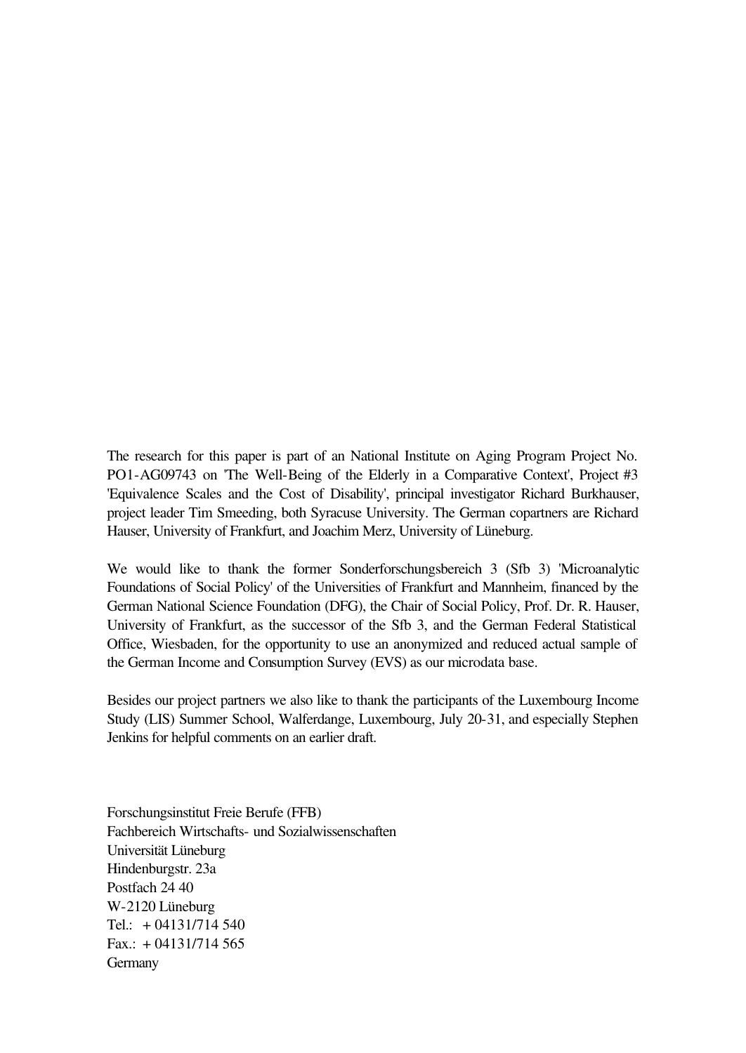The research for this paper is part of an National Institute on Aging Program Project No. PO1-AG09743 on 'The Well-Being of the Elderly in a Comparative Context', Project #3 'Equivalence Scales and the Cost of Disability', principal investigator Richard Burkhauser, project leader Tim Smeeding, both Syracuse University. The German copartners are Richard Hauser, University of Frankfurt, and Joachim Merz, University of Lüneburg.

We would like to thank the former Sonderforschungsbereich 3 (Sfb 3) 'Microanalytic Foundations of Social Policy' of the Universities of Frankfurt and Mannheim, financed by the German National Science Foundation (DFG), the Chair of Social Policy, Prof. Dr. R. Hauser, University of Frankfurt, as the successor of the Sfb 3, and the German Federal Statistical Office, Wiesbaden, for the opportunity to use an anonymized and reduced actual sample of the German Income and Consumption Survey (EVS) as our microdata base.

Besides our project partners we also like to thank the participants of the Luxembourg Income Study (LIS) Summer School, Walferdange, Luxembourg, July 20-31, and especially Stephen Jenkins for helpful comments on an earlier draft.

Forschungsinstitut Freie Berufe (FFB)
Fachbereich Wirtschafts- und Sozialwissenschaften
Universität Lüneburg
Hindenburgstr. 23a
Postfach 24 40
W-2120 Lüneburg
Tel.: + 04131/714 540
Fax.: + 04131/714 565
Germany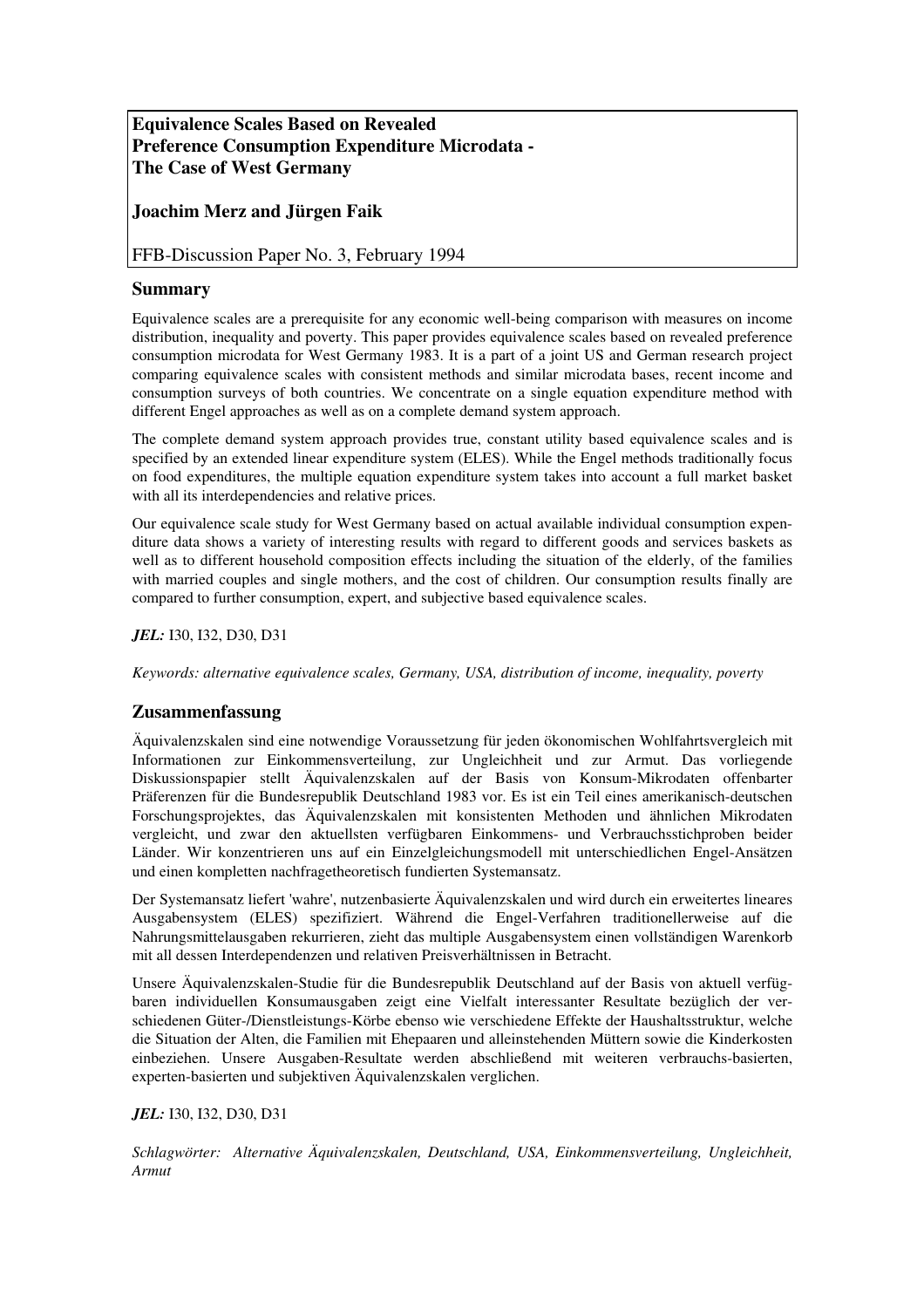**Equivalence Scales Based on Revealed Preference Consumption Expenditure Microdata - The Case of West Germany**

**Joachim Merz and Jürgen Faik**

FFB-Discussion Paper No. 3, February 1994

## Summary

Equivalence scales are a prerequisite for any economic well-being comparison with measures on income distribution, inequality and poverty. This paper provides equivalence scales based on revealed preference consumption microdata for West Germany 1983. It is a part of a joint US and German research project comparing equivalence scales with consistent methods and similar microdata bases, recent income and consumption surveys of both countries. We concentrate on a single equation expenditure method with different Engel approaches as well as on a complete demand system approach.

The complete demand system approach provides true, constant utility based equivalence scales and is specified by an extended linear expenditure system (ELES). While the Engel methods traditionally focus on food expenditures, the multiple equation expenditure system takes into account a full market basket with all its interdependencies and relative prices.

Our equivalence scale study for West Germany based on actual available individual consumption expenditure data shows a variety of interesting results with regard to different goods and services baskets as well as to different household composition effects including the situation of the elderly, of the families with married couples and single mothers, and the cost of children. Our consumption results finally are compared to further consumption, expert, and subjective based equivalence scales.

***JEL:*** I30, I32, D30, D31

*Keywords: alternative equivalence scales, Germany, USA, distribution of income, inequality, poverty*

## Zusammenfassung

Äquivalenzskalen sind eine notwendige Voraussetzung für jeden ökonomischen Wohlfahrtsvergleich mit Informationen zur Einkommensverteilung, zur Ungleichheit und zur Armut. Das vorliegende Diskussionspapier stellt Äquivalenzskalen auf der Basis von Konsum-Mikrodaten offenbarter Präferenzen für die Bundesrepublik Deutschland 1983 vor. Es ist ein Teil eines amerikanisch-deutschen Forschungsprojektes, das Äquivalenzskalen mit konsistenten Methoden und ähnlichen Mikrodaten vergleicht, und zwar den aktuellsten verfügbaren Einkommens- und Verbrauchsstichproben beider Länder. Wir konzentrieren uns auf ein Einzelgleichungsmodell mit unterschiedlichen Engel-Ansätzen und einen kompletten nachfragetheoretisch fundierten Systemansatz.

Der Systemansatz liefert 'wahre', nutzenbasierte Äquivalenzskalen und wird durch ein erweitertes lineares Ausgabensystem (ELES) spezifiziert. Während die Engel-Verfahren traditionellerweise auf die Nahrungsmittelausgaben rekurrieren, zieht das multiple Ausgabensystem einen vollständigen Warenkorb mit all dessen Interdependenzen und relativen Preisverhältnissen in Betracht.

Unsere Äquivalenzskalen-Studie für die Bundesrepublik Deutschland auf der Basis von aktuell verfügbaren individuellen Konsumausgaben zeigt eine Vielfalt interessanter Resultate bezüglich der verschiedenen Güter-/Dienstleistungs-Körbe ebenso wie verschiedene Effekte der Haushaltsstruktur, welche die Situation der Alten, die Familien mit Ehepaaren und alleinstehenden Müttern sowie die Kinderkosten einbeziehen. Unsere Ausgaben-Resultate werden abschließend mit weiteren verbrauchs-basierten, experten-basierten und subjektiven Äquivalenzskalen verglichen.

***JEL:*** I30, I32, D30, D31

*Schlagwörter: Alternative Äquivalenzskalen, Deutschland, USA, Einkommensverteilung, Ungleichheit, Armut*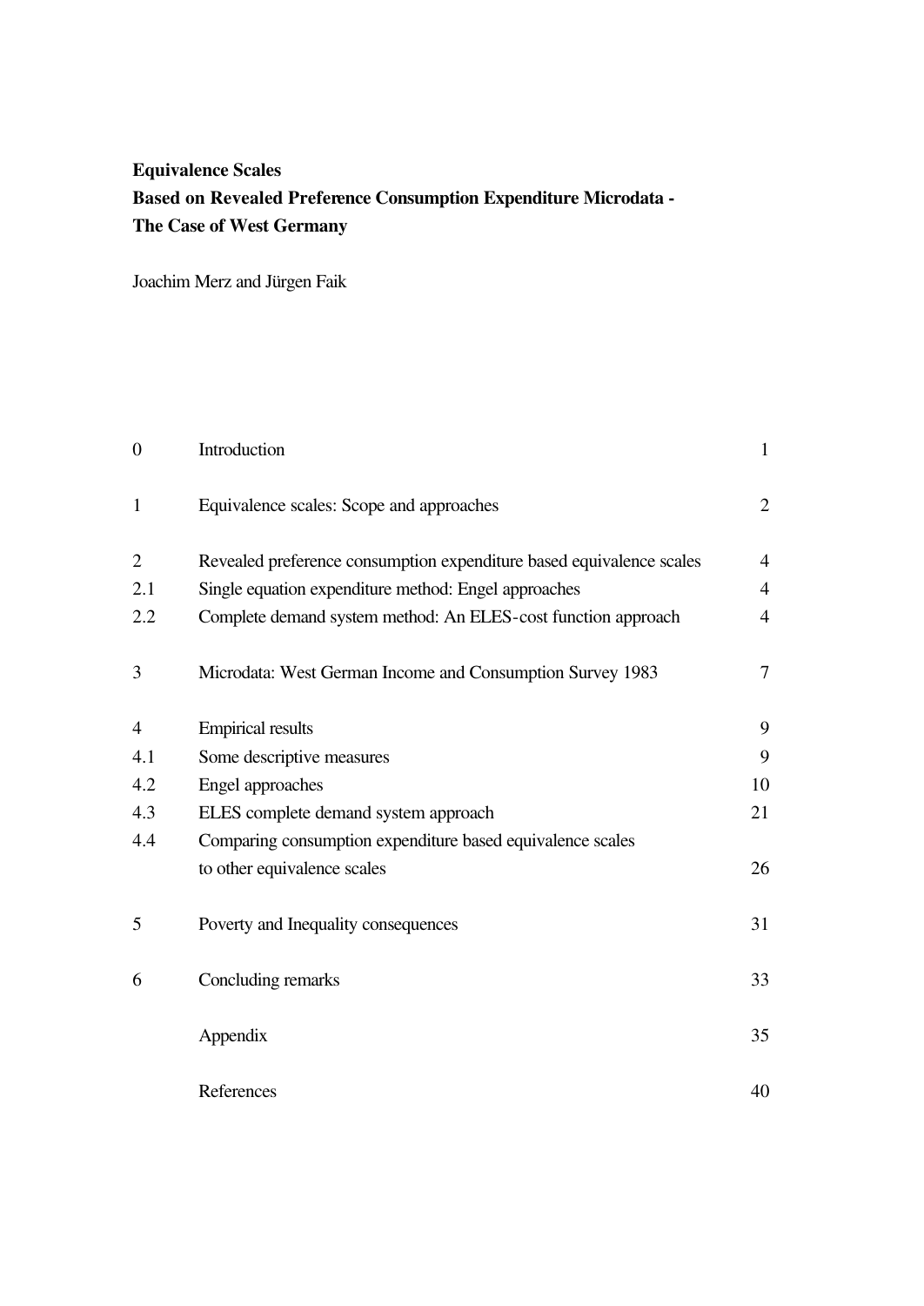**Equivalence Scales**
**Based on Revealed Preference Consumption Expenditure Microdata -**
**The Case of West Germany**

Joachim Merz and Jürgen Faik

| | | |
|---|---|---|
| 0 | Introduction | 1 |
| 1 | Equivalence scales: Scope and approaches | 2 |
| 2 | Revealed preference consumption expenditure based equivalence scales | 4 |
| 2.1 | Single equation expenditure method: Engel approaches | 4 |
| 2.2 | Complete demand system method: An ELES-cost function approach | 4 |
| 3 | Microdata: West German Income and Consumption Survey 1983 | 7 |
| 4 | Empirical results | 9 |
| 4.1 | Some descriptive measures | 9 |
| 4.2 | Engel approaches | 10 |
| 4.3 | ELES complete demand system approach | 21 |
| 4.4 | Comparing consumption expenditure based equivalence scales to other equivalence scales | 26 |
| 5 | Poverty and Inequality consequences | 31 |
| 6 | Concluding remarks | 33 |
| | Appendix | 35 |
| | References | 40 |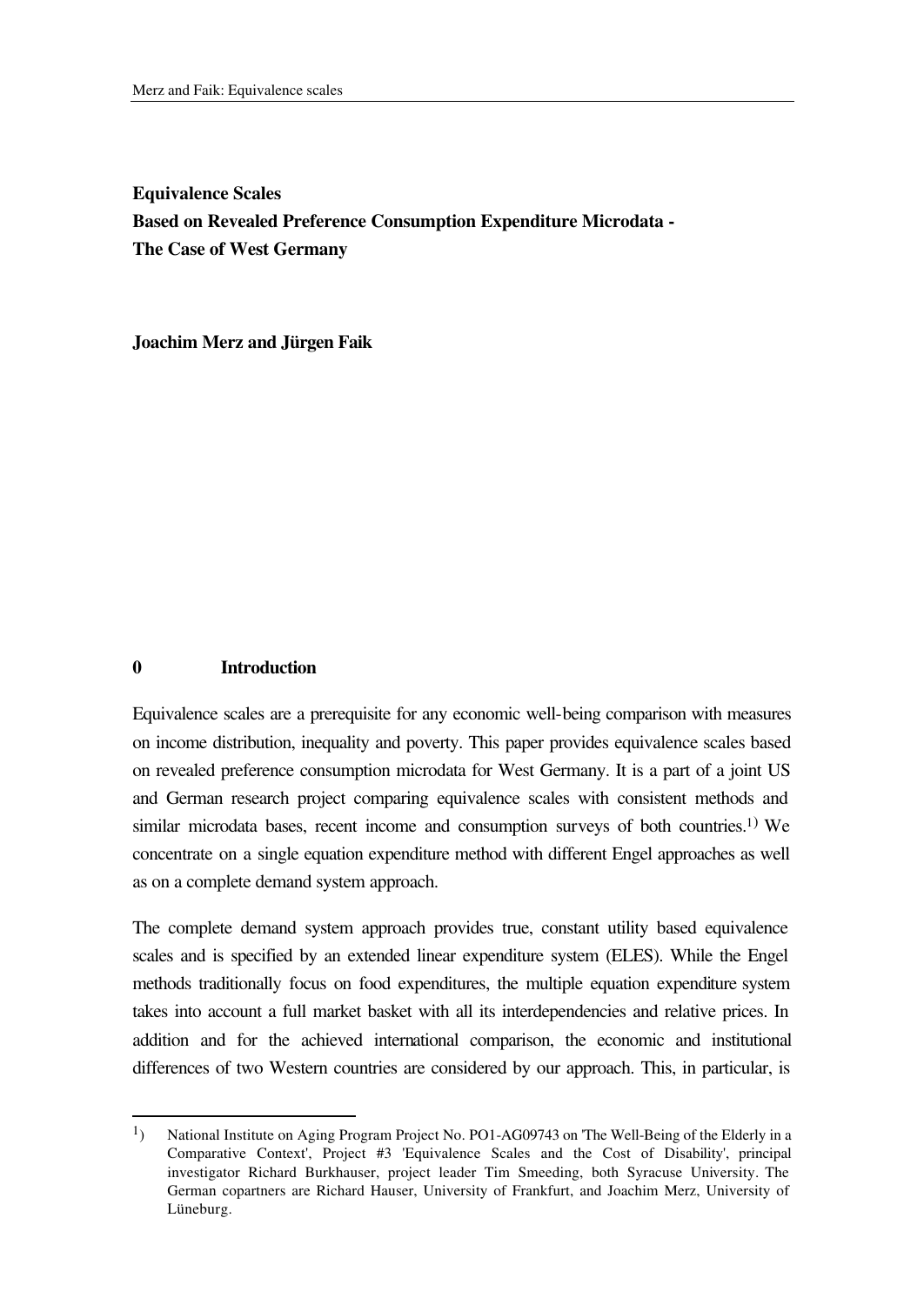**Equivalence Scales**
**Based on Revealed Preference Consumption Expenditure Microdata -**
**The Case of West Germany**

**Joachim Merz and Jürgen Faik**

## 0 Introduction

Equivalence scales are a prerequisite for any economic well-being comparison with measures on income distribution, inequality and poverty. This paper provides equivalence scales based on revealed preference consumption microdata for West Germany. It is a part of a joint US and German research project comparing equivalence scales with consistent methods and similar microdata bases, recent income and consumption surveys of both countries.[1] We concentrate on a single equation expenditure method with different Engel approaches as well as on a complete demand system approach.

The complete demand system approach provides true, constant utility based equivalence scales and is specified by an extended linear expenditure system (ELES). While the Engel methods traditionally focus on food expenditures, the multiple equation expenditure system takes into account a full market basket with all its interdependencies and relative prices. In addition and for the achieved international comparison, the economic and institutional differences of two Western countries are considered by our approach. This, in particular, is

---

[1] National Institute on Aging Program Project No. PO1-AG09743 on 'The Well-Being of the Elderly in a Comparative Context', Project #3 'Equivalence Scales and the Cost of Disability', principal investigator Richard Burkhauser, project leader Tim Smeeding, both Syracuse University. The German copartners are Richard Hauser, University of Frankfurt, and Joachim Merz, University of Lüneburg.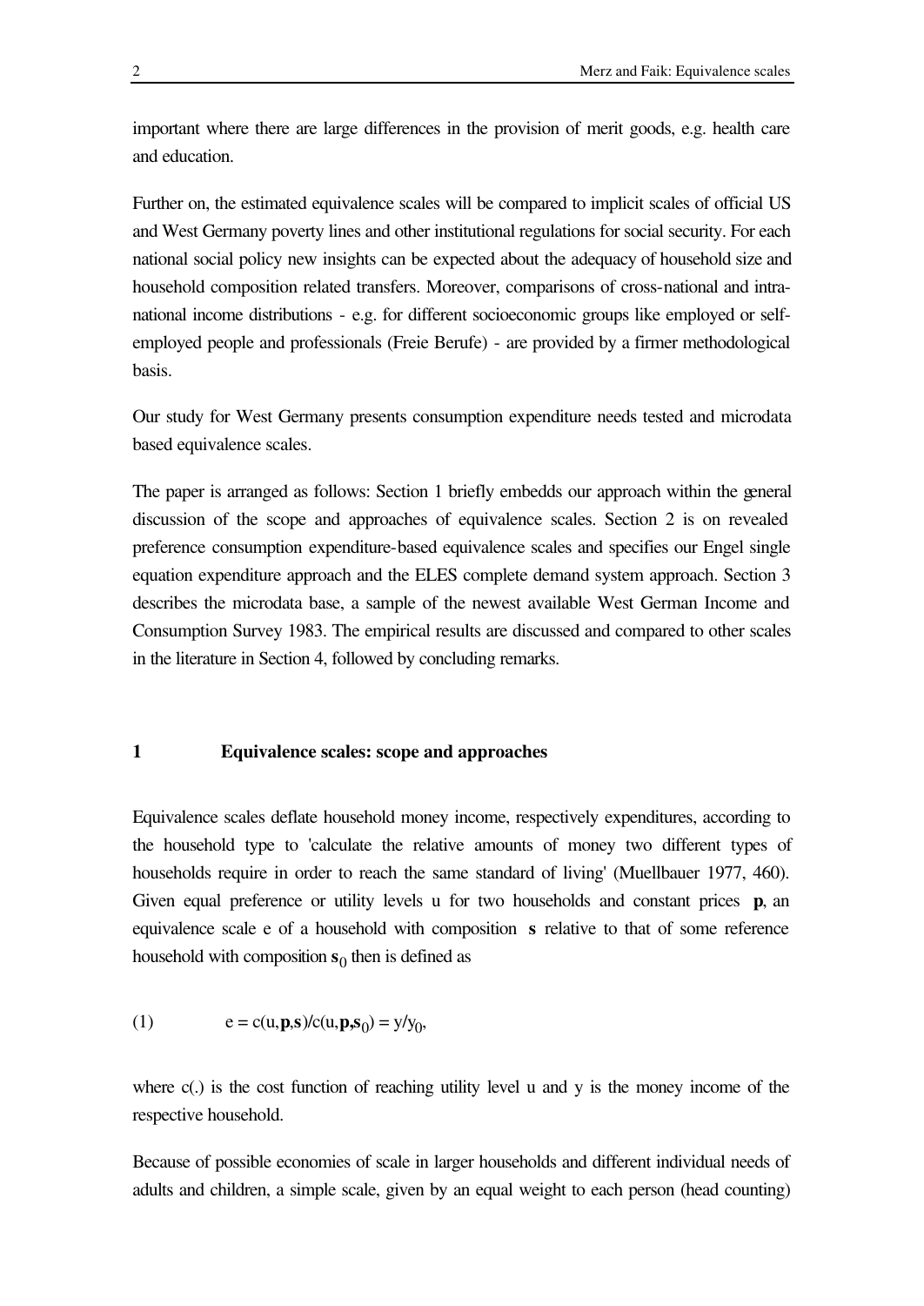important where there are large differences in the provision of merit goods, e.g. health care and education.

Further on, the estimated equivalence scales will be compared to implicit scales of official US and West Germany poverty lines and other institutional regulations for social security. For each national social policy new insights can be expected about the adequacy of household size and household composition related transfers. Moreover, comparisons of cross-national and intra-national income distributions - e.g. for different socioeconomic groups like employed or self-employed people and professionals (Freie Berufe) - are provided by a firmer methodological basis.

Our study for West Germany presents consumption expenditure needs tested and microdata based equivalence scales.

The paper is arranged as follows: Section 1 briefly embedds our approach within the general discussion of the scope and approaches of equivalence scales. Section 2 is on revealed preference consumption expenditure-based equivalence scales and specifies our Engel single equation expenditure approach and the ELES complete demand system approach. Section 3 describes the microdata base, a sample of the newest available West German Income and Consumption Survey 1983. The empirical results are discussed and compared to other scales in the literature in Section 4, followed by concluding remarks.

## 1 Equivalence scales: scope and approaches

Equivalence scales deflate household money income, respectively expenditures, according to the household type to 'calculate the relative amounts of money two different types of households require in order to reach the same standard of living' (Muellbauer 1977, 460). Given equal preference or utility levels u for two households and constant prices $\mathbf{p}$, an equivalence scale e of a household with composition $\mathbf{s}$ relative to that of some reference household with composition $\mathbf{s}_0$ then is defined as

$$(1) \qquad e = c(u,\mathbf{p},\mathbf{s})/c(u,\mathbf{p},\mathbf{s}_0) = y/y_0,$$

where c(.) is the cost function of reaching utility level u and y is the money income of the respective household.

Because of possible economies of scale in larger households and different individual needs of adults and children, a simple scale, given by an equal weight to each person (head counting)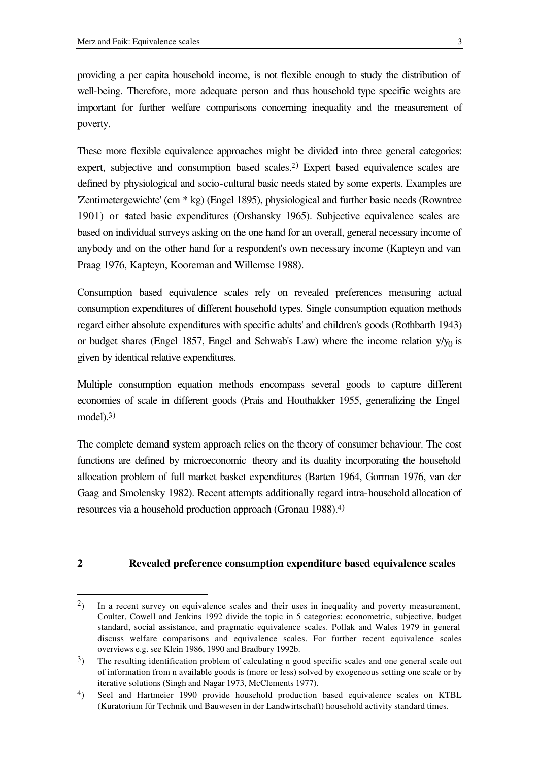providing a per capita household income, is not flexible enough to study the distribution of well-being. Therefore, more adequate person and thus household type specific weights are important for further welfare comparisons concerning inequality and the measurement of poverty.

These more flexible equivalence approaches might be divided into three general categories: expert, subjective and consumption based scales.[2)] Expert based equivalence scales are defined by physiological and socio-cultural basic needs stated by some experts. Examples are 'Zentimetergewichte' (cm * kg) (Engel 1895), physiological and further basic needs (Rowntree 1901) or stated basic expenditures (Orshansky 1965). Subjective equivalence scales are based on individual surveys asking on the one hand for an overall, general necessary income of anybody and on the other hand for a respondent's own necessary income (Kapteyn and van Praag 1976, Kapteyn, Kooreman and Willemse 1988).

Consumption based equivalence scales rely on revealed preferences measuring actual consumption expenditures of different household types. Single consumption equation methods regard either absolute expenditures with specific adults' and children's goods (Rothbarth 1943) or budget shares (Engel 1857, Engel and Schwab's Law) where the income relation $y/y_0$ is given by identical relative expenditures.

Multiple consumption equation methods encompass several goods to capture different economies of scale in different goods (Prais and Houthakker 1955, generalizing the Engel model).[3)]

The complete demand system approach relies on the theory of consumer behaviour. The cost functions are defined by microeconomic theory and its duality incorporating the household allocation problem of full market basket expenditures (Barten 1964, Gorman 1976, van der Gaag and Smolensky 1982). Recent attempts additionally regard intra-household allocation of resources via a household production approach (Gronau 1988).[4)]

## 2 Revealed preference consumption expenditure based equivalence scales

---

2) In a recent survey on equivalence scales and their uses in inequality and poverty measurement, Coulter, Cowell and Jenkins 1992 divide the topic in 5 categories: econometric, subjective, budget standard, social assistance, and pragmatic equivalence scales. Pollak and Wales 1979 in general discuss welfare comparisons and equivalence scales. For further recent equivalence scales overviews e.g. see Klein 1986, 1990 and Bradbury 1992b.

3) The resulting identification problem of calculating n good specific scales and one general scale out of information from n available goods is (more or less) solved by exogeneous setting one scale or by iterative solutions (Singh and Nagar 1973, McClements 1977).

4) Seel and Hartmeier 1990 provide household production based equivalence scales on KTBL (Kuratorium für Technik und Bauwesen in der Landwirtschaft) household activity standard times.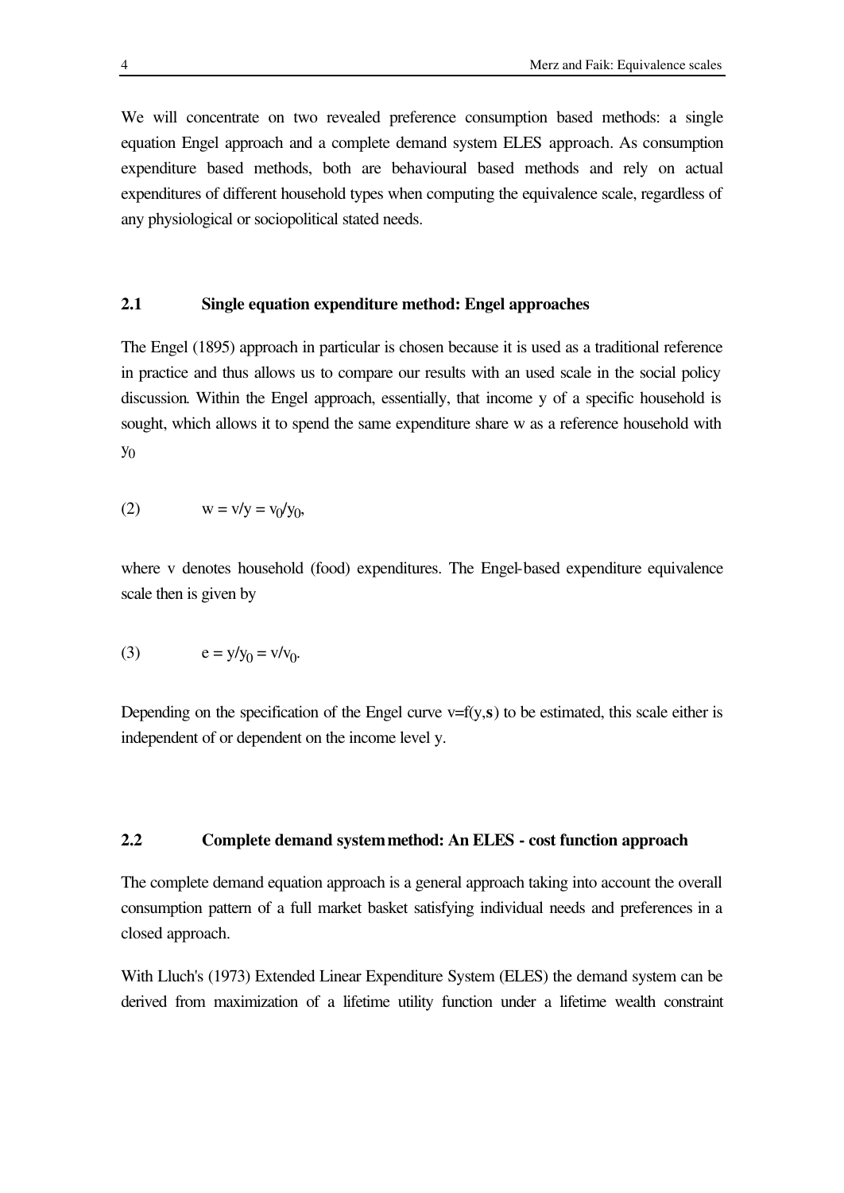We will concentrate on two revealed preference consumption based methods: a single equation Engel approach and a complete demand system ELES approach. As consumption expenditure based methods, both are behavioural based methods and rely on actual expenditures of different household types when computing the equivalence scale, regardless of any physiological or sociopolitical stated needs.

### 2.1 Single equation expenditure method: Engel approaches

The Engel (1895) approach in particular is chosen because it is used as a traditional reference in practice and thus allows us to compare our results with an used scale in the social policy discussion. Within the Engel approach, essentially, that income y of a specific household is sought, which allows it to spend the same expenditure share w as a reference household with $y_0$

$$(2) \qquad w = v/y = v_0/y_0,$$

where v denotes household (food) expenditures. The Engel-based expenditure equivalence scale then is given by

$$(3) \qquad e = y/y_0 = v/v_0.$$

Depending on the specification of the Engel curve $v=f(y,\mathbf{s})$ to be estimated, this scale either is independent of or dependent on the income level y.

### 2.2 Complete demand system method: An ELES - cost function approach

The complete demand equation approach is a general approach taking into account the overall consumption pattern of a full market basket satisfying individual needs and preferences in a closed approach.

With Lluch's (1973) Extended Linear Expenditure System (ELES) the demand system can be derived from maximization of a lifetime utility function under a lifetime wealth constraint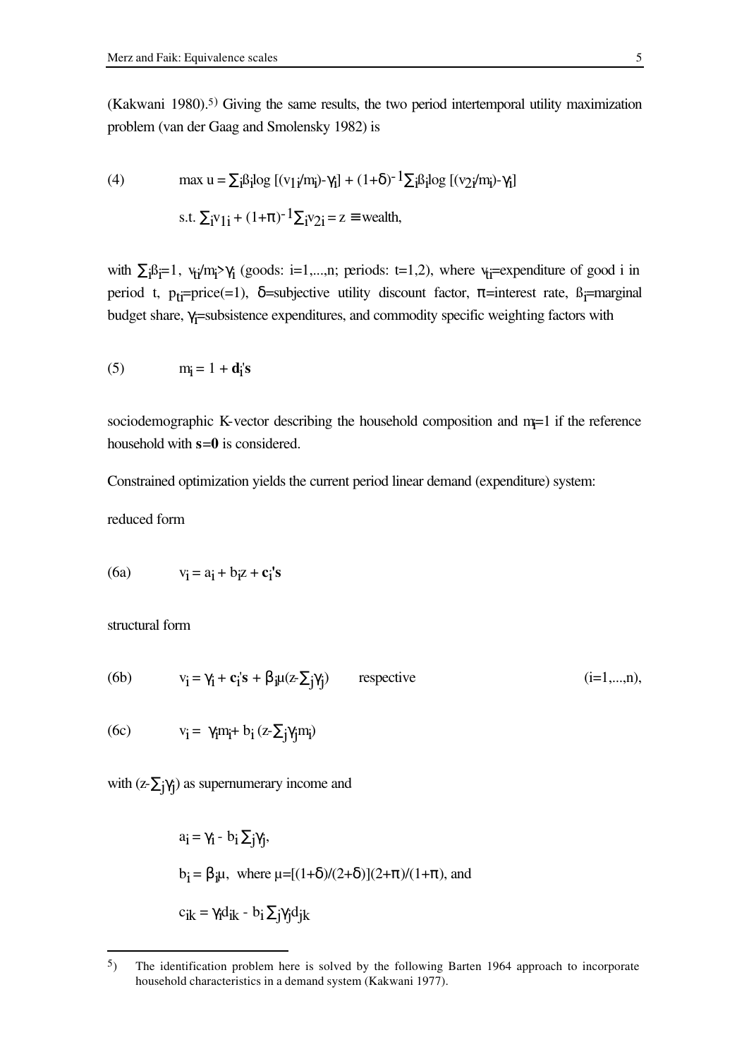(Kakwani 1980).[5] Giving the same results, the two period intertemporal utility maximization problem (van der Gaag and Smolensky 1982) is

$$\text{(4)} \qquad \max u = \sum_i \beta_i \log [(v_{1i}/m_i) - \gamma_i] + (1+\delta)^{-1} \sum_i \beta_i \log [(v_{2i}/m_i) - \gamma_i]$$

$$\text{s.t. } \sum_i v_{1i} + (1+\pi)^{-1} \sum_i v_{2i} = z \equiv \text{wealth},$$

with $\sum_i \beta_i = 1$, $v_{ti}/m_i > \gamma_i$ (goods: i=1,...,n; periods: t=1,2), where $v_{ti}$=expenditure of good i in period t, $p_{ti}$=price(=1), $\delta$=subjective utility discount factor, $\pi$=interest rate, $\beta_i$=marginal budget share, $\gamma_i$=subsistence expenditures, and commodity specific weighting factors with

$$\text{(5)} \qquad m_i = 1 + \mathbf{d}_i'\mathbf{s}$$

sociodemographic K-vector describing the household composition and $m_i$=1 if the reference household with $\mathbf{s}=\mathbf{0}$ is considered.

Constrained optimization yields the current period linear demand (expenditure) system:

reduced form

$$\text{(6a)} \qquad v_i = a_i + b_i z + \mathbf{c}_i'\mathbf{s}$$

structural form

$$\text{(6b)} \qquad v_i = \gamma_i + \mathbf{c}_i'\mathbf{s} + \beta_i \mu (z - \sum_j \gamma_j) \qquad \text{respective} \qquad (i=1,...,n),$$

$$\text{(6c)} \qquad v_i = \gamma_i m_i + b_i (z - \sum_j \gamma_j m_i)$$

with $(z - \sum_j \gamma_j)$ as supernumerary income and

$$a_i = \gamma_i - b_i \sum_j \gamma_j,$$

$$b_i = \beta_i \mu, \text{ where } \mu = [(1+\delta)/(2+\delta)](2+\pi)/(1+\pi), \text{ and}$$

$$c_{ik} = \gamma_i d_{ik} - b_i \sum_j \gamma_j d_{jk}$$

---

[5] The identification problem here is solved by the following Barten 1964 approach to incorporate household characteristics in a demand system (Kakwani 1977).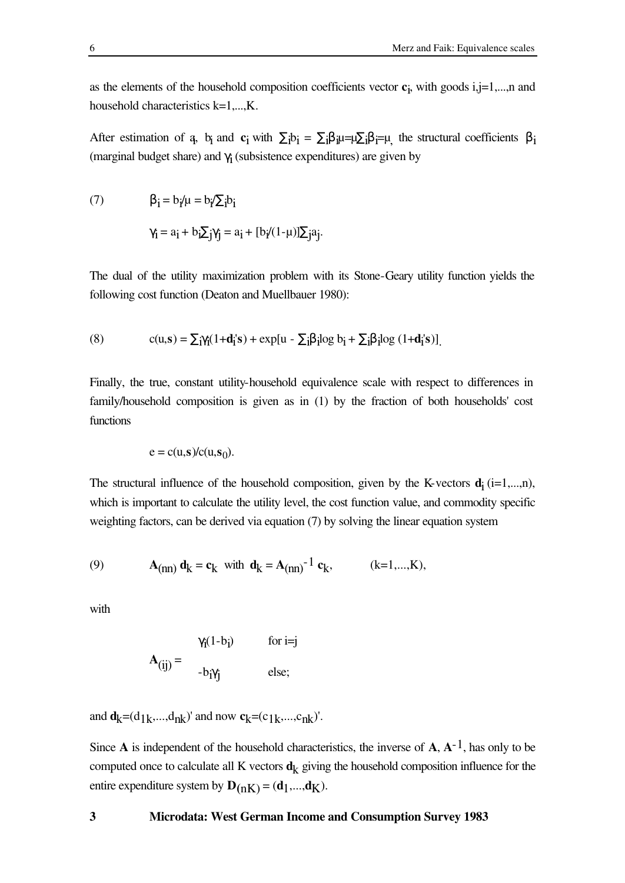as the elements of the household composition coefficients vector $\mathbf{c}_i$, with goods i,j=1,...,n and household characteristics k=1,...,K.

After estimation of $a_i$, $b_i$ and $\mathbf{c}_i$ with $\sum_i b_i = \sum_i \beta_i \mu = \mu \sum_i \beta_i = \mu$, the structural coefficients $\beta_i$ (marginal budget share) and $\gamma_i$ (subsistence expenditures) are given by

$$
\text{(7)} \qquad \beta_i = b_i/\mu = b_i/\sum_i b_i
$$

$$
\gamma_i = a_i + b_i \sum_j \gamma_j = a_i + [b_i/(1-\mu)] \sum_j a_j .
$$

The dual of the utility maximization problem with its Stone-Geary utility function yields the following cost function (Deaton and Muellbauer 1980):

$$
\text{(8)} \qquad c(u,\mathbf{s}) = \sum_i \gamma_i (1+\mathbf{d}_i'\mathbf{s}) + \exp[u - \sum_i \beta_i \log b_i + \sum_i \beta_i \log (1+\mathbf{d}_i'\mathbf{s})] .
$$

Finally, the true, constant utility-household equivalence scale with respect to differences in family/household composition is given as in (1) by the fraction of both households' cost functions

$$
e = c(u,\mathbf{s})/c(u,\mathbf{s}_0).
$$

The structural influence of the household composition, given by the K-vectors $\mathbf{d}_i$ (i=1,...,n), which is important to calculate the utility level, the cost function value, and commodity specific weighting factors, can be derived via equation (7) by solving the linear equation system

$$
\text{(9)} \qquad \mathbf{A}_{(nn)}\, \mathbf{d}_k = \mathbf{c}_k \ \text{ with } \ \mathbf{d}_k = \mathbf{A}_{(nn)}^{-1}\, \mathbf{c}_k, \qquad (k=1,...,K),
$$

with

$$
\mathbf{A}_{(ij)} = \begin{cases} \gamma_i(1-b_i) & \text{for } i=j \\ -b_i\gamma_j & \text{else;} \end{cases}
$$

and $\mathbf{d}_k=(d_{1k},...,d_{nk})'$ and now $\mathbf{c}_k=(c_{1k},...,c_{nk})'$.

Since $\mathbf{A}$ is independent of the household characteristics, the inverse of $\mathbf{A}$, $\mathbf{A}^{-1}$, has only to be computed once to calculate all K vectors $\mathbf{d}_k$ giving the household composition influence for the entire expenditure system by $\mathbf{D}_{(nK)} = (\mathbf{d}_1,...,\mathbf{d}_K)$.

## 3 Microdata: West German Income and Consumption Survey 1983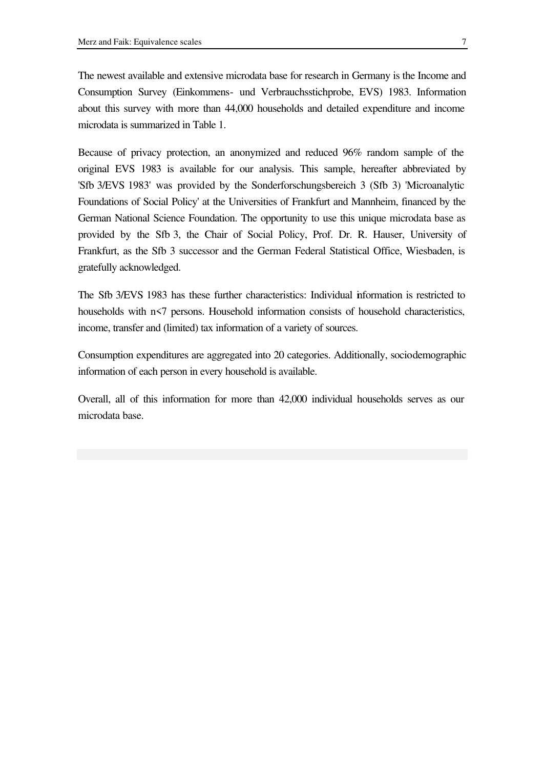The newest available and extensive microdata base for research in Germany is the Income and Consumption Survey (Einkommens- und Verbrauchsstichprobe, EVS) 1983. Information about this survey with more than 44,000 households and detailed expenditure and income microdata is summarized in Table 1.

Because of privacy protection, an anonymized and reduced 96% random sample of the original EVS 1983 is available for our analysis. This sample, hereafter abbreviated by 'Sfb 3/EVS 1983' was provided by the Sonderforschungsbereich 3 (Sfb 3) 'Microanalytic Foundations of Social Policy' at the Universities of Frankfurt and Mannheim, financed by the German National Science Foundation. The opportunity to use this unique microdata base as provided by the Sfb 3, the Chair of Social Policy, Prof. Dr. R. Hauser, University of Frankfurt, as the Sfb 3 successor and the German Federal Statistical Office, Wiesbaden, is gratefully acknowledged.

The Sfb 3/EVS 1983 has these further characteristics: Individual information is restricted to households with n<7 persons. Household information consists of household characteristics, income, transfer and (limited) tax information of a variety of sources.

Consumption expenditures are aggregated into 20 categories. Additionally, sociodemographic information of each person in every household is available.

Overall, all of this information for more than 42,000 individual households serves as our microdata base.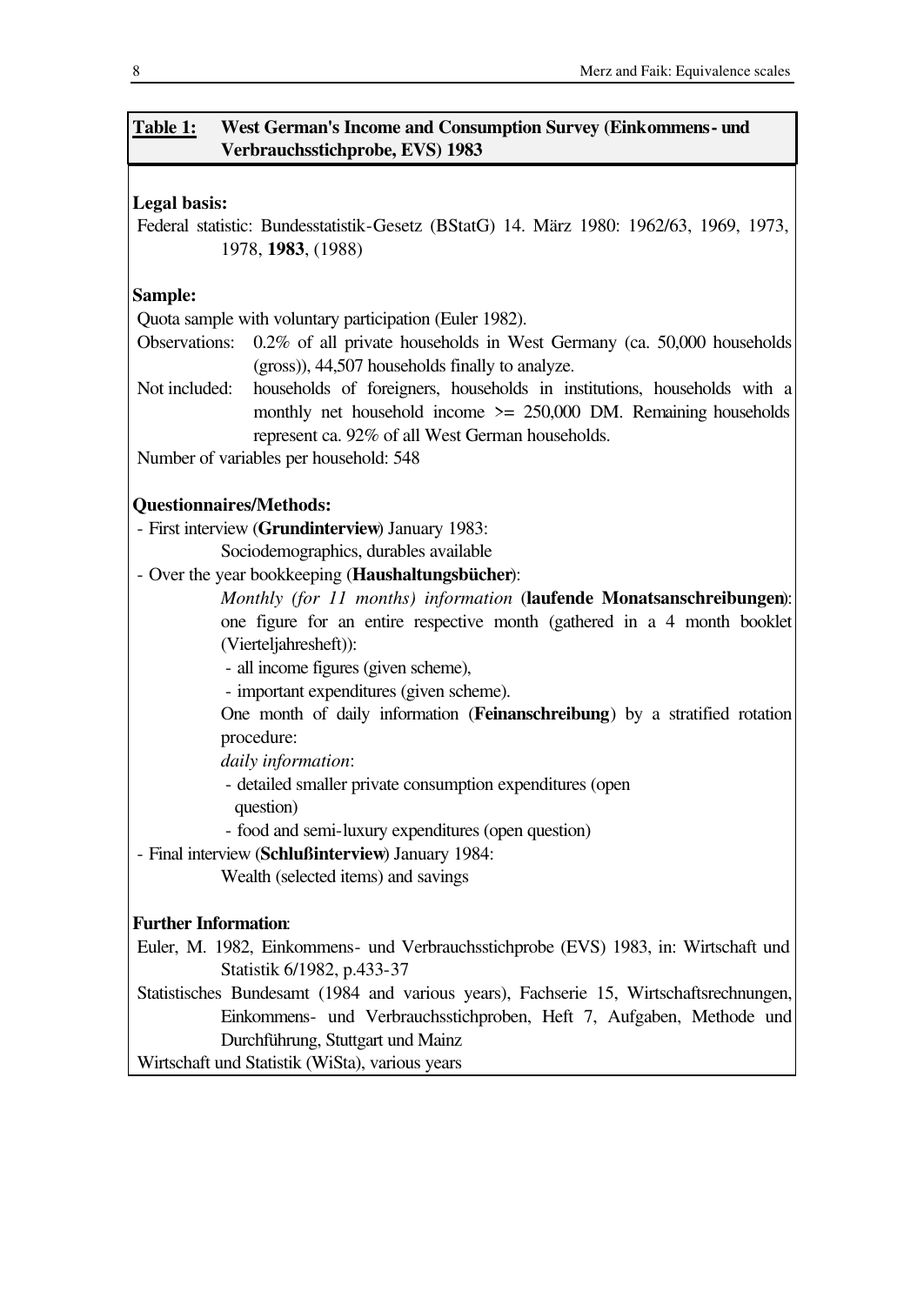**Table 1: West German's Income and Consumption Survey (Einkommens- und Verbrauchsstichprobe, EVS) 1983**

**Legal basis:**

Federal statistic: Bundesstatistik-Gesetz (BStatG) 14. März 1980: 1962/63, 1969, 1973, 1978, **1983**, (1988)

**Sample:**

Quota sample with voluntary participation (Euler 1982).

Observations: 0.2% of all private households in West Germany (ca. 50,000 households (gross)), 44,507 households finally to analyze.

Not included: households of foreigners, households in institutions, households with a monthly net household income >= 250,000 DM. Remaining households represent ca. 92% of all West German households.

Number of variables per household: 548

**Questionnaires/Methods:**

- First interview (**Grundinterview**) January 1983:
  Sociodemographics, durables available
- Over the year bookkeeping (**Haushaltungsbücher**):
  *Monthly (for 11 months) information* (**laufende Monatsanschreibungen**): one figure for an entire respective month (gathered in a 4 month booklet (Vierteljahresheft)):
  - all income figures (given scheme),
  - important expenditures (given scheme).

  One month of daily information (**Feinanschreibung**) by a stratified rotation procedure:
  *daily information*:
  - detailed smaller private consumption expenditures (open question)
  - food and semi-luxury expenditures (open question)
- Final interview (**Schlußinterview**) January 1984:
  Wealth (selected items) and savings

**Further Information**:

Euler, M. 1982, Einkommens- und Verbrauchsstichprobe (EVS) 1983, in: Wirtschaft und Statistik 6/1982, p.433-37

Statistisches Bundesamt (1984 and various years), Fachserie 15, Wirtschaftsrechnungen, Einkommens- und Verbrauchsstichproben, Heft 7, Aufgaben, Methode und Durchführung, Stuttgart und Mainz

Wirtschaft und Statistik (WiSta), various years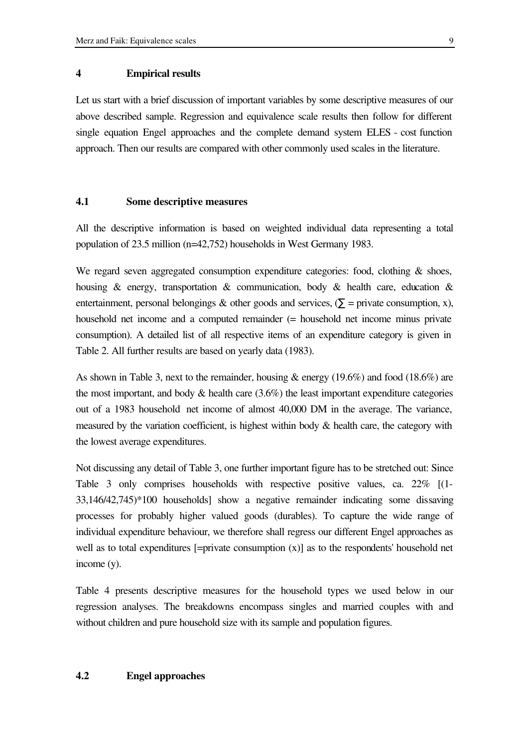## 4 Empirical results

Let us start with a brief discussion of important variables by some descriptive measures of our above described sample. Regression and equivalence scale results then follow for different single equation Engel approaches and the complete demand system ELES - cost function approach. Then our results are compared with other commonly used scales in the literature.

### 4.1 Some descriptive measures

All the descriptive information is based on weighted individual data representing a total population of 23.5 million (n=42,752) households in West Germany 1983.

We regard seven aggregated consumption expenditure categories: food, clothing & shoes, housing & energy, transportation & communication, body & health care, education & entertainment, personal belongings & other goods and services, ($\sum$ = private consumption, x), household net income and a computed remainder (= household net income minus private consumption). A detailed list of all respective items of an expenditure category is given in Table 2. All further results are based on yearly data (1983).

As shown in Table 3, next to the remainder, housing & energy (19.6%) and food (18.6%) are the most important, and body & health care (3.6%) the least important expenditure categories out of a 1983 household net income of almost 40,000 DM in the average. The variance, measured by the variation coefficient, is highest within body & health care, the category with the lowest average expenditures.

Not discussing any detail of Table 3, one further important figure has to be stretched out: Since Table 3 only comprises households with respective positive values, ca. 22% [(1-33,146/42,745)*100 households] show a negative remainder indicating some dissaving processes for probably higher valued goods (durables). To capture the wide range of individual expenditure behaviour, we therefore shall regress our different Engel approaches as well as to total expenditures [=private consumption (x)] as to the respondents' household net income (y).

Table 4 presents descriptive measures for the household types we used below in our regression analyses. The breakdowns encompass singles and married couples with and without children and pure household size with its sample and population figures.

### 4.2 Engel approaches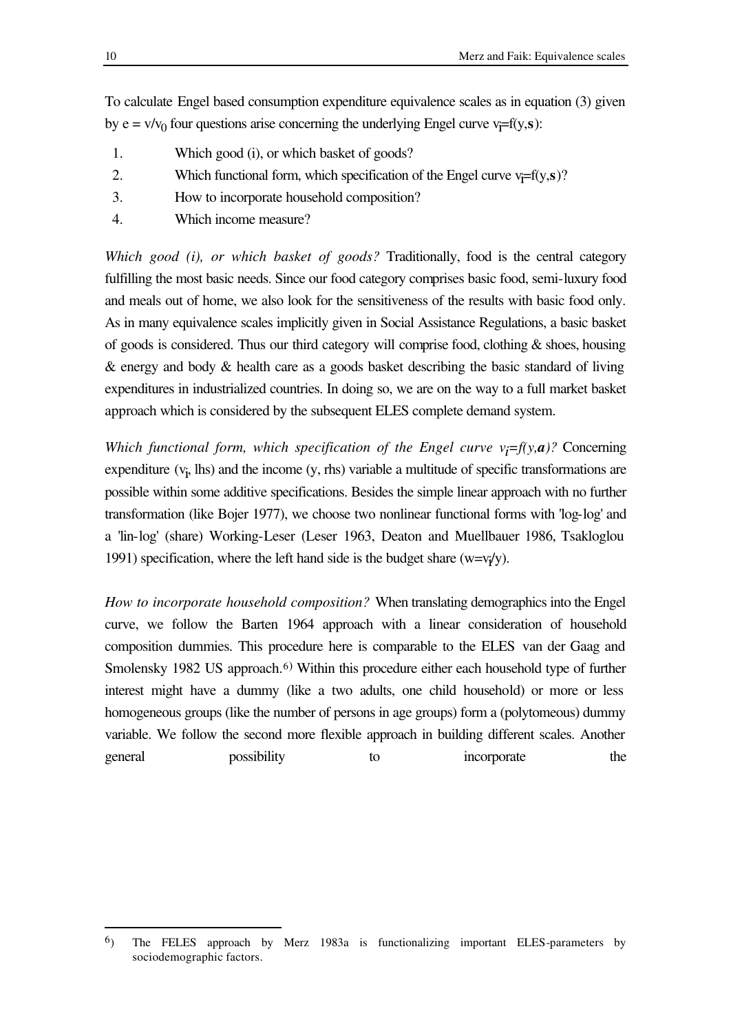To calculate Engel based consumption expenditure equivalence scales as in equation (3) given by $e = v/v_0$ four questions arise concerning the underlying Engel curve $v_i = f(y, \mathbf{s})$:

1. Which good (i), or which basket of goods?
2. Which functional form, which specification of the Engel curve $v_i = f(y, \mathbf{s})$?
3. How to incorporate household composition?
4. Which income measure?

*Which good (i), or which basket of goods?* Traditionally, food is the central category fulfilling the most basic needs. Since our food category comprises basic food, semi-luxury food and meals out of home, we also look for the sensitiveness of the results with basic food only. As in many equivalence scales implicitly given in Social Assistance Regulations, a basic basket of goods is considered. Thus our third category will comprise food, clothing & shoes, housing & energy and body & health care as a goods basket describing the basic standard of living expenditures in industrialized countries. In doing so, we are on the way to a full market basket approach which is considered by the subsequent ELES complete demand system.

*Which functional form, which specification of the Engel curve $v_i = f(y, \mathbf{a})$?* Concerning expenditure ($v_i$, lhs) and the income (y, rhs) variable a multitude of specific transformations are possible within some additive specifications. Besides the simple linear approach with no further transformation (like Bojer 1977), we choose two nonlinear functional forms with 'log-log' and a 'lin-log' (share) Working-Leser (Leser 1963, Deaton and Muellbauer 1986, Tsakloglou 1991) specification, where the left hand side is the budget share ($w = v_i/y$).

*How to incorporate household composition?* When translating demographics into the Engel curve, we follow the Barten 1964 approach with a linear consideration of household composition dummies. This procedure here is comparable to the ELES van der Gaag and Smolensky 1982 US approach.[6] Within this procedure either each household type of further interest might have a dummy (like a two adults, one child household) or more or less homogeneous groups (like the number of persons in age groups) form a (polytomeous) dummy variable. We follow the second more flexible approach in building different scales. Another general possibility to incorporate the

---

[6] The FELES approach by Merz 1983a is functionalizing important ELES-parameters by sociodemographic factors.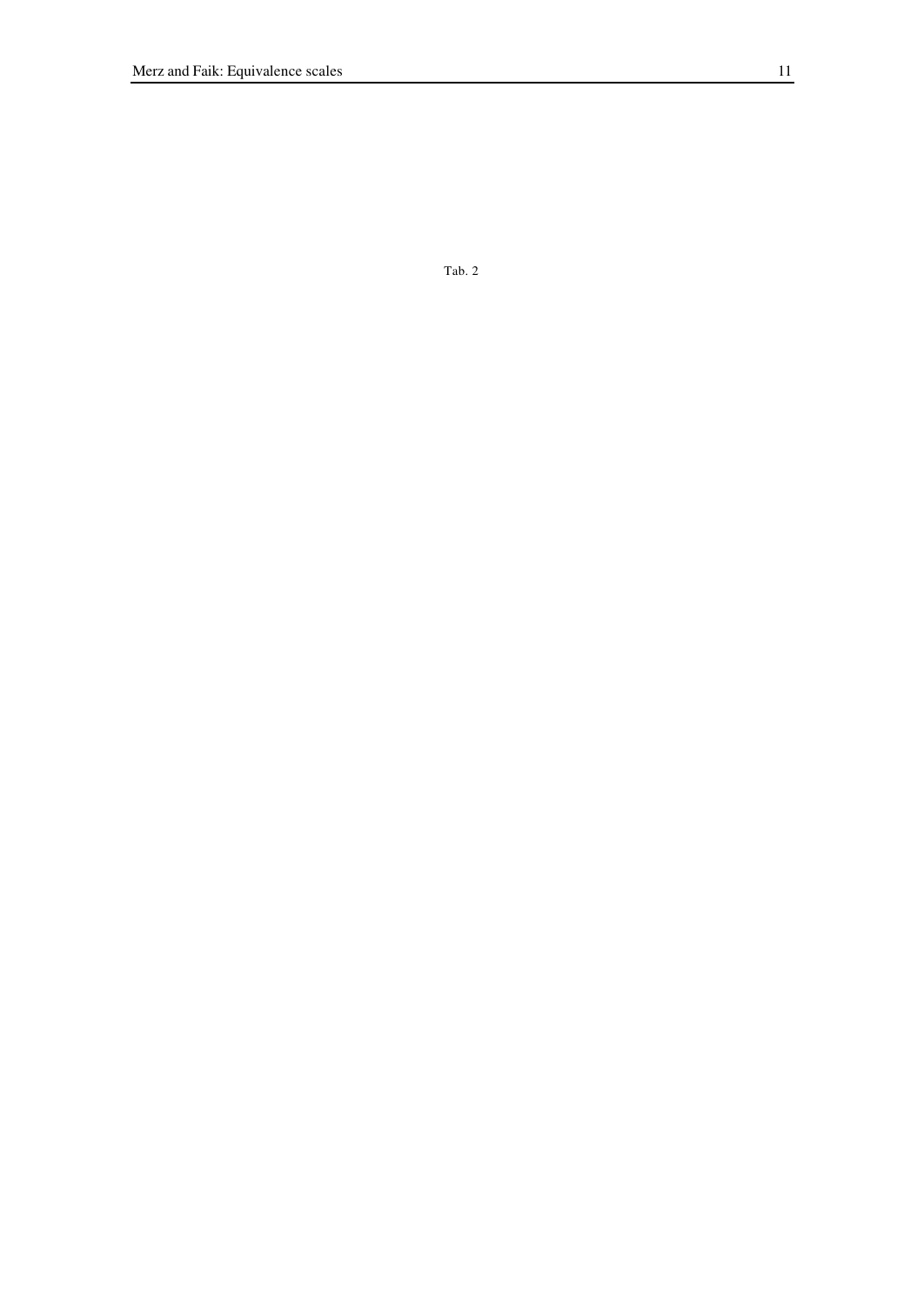Tab. 2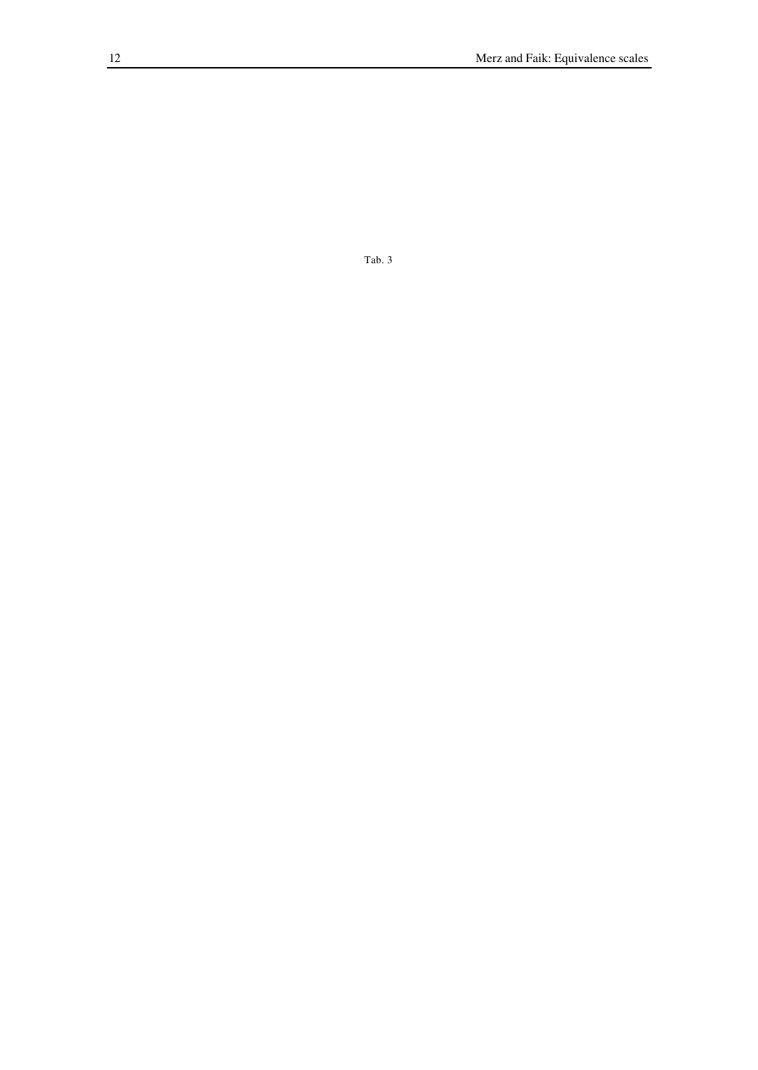Tab. 3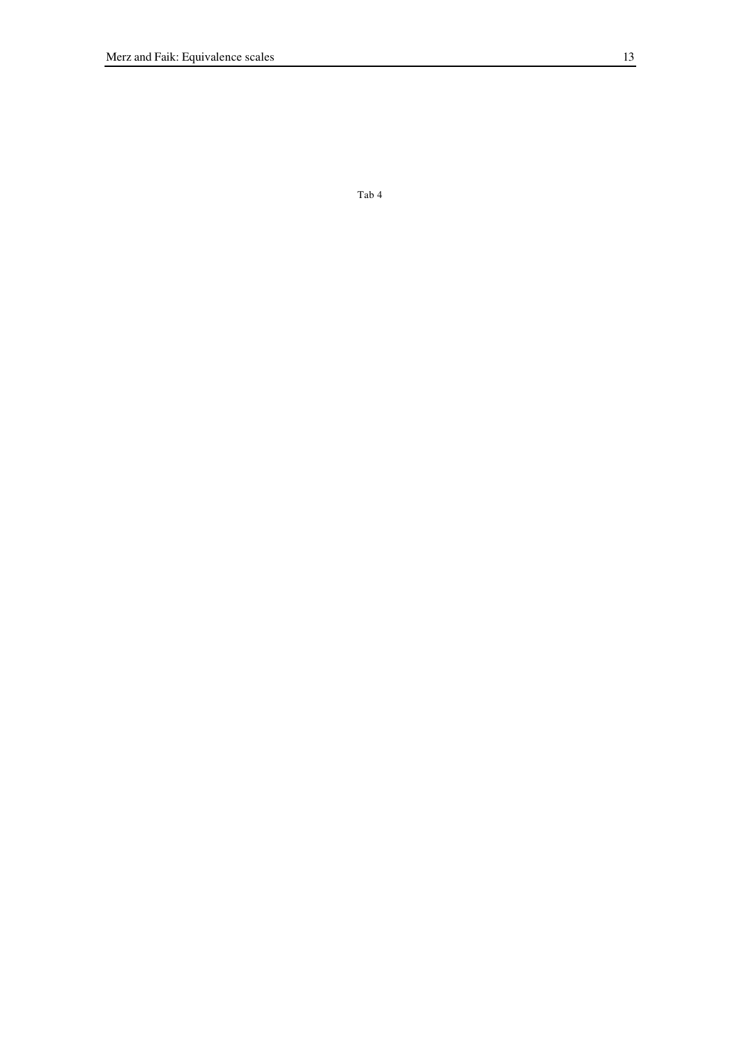Tab 4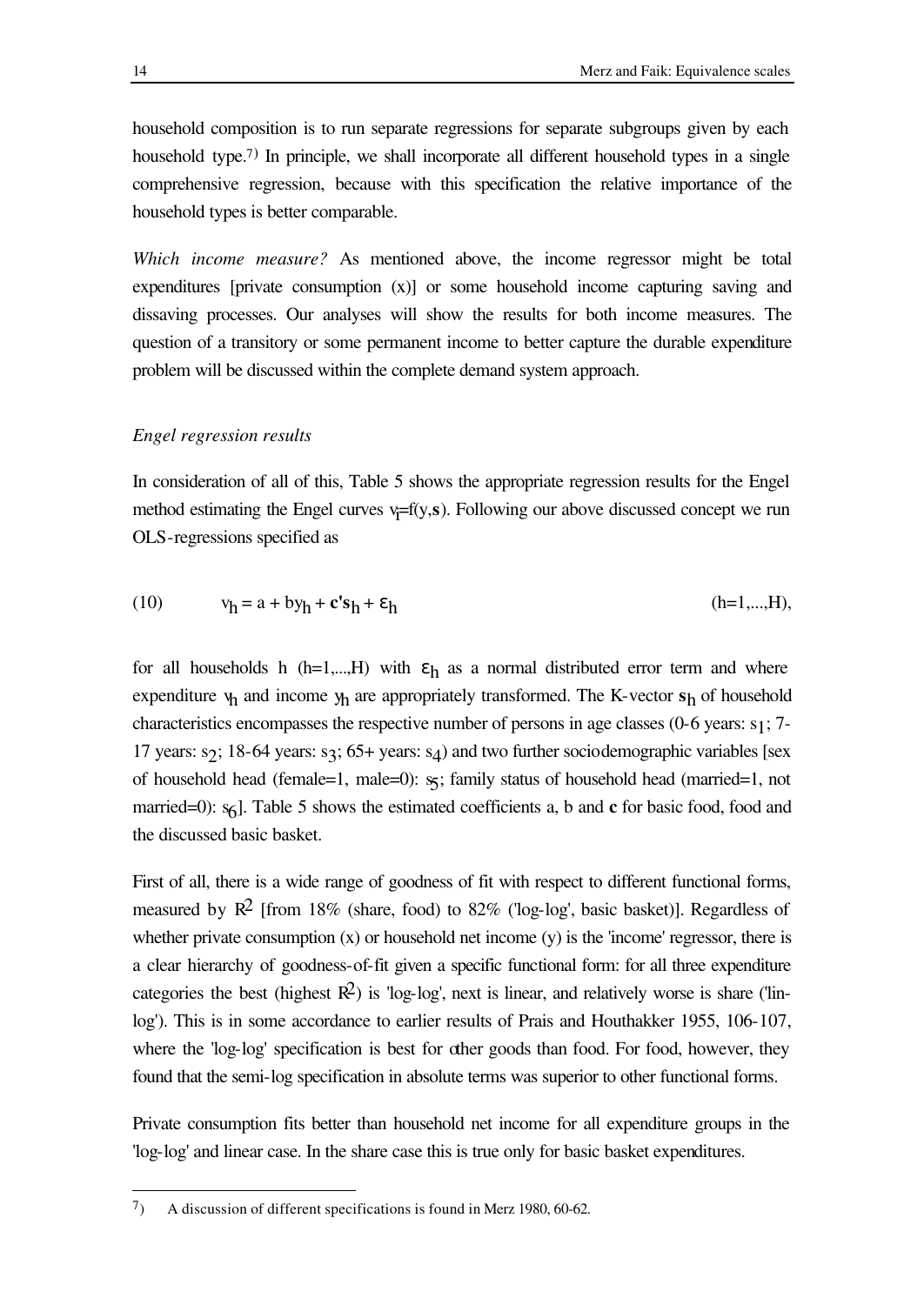household composition is to run separate regressions for separate subgroups given by each household type.[7)] In principle, we shall incorporate all different household types in a single comprehensive regression, because with this specification the relative importance of the household types is better comparable.

*Which income measure?* As mentioned above, the income regressor might be total expenditures [private consumption (x)] or some household income capturing saving and dissaving processes. Our analyses will show the results for both income measures. The question of a transitory or some permanent income to better capture the durable expenditure problem will be discussed within the complete demand system approach.

*Engel regression results*

In consideration of all of this, Table 5 shows the appropriate regression results for the Engel method estimating the Engel curves $v_i$=f(y,**s**). Following our above discussed concept we run OLS-regressions specified as

$$v_h = a + by_h + \mathbf{c's}_h + \varepsilon_h \qquad (h=1,...,H), \tag{10}$$

for all households h (h=1,...,H) with $\varepsilon_h$ as a normal distributed error term and where expenditure $v_h$ and income $y_h$ are appropriately transformed. The K-vector $\mathbf{s}_h$ of household characteristics encompasses the respective number of persons in age classes (0-6 years: $s_1$; 7-17 years: $s_2$; 18-64 years: $s_3$; 65+ years: $s_4$) and two further sociodemographic variables [sex of household head (female=1, male=0): $s_5$; family status of household head (married=1, not married=0): $s_6$]. Table 5 shows the estimated coefficients a, b and **c** for basic food, food and the discussed basic basket.

First of all, there is a wide range of goodness of fit with respect to different functional forms, measured by $R^2$ [from 18% (share, food) to 82% ('log-log', basic basket)]. Regardless of whether private consumption (x) or household net income (y) is the 'income' regressor, there is a clear hierarchy of goodness-of-fit given a specific functional form: for all three expenditure categories the best (highest $R^2$) is 'log-log', next is linear, and relatively worse is share ('lin-log'). This is in some accordance to earlier results of Prais and Houthakker 1955, 106-107, where the 'log-log' specification is best for other goods than food. For food, however, they found that the semi-log specification in absolute terms was superior to other functional forms.

Private consumption fits better than household net income for all expenditure groups in the 'log-log' and linear case. In the share case this is true only for basic basket expenditures.

---

[7)] A discussion of different specifications is found in Merz 1980, 60-62.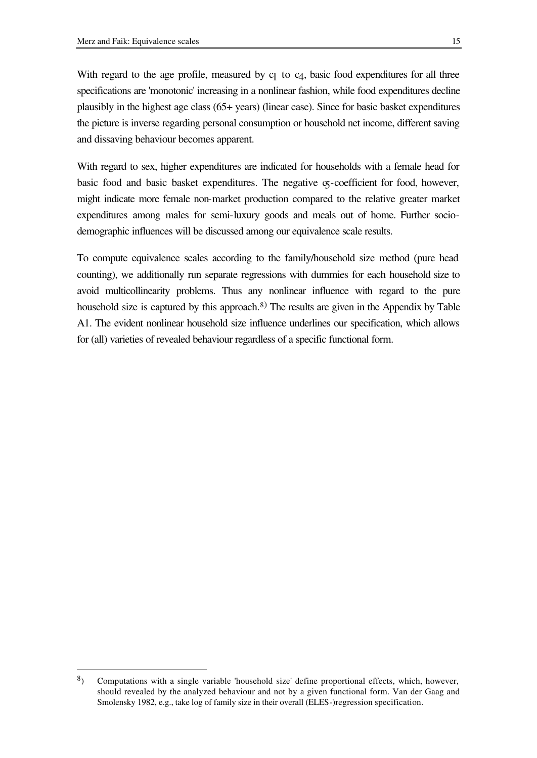With regard to the age profile, measured by $c_1$ to $c_4$, basic food expenditures for all three specifications are 'monotonic' increasing in a nonlinear fashion, while food expenditures decline plausibly in the highest age class (65+ years) (linear case). Since for basic basket expenditures the picture is inverse regarding personal consumption or household net income, different saving and dissaving behaviour becomes apparent.

With regard to sex, higher expenditures are indicated for households with a female head for basic food and basic basket expenditures. The negative $c_5$-coefficient for food, however, might indicate more female non-market production compared to the relative greater market expenditures among males for semi-luxury goods and meals out of home. Further socio-demographic influences will be discussed among our equivalence scale results.

To compute equivalence scales according to the family/household size method (pure head counting), we additionally run separate regressions with dummies for each household size to avoid multicollinearity problems. Thus any nonlinear influence with regard to the pure household size is captured by this approach.[8)] The results are given in the Appendix by Table A1. The evident nonlinear household size influence underlines our specification, which allows for (all) varieties of revealed behaviour regardless of a specific functional form.

---

[8)] Computations with a single variable 'household size' define proportional effects, which, however, should revealed by the analyzed behaviour and not by a given functional form. Van der Gaag and Smolensky 1982, e.g., take log of family size in their overall (ELES-)regression specification.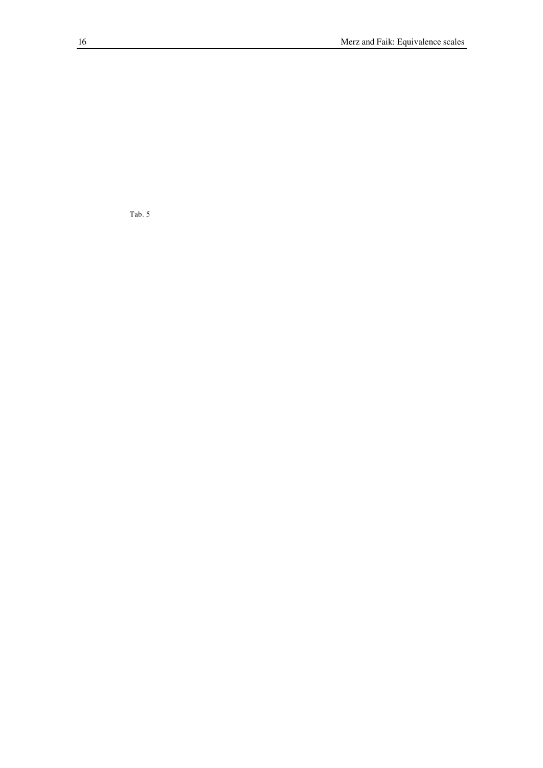Tab. 5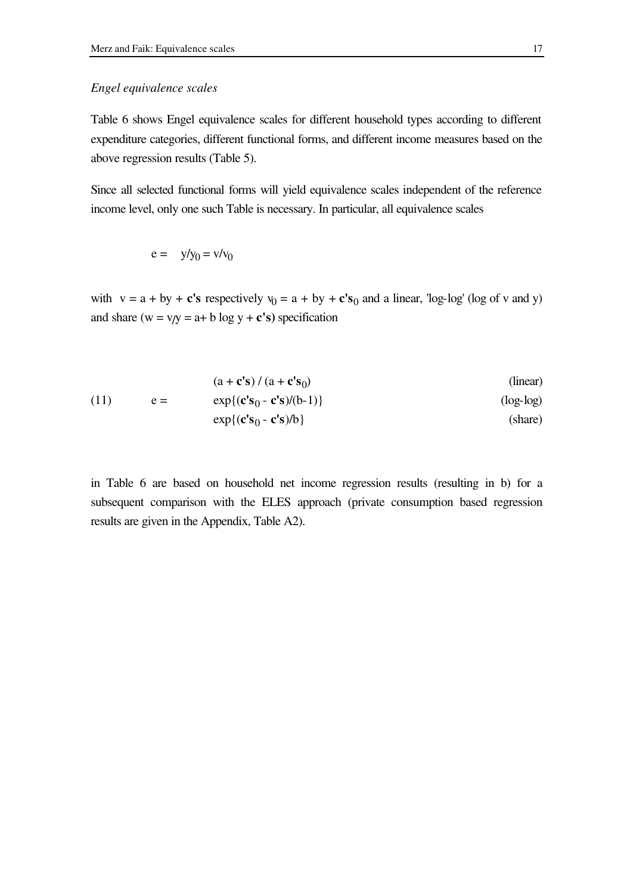*Engel equivalence scales*

Table 6 shows Engel equivalence scales for different household types according to different expenditure categories, different functional forms, and different income measures based on the above regression results (Table 5).

Since all selected functional forms will yield equivalence scales independent of the reference income level, only one such Table is necessary. In particular, all equivalence scales

$$e = \quad y/y_0 = v/v_0$$

with $v = a + by + \mathbf{c's}$ respectively $v_0 = a + by + \mathbf{c's}_0$ and a linear, 'log-log' (log of v and y) and share ($w = v/y = a + b \log y + \mathbf{c's}$) specification

$$(11) \qquad e = \begin{cases} (a + \mathbf{c's}) / (a + \mathbf{c's}_0) & \text{(linear)} \\ \exp\{(\mathbf{c's}_0 - \mathbf{c's})/(b-1)\} & \text{(log-log)} \\ \exp\{(\mathbf{c's}_0 - \mathbf{c's})/b\} & \text{(share)} \end{cases}$$

in Table 6 are based on household net income regression results (resulting in b) for a subsequent comparison with the ELES approach (private consumption based regression results are given in the Appendix, Table A2).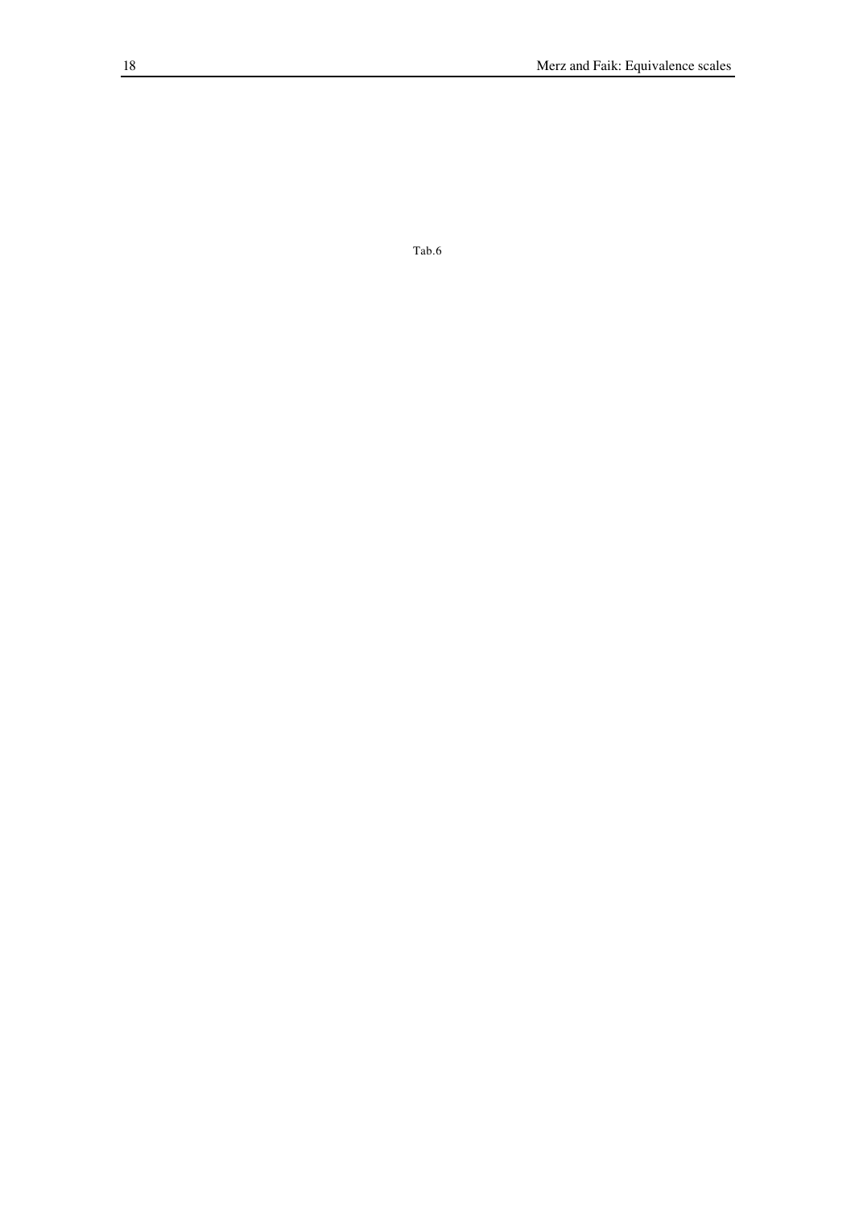Tab.6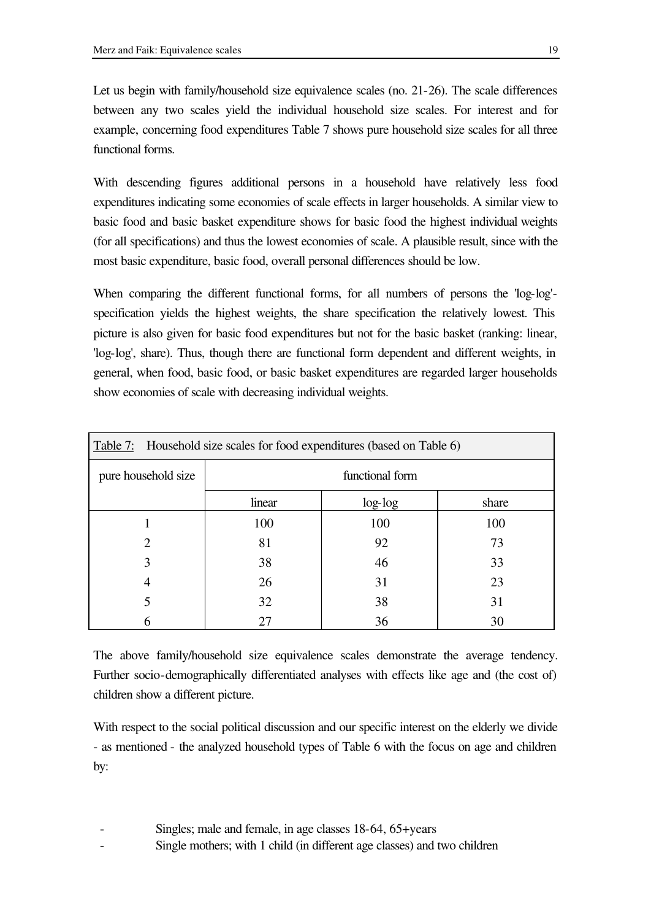Let us begin with family/household size equivalence scales (no. 21-26). The scale differences between any two scales yield the individual household size scales. For interest and for example, concerning food expenditures Table 7 shows pure household size scales for all three functional forms.

With descending figures additional persons in a household have relatively less food expenditures indicating some economies of scale effects in larger households. A similar view to basic food and basic basket expenditure shows for basic food the highest individual weights (for all specifications) and thus the lowest economies of scale. A plausible result, since with the most basic expenditure, basic food, overall personal differences should be low.

When comparing the different functional forms, for all numbers of persons the 'log-log'-specification yields the highest weights, the share specification the relatively lowest. This picture is also given for basic food expenditures but not for the basic basket (ranking: linear, 'log-log', share). Thus, though there are functional form dependent and different weights, in general, when food, basic food, or basic basket expenditures are regarded larger households show economies of scale with decreasing individual weights.

Table 7: Household size scales for food expenditures (based on Table 6)

| pure household size | functional form | | |
|---|---|---|---|
| | linear | log-log | share |
| 1 | 100 | 100 | 100 |
| 2 | 81 | 92 | 73 |
| 3 | 38 | 46 | 33 |
| 4 | 26 | 31 | 23 |
| 5 | 32 | 38 | 31 |
| 6 | 27 | 36 | 30 |

The above family/household size equivalence scales demonstrate the average tendency. Further socio-demographically differentiated analyses with effects like age and (the cost of) children show a different picture.

With respect to the social political discussion and our specific interest on the elderly we divide - as mentioned - the analyzed household types of Table 6 with the focus on age and children by:

- Singles; male and female, in age classes 18-64, 65+years
- Single mothers; with 1 child (in different age classes) and two children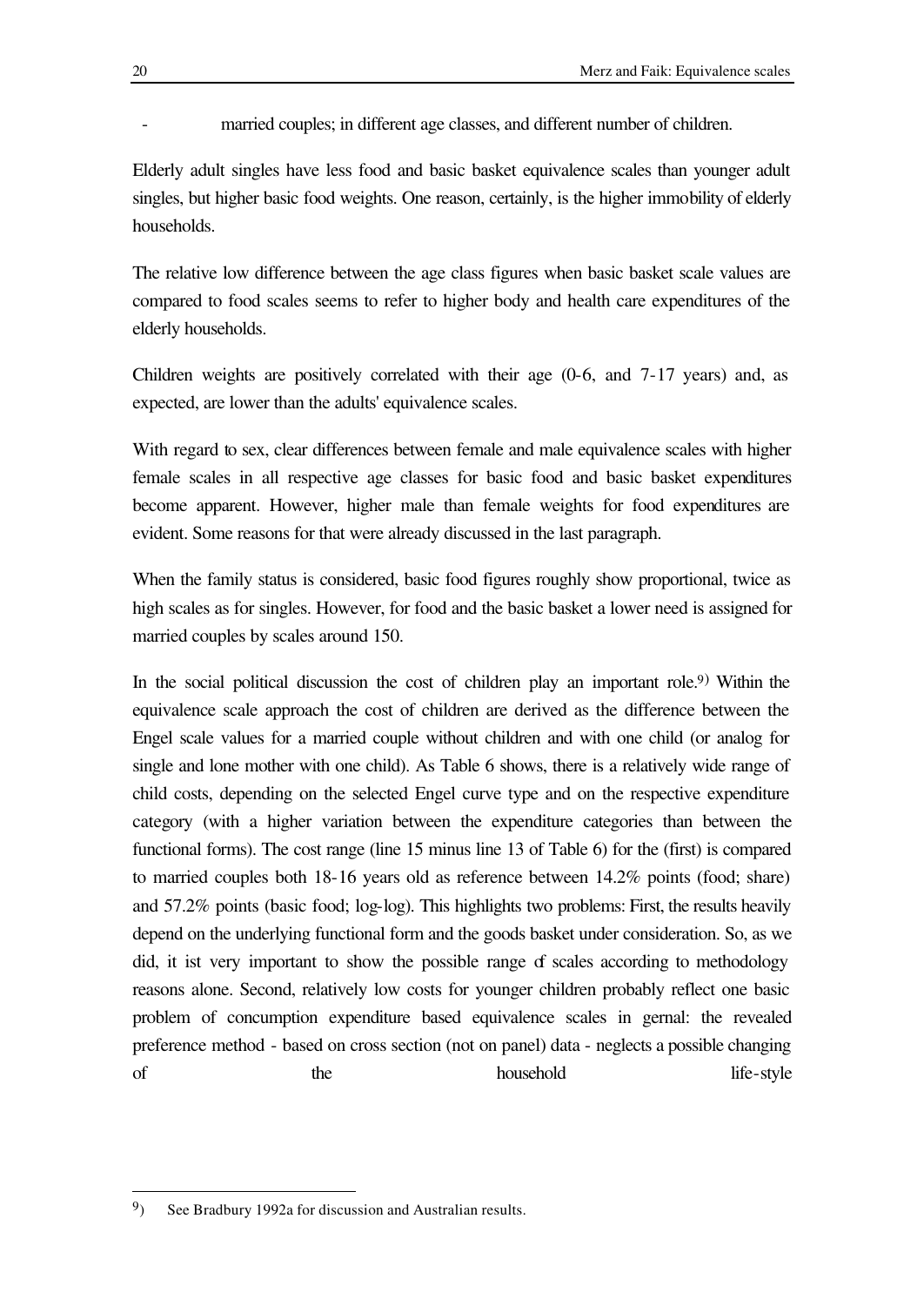- married couples; in different age classes, and different number of children.

Elderly adult singles have less food and basic basket equivalence scales than younger adult singles, but higher basic food weights. One reason, certainly, is the higher immobility of elderly households.

The relative low difference between the age class figures when basic basket scale values are compared to food scales seems to refer to higher body and health care expenditures of the elderly households.

Children weights are positively correlated with their age (0-6, and 7-17 years) and, as expected, are lower than the adults' equivalence scales.

With regard to sex, clear differences between female and male equivalence scales with higher female scales in all respective age classes for basic food and basic basket expenditures become apparent. However, higher male than female weights for food expenditures are evident. Some reasons for that were already discussed in the last paragraph.

When the family status is considered, basic food figures roughly show proportional, twice as high scales as for singles. However, for food and the basic basket a lower need is assigned for married couples by scales around 150.

In the social political discussion the cost of children play an important role.[9] Within the equivalence scale approach the cost of children are derived as the difference between the Engel scale values for a married couple without children and with one child (or analog for single and lone mother with one child). As Table 6 shows, there is a relatively wide range of child costs, depending on the selected Engel curve type and on the respective expenditure category (with a higher variation between the expenditure categories than between the functional forms). The cost range (line 15 minus line 13 of Table 6) for the (first) is compared to married couples both 18-16 years old as reference between 14.2% points (food; share) and 57.2% points (basic food; log-log). This highlights two problems: First, the results heavily depend on the underlying functional form and the goods basket under consideration. So, as we did, it ist very important to show the possible range of scales according to methodology reasons alone. Second, relatively low costs for younger children probably reflect one basic problem of concumption expenditure based equivalence scales in gernal: the revealed preference method - based on cross section (not on panel) data - neglects a possible changing of the household life-style

[9]) See Bradbury 1992a for discussion and Australian results.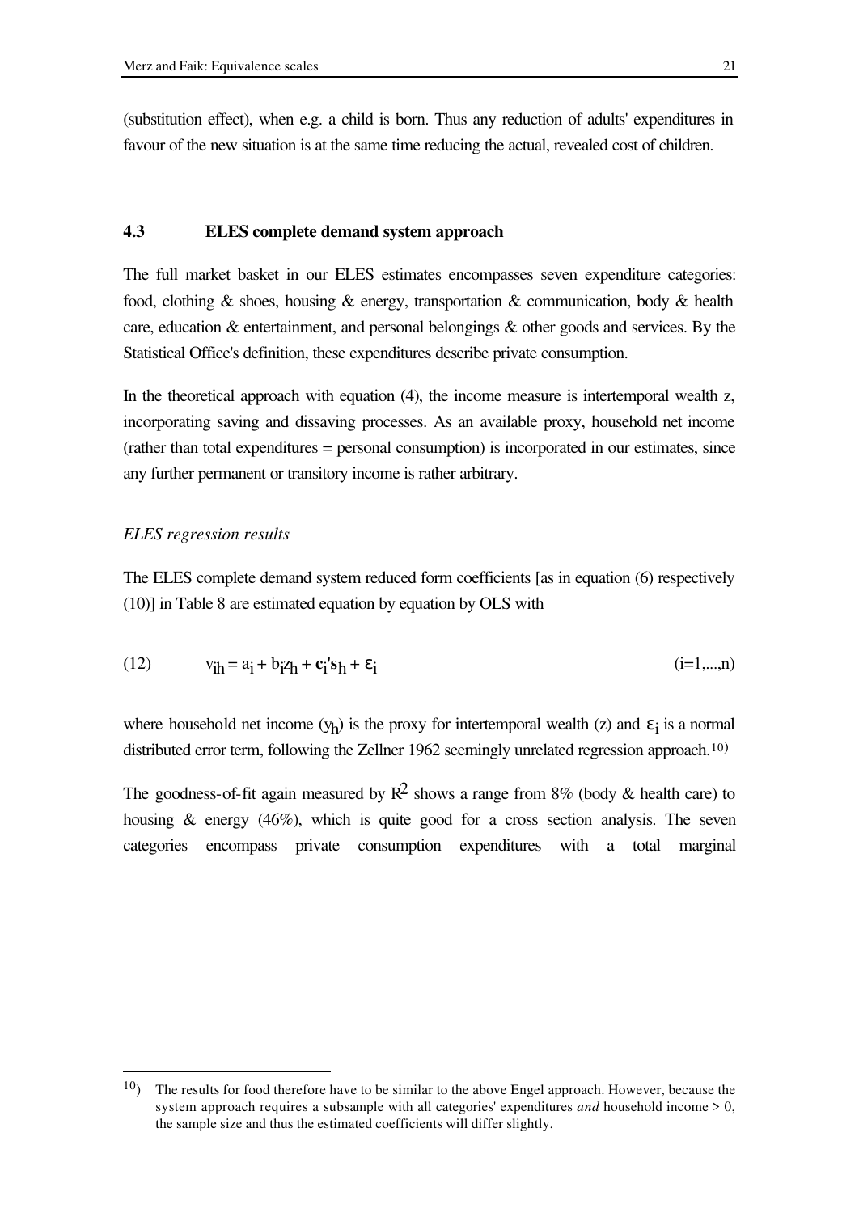(substitution effect), when e.g. a child is born. Thus any reduction of adults' expenditures in favour of the new situation is at the same time reducing the actual, revealed cost of children.

### 4.3 ELES complete demand system approach

The full market basket in our ELES estimates encompasses seven expenditure categories: food, clothing & shoes, housing & energy, transportation & communication, body & health care, education & entertainment, and personal belongings & other goods and services. By the Statistical Office's definition, these expenditures describe private consumption.

In the theoretical approach with equation (4), the income measure is intertemporal wealth z, incorporating saving and dissaving processes. As an available proxy, household net income (rather than total expenditures = personal consumption) is incorporated in our estimates, since any further permanent or transitory income is rather arbitrary.

*ELES regression results*

The ELES complete demand system reduced form coefficients [as in equation (6) respectively (10)] in Table 8 are estimated equation by equation by OLS with

$$(12) \qquad v_{ih} = a_i + b_i z_h + \mathbf{c_i's}_h + \varepsilon_i \qquad (i=1,...,n)$$

where household net income ($y_h$) is the proxy for intertemporal wealth (z) and $\varepsilon_i$ is a normal distributed error term, following the Zellner 1962 seemingly unrelated regression approach.[10)]

The goodness-of-fit again measured by $R^2$ shows a range from 8% (body & health care) to housing & energy (46%), which is quite good for a cross section analysis. The seven categories encompass private consumption expenditures with a total marginal

---

[10)] The results for food therefore have to be similar to the above Engel approach. However, because the system approach requires a subsample with all categories' expenditures *and* household income > 0, the sample size and thus the estimated coefficients will differ slightly.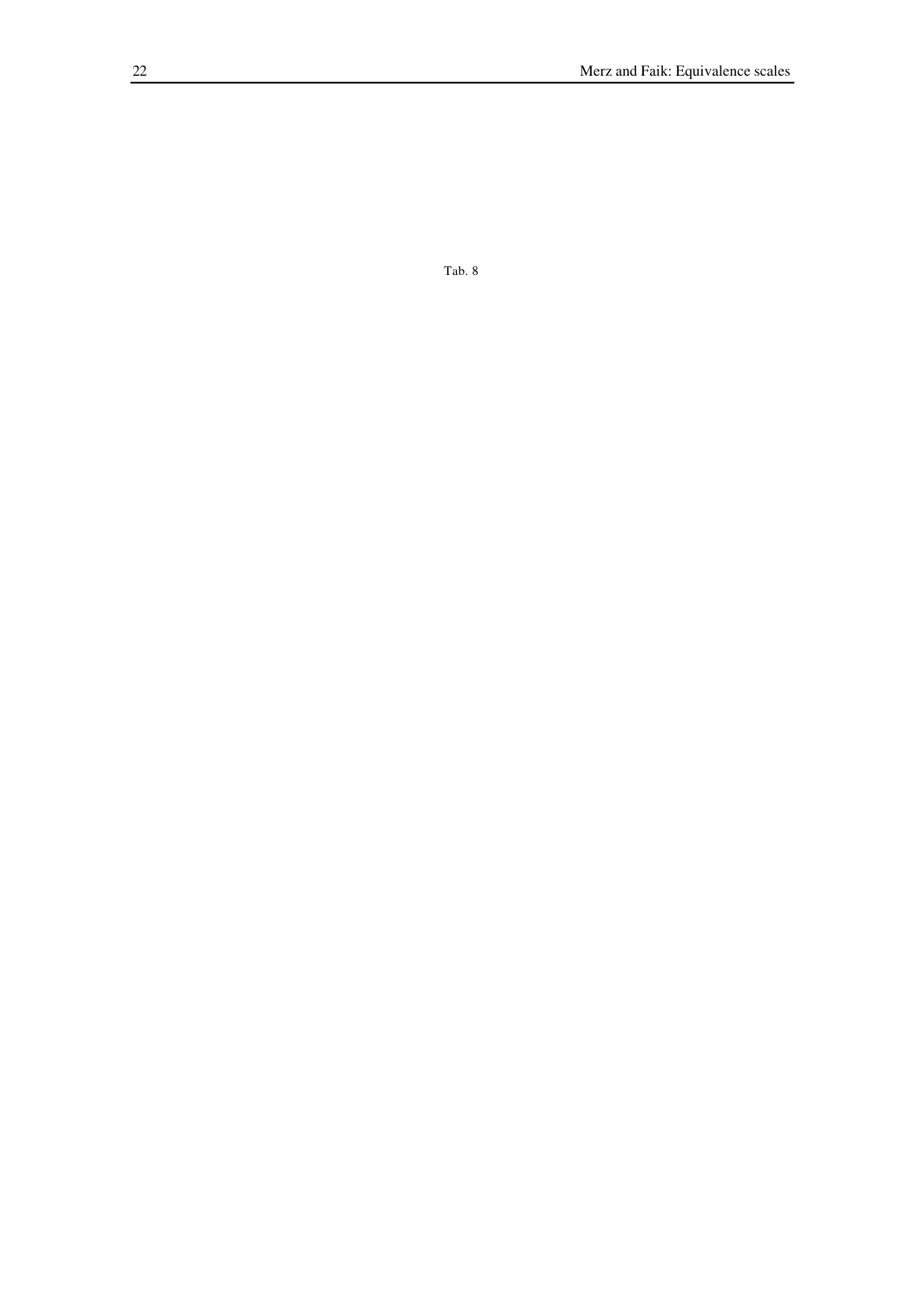Tab. 8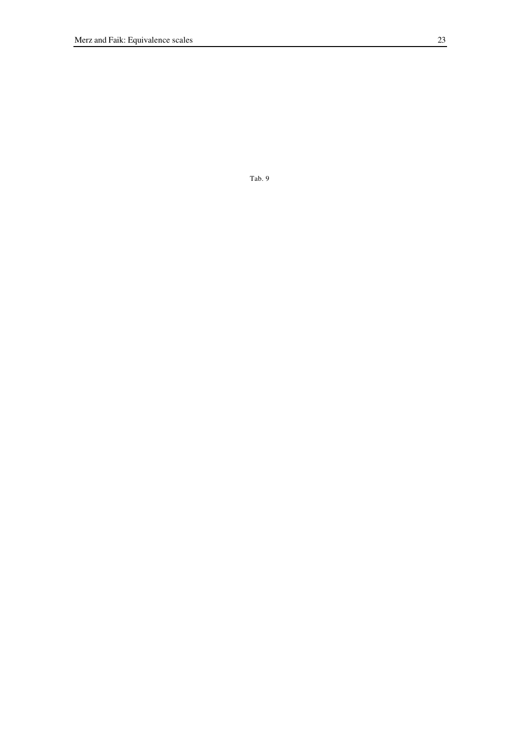Tab. 9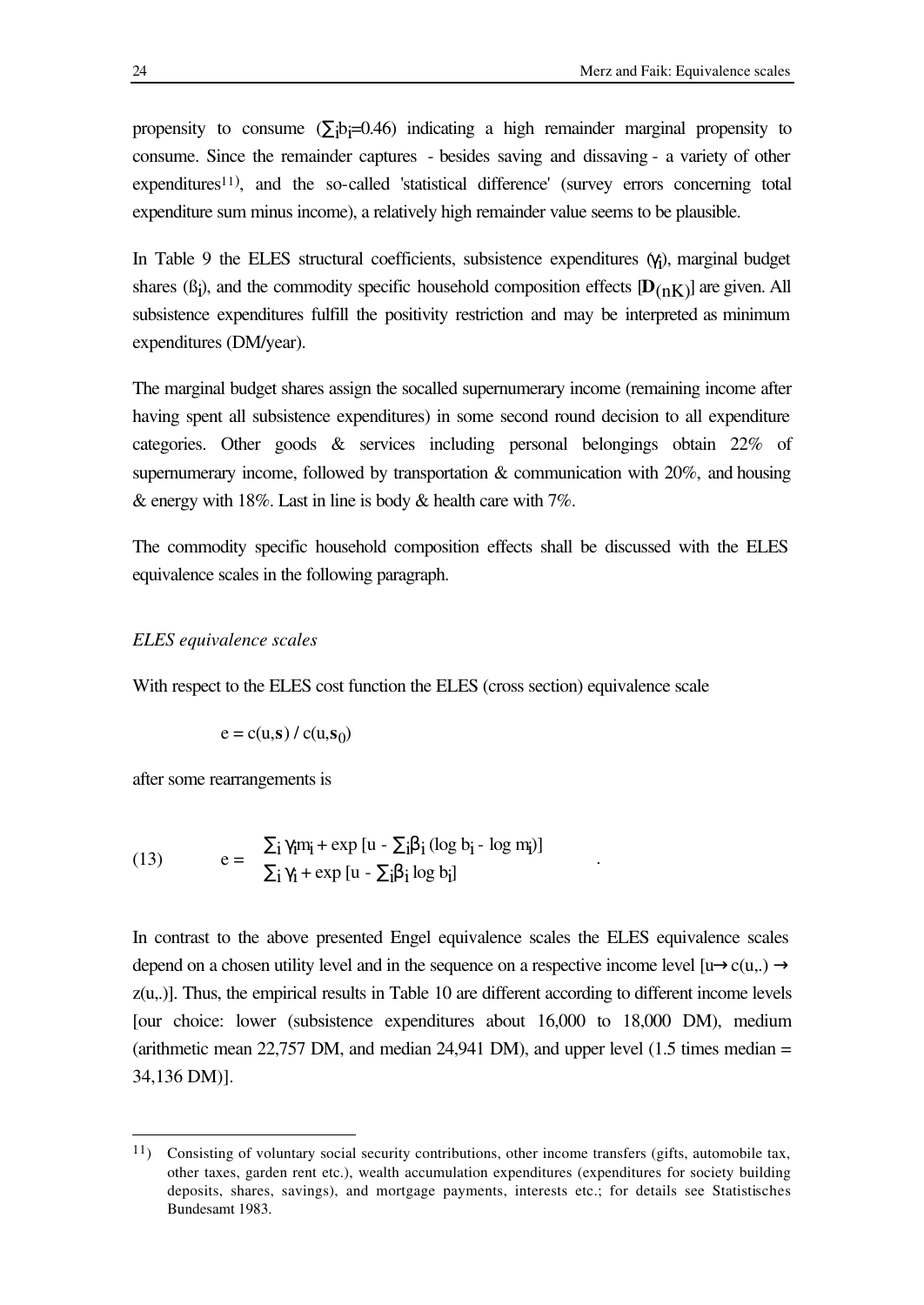propensity to consume ($\sum_i b_i$=0.46) indicating a high remainder marginal propensity to consume. Since the remainder captures - besides saving and dissaving - a variety of other expenditures[11]), and the so-called 'statistical difference' (survey errors concerning total expenditure sum minus income), a relatively high remainder value seems to be plausible.

In Table 9 the ELES structural coefficients, subsistence expenditures ($\gamma_i$), marginal budget shares ($\beta_i$), and the commodity specific household composition effects [$\mathbf{D}_{(nK)}$] are given. All subsistence expenditures fulfill the positivity restriction and may be interpreted as minimum expenditures (DM/year).

The marginal budget shares assign the socalled supernumerary income (remaining income after having spent all subsistence expenditures) in some second round decision to all expenditure categories. Other goods & services including personal belongings obtain 22% of supernumerary income, followed by transportation & communication with 20%, and housing & energy with 18%. Last in line is body & health care with 7%.

The commodity specific household composition effects shall be discussed with the ELES equivalence scales in the following paragraph.

*ELES equivalence scales*

With respect to the ELES cost function the ELES (cross section) equivalence scale

$$e = c(u,\mathbf{s}) \,/\, c(u,\mathbf{s}_0)$$

after some rearrangements is

$$\text{(13)} \qquad e = \frac{\sum_i \gamma_i m_i + \exp\,[u - \sum_i \beta_i \,(\log b_i - \log m_i)]}{\sum_i \gamma_i + \exp\,[u - \sum_i \beta_i \log b_i]} \quad .$$

In contrast to the above presented Engel equivalence scales the ELES equivalence scales depend on a chosen utility level and in the sequence on a respective income level [$u \rightarrow c(u,.) \rightarrow z(u,.)$]. Thus, the empirical results in Table 10 are different according to different income levels [our choice: lower (subsistence expenditures about 16,000 to 18,000 DM), medium (arithmetic mean 22,757 DM, and median 24,941 DM), and upper level (1.5 times median = 34,136 DM)].

---

11) Consisting of voluntary social security contributions, other income transfers (gifts, automobile tax, other taxes, garden rent etc.), wealth accumulation expenditures (expenditures for society building deposits, shares, savings), and mortgage payments, interests etc.; for details see Statistisches Bundesamt 1983.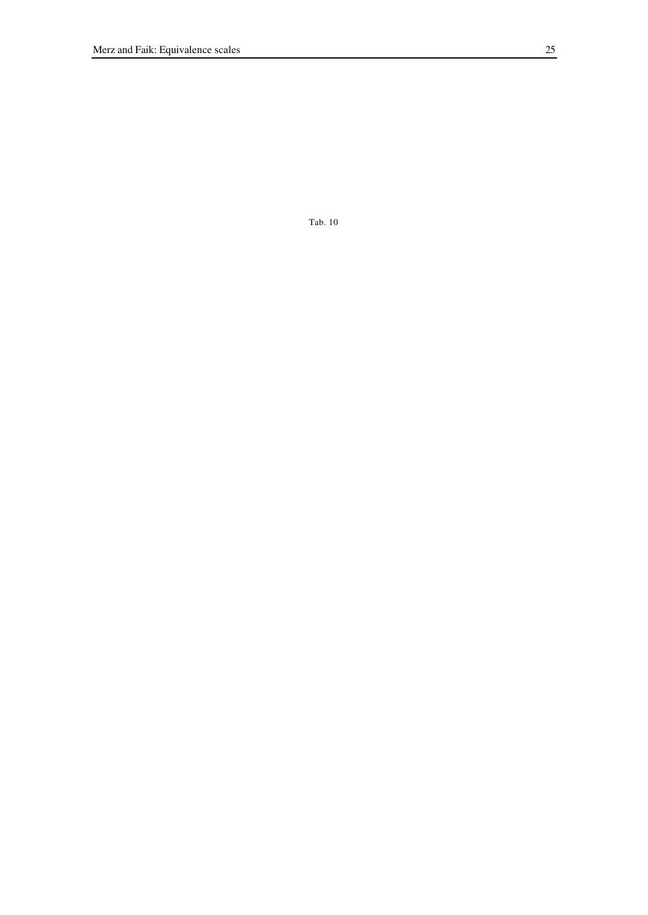Tab. 10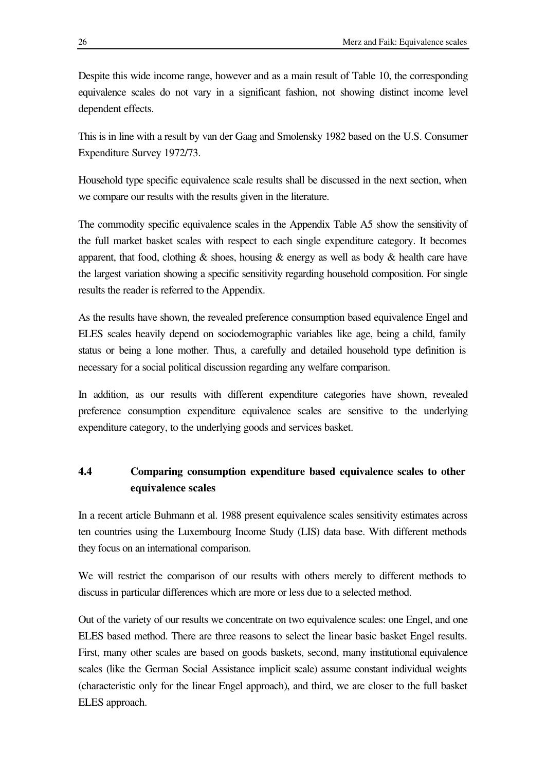Despite this wide income range, however and as a main result of Table 10, the corresponding equivalence scales do not vary in a significant fashion, not showing distinct income level dependent effects.

This is in line with a result by van der Gaag and Smolensky 1982 based on the U.S. Consumer Expenditure Survey 1972/73.

Household type specific equivalence scale results shall be discussed in the next section, when we compare our results with the results given in the literature.

The commodity specific equivalence scales in the Appendix Table A5 show the sensitivity of the full market basket scales with respect to each single expenditure category. It becomes apparent, that food, clothing & shoes, housing & energy as well as body & health care have the largest variation showing a specific sensitivity regarding household composition. For single results the reader is referred to the Appendix.

As the results have shown, the revealed preference consumption based equivalence Engel and ELES scales heavily depend on sociodemographic variables like age, being a child, family status or being a lone mother. Thus, a carefully and detailed household type definition is necessary for a social political discussion regarding any welfare comparison.

In addition, as our results with different expenditure categories have shown, revealed preference consumption expenditure equivalence scales are sensitive to the underlying expenditure category, to the underlying goods and services basket.

### 4.4 Comparing consumption expenditure based equivalence scales to other equivalence scales

In a recent article Buhmann et al. 1988 present equivalence scales sensitivity estimates across ten countries using the Luxembourg Income Study (LIS) data base. With different methods they focus on an international comparison.

We will restrict the comparison of our results with others merely to different methods to discuss in particular differences which are more or less due to a selected method.

Out of the variety of our results we concentrate on two equivalence scales: one Engel, and one ELES based method. There are three reasons to select the linear basic basket Engel results. First, many other scales are based on goods baskets, second, many institutional equivalence scales (like the German Social Assistance implicit scale) assume constant individual weights (characteristic only for the linear Engel approach), and third, we are closer to the full basket ELES approach.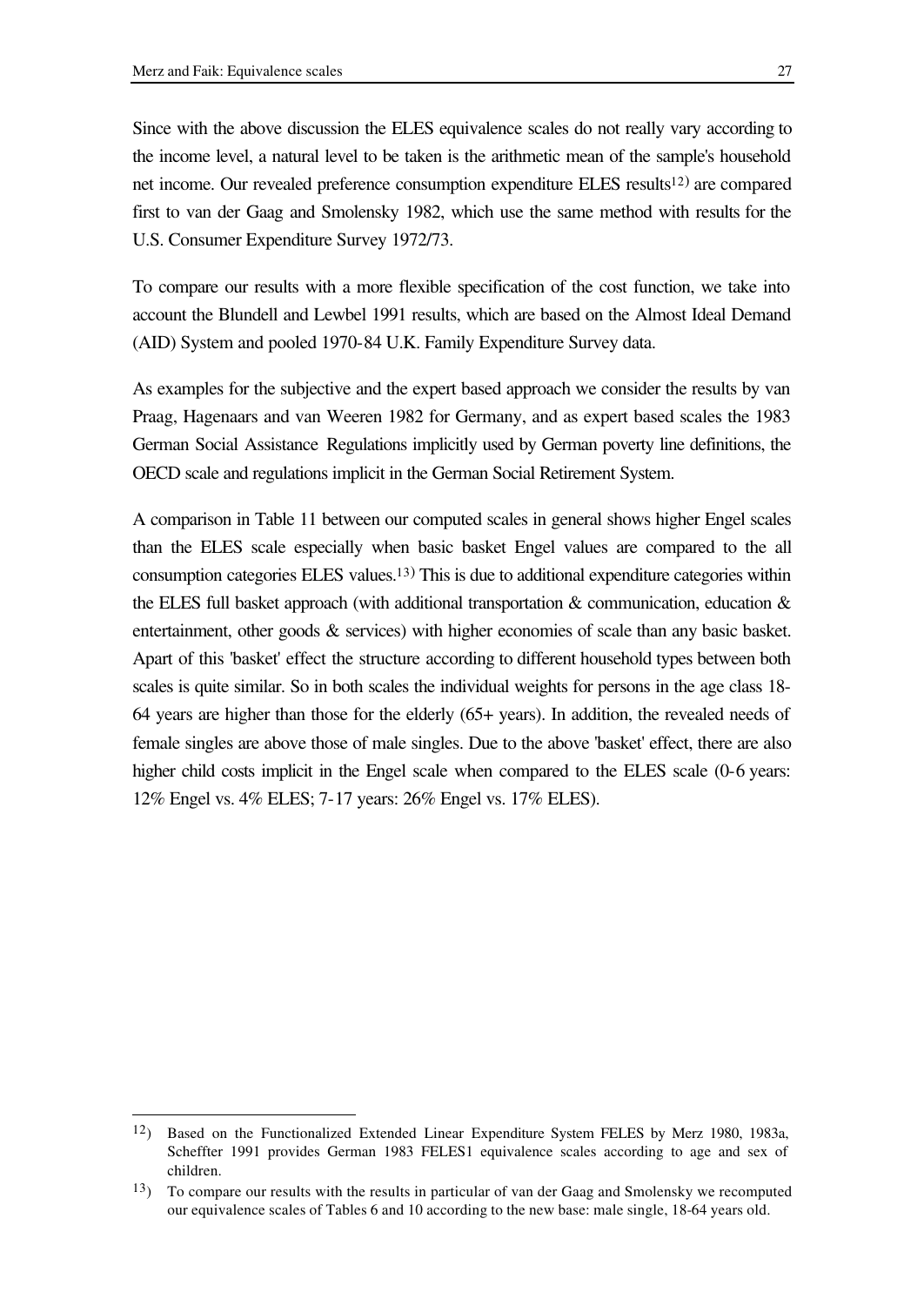Since with the above discussion the ELES equivalence scales do not really vary according to the income level, a natural level to be taken is the arithmetic mean of the sample's household net income. Our revealed preference consumption expenditure ELES results[12)] are compared first to van der Gaag and Smolensky 1982, which use the same method with results for the U.S. Consumer Expenditure Survey 1972/73.

To compare our results with a more flexible specification of the cost function, we take into account the Blundell and Lewbel 1991 results, which are based on the Almost Ideal Demand (AID) System and pooled 1970-84 U.K. Family Expenditure Survey data.

As examples for the subjective and the expert based approach we consider the results by van Praag, Hagenaars and van Weeren 1982 for Germany, and as expert based scales the 1983 German Social Assistance Regulations implicitly used by German poverty line definitions, the OECD scale and regulations implicit in the German Social Retirement System.

A comparison in Table 11 between our computed scales in general shows higher Engel scales than the ELES scale especially when basic basket Engel values are compared to the all consumption categories ELES values.[13)] This is due to additional expenditure categories within the ELES full basket approach (with additional transportation & communication, education & entertainment, other goods & services) with higher economies of scale than any basic basket. Apart of this 'basket' effect the structure according to different household types between both scales is quite similar. So in both scales the individual weights for persons in the age class 18-64 years are higher than those for the elderly (65+ years). In addition, the revealed needs of female singles are above those of male singles. Due to the above 'basket' effect, there are also higher child costs implicit in the Engel scale when compared to the ELES scale (0-6 years: 12% Engel vs. 4% ELES; 7-17 years: 26% Engel vs. 17% ELES).

---

12) Based on the Functionalized Extended Linear Expenditure System FELES by Merz 1980, 1983a, Scheffter 1991 provides German 1983 FELES1 equivalence scales according to age and sex of children.

13) To compare our results with the results in particular of van der Gaag and Smolensky we recomputed our equivalence scales of Tables 6 and 10 according to the new base: male single, 18-64 years old.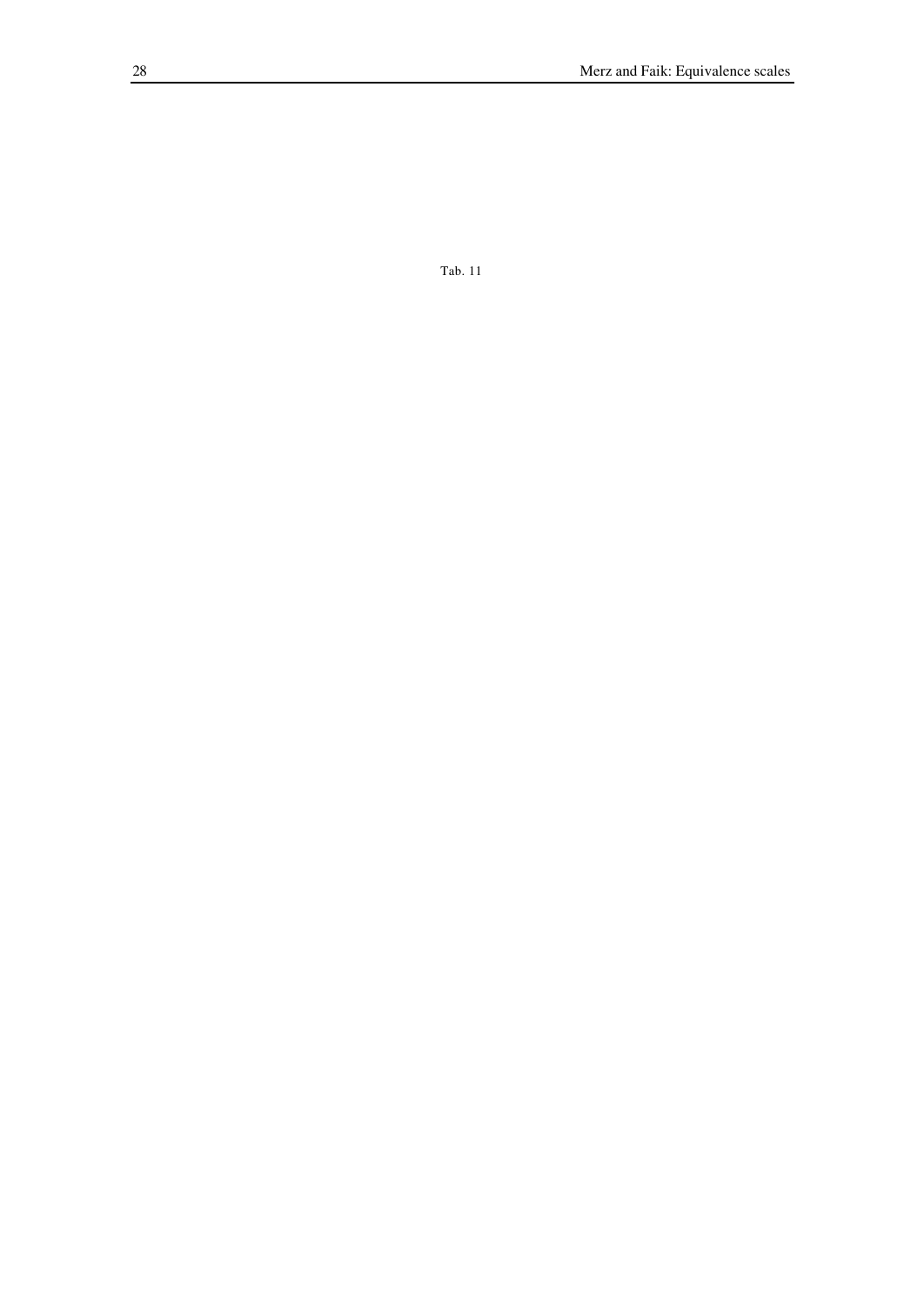Tab. 11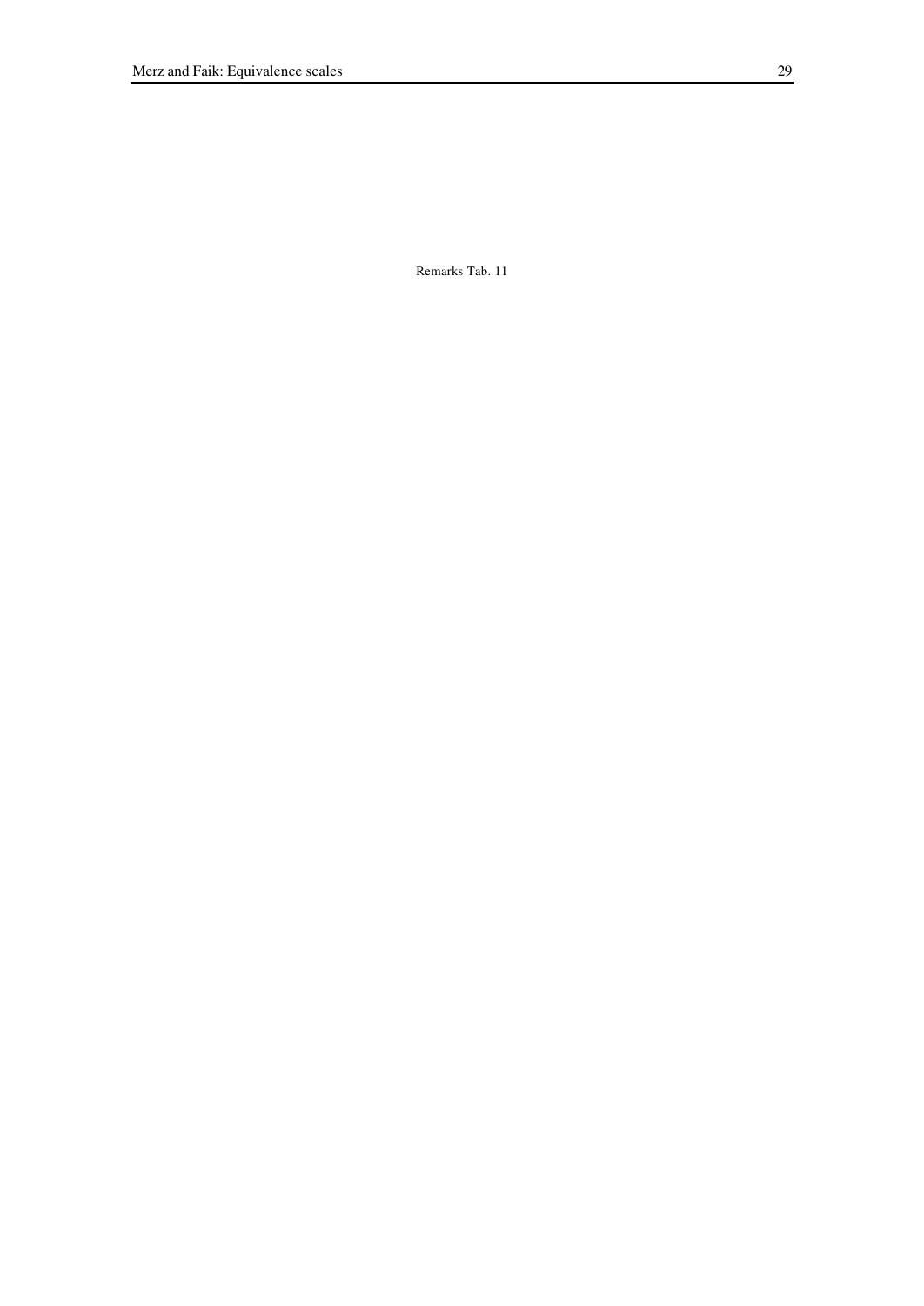Remarks Tab. 11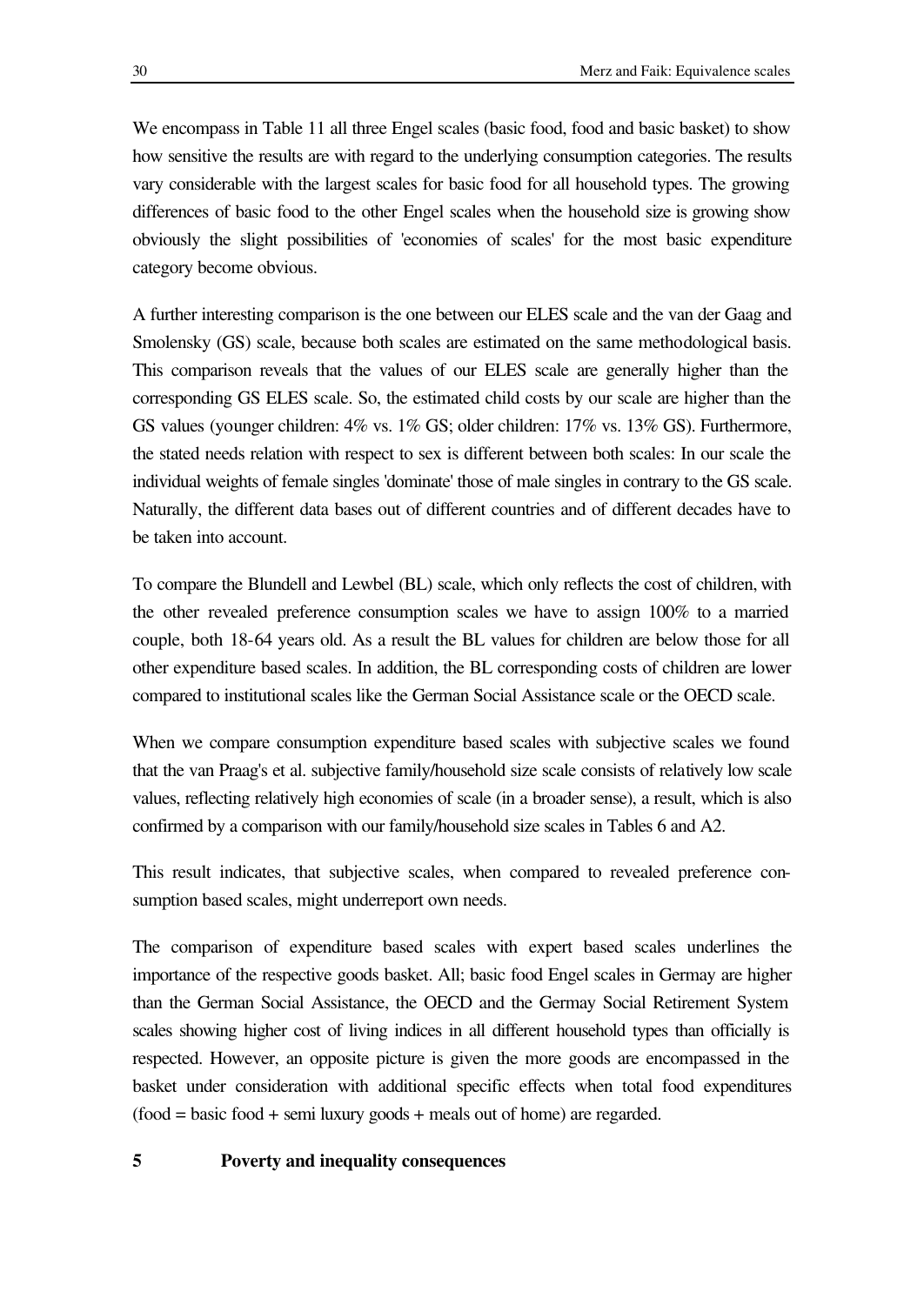We encompass in Table 11 all three Engel scales (basic food, food and basic basket) to show how sensitive the results are with regard to the underlying consumption categories. The results vary considerable with the largest scales for basic food for all household types. The growing differences of basic food to the other Engel scales when the household size is growing show obviously the slight possibilities of 'economies of scales' for the most basic expenditure category become obvious.

A further interesting comparison is the one between our ELES scale and the van der Gaag and Smolensky (GS) scale, because both scales are estimated on the same methodological basis. This comparison reveals that the values of our ELES scale are generally higher than the corresponding GS ELES scale. So, the estimated child costs by our scale are higher than the GS values (younger children: 4% vs. 1% GS; older children: 17% vs. 13% GS). Furthermore, the stated needs relation with respect to sex is different between both scales: In our scale the individual weights of female singles 'dominate' those of male singles in contrary to the GS scale. Naturally, the different data bases out of different countries and of different decades have to be taken into account.

To compare the Blundell and Lewbel (BL) scale, which only reflects the cost of children, with the other revealed preference consumption scales we have to assign 100% to a married couple, both 18-64 years old. As a result the BL values for children are below those for all other expenditure based scales. In addition, the BL corresponding costs of children are lower compared to institutional scales like the German Social Assistance scale or the OECD scale.

When we compare consumption expenditure based scales with subjective scales we found that the van Praag's et al. subjective family/household size scale consists of relatively low scale values, reflecting relatively high economies of scale (in a broader sense), a result, which is also confirmed by a comparison with our family/household size scales in Tables 6 and A2.

This result indicates, that subjective scales, when compared to revealed preference consumption based scales, might underreport own needs.

The comparison of expenditure based scales with expert based scales underlines the importance of the respective goods basket. All; basic food Engel scales in Germay are higher than the German Social Assistance, the OECD and the Germay Social Retirement System scales showing higher cost of living indices in all different household types than officially is respected. However, an opposite picture is given the more goods are encompassed in the basket under consideration with additional specific effects when total food expenditures (food = basic food + semi luxury goods + meals out of home) are regarded.

# 5 Poverty and inequality consequences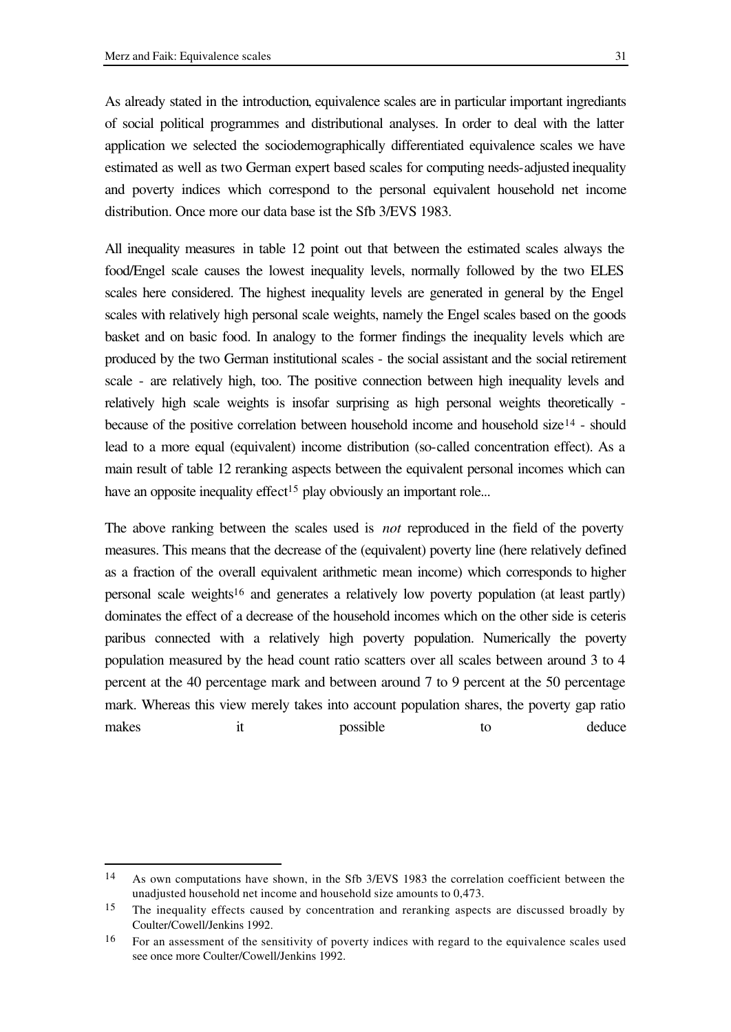As already stated in the introduction, equivalence scales are in particular important ingrediants of social political programmes and distributional analyses. In order to deal with the latter application we selected the sociodemographically differentiated equivalence scales we have estimated as well as two German expert based scales for computing needs-adjusted inequality and poverty indices which correspond to the personal equivalent household net income distribution. Once more our data base ist the Sfb 3/EVS 1983.

All inequality measures in table 12 point out that between the estimated scales always the food/Engel scale causes the lowest inequality levels, normally followed by the two ELES scales here considered. The highest inequality levels are generated in general by the Engel scales with relatively high personal scale weights, namely the Engel scales based on the goods basket and on basic food. In analogy to the former findings the inequality levels which are produced by the two German institutional scales - the social assistant and the social retirement scale - are relatively high, too. The positive connection between high inequality levels and relatively high scale weights is insofar surprising as high personal weights theoretically - because of the positive correlation between household income and household size[14] - should lead to a more equal (equivalent) income distribution (so-called concentration effect). As a main result of table 12 reranking aspects between the equivalent personal incomes which can have an opposite inequality effect[15] play obviously an important role...

The above ranking between the scales used is *not* reproduced in the field of the poverty measures. This means that the decrease of the (equivalent) poverty line (here relatively defined as a fraction of the overall equivalent arithmetic mean income) which corresponds to higher personal scale weights[16] and generates a relatively low poverty population (at least partly) dominates the effect of a decrease of the household incomes which on the other side is ceteris paribus connected with a relatively high poverty population. Numerically the poverty population measured by the head count ratio scatters over all scales between around 3 to 4 percent at the 40 percentage mark and between around 7 to 9 percent at the 50 percentage mark. Whereas this view merely takes into account population shares, the poverty gap ratio makes it possible to deduce

---

[14] As own computations have shown, in the Sfb 3/EVS 1983 the correlation coefficient between the unadjusted household net income and household size amounts to 0,473.

[15] The inequality effects caused by concentration and reranking aspects are discussed broadly by Coulter/Cowell/Jenkins 1992.

[16] For an assessment of the sensitivity of poverty indices with regard to the equivalence scales used see once more Coulter/Cowell/Jenkins 1992.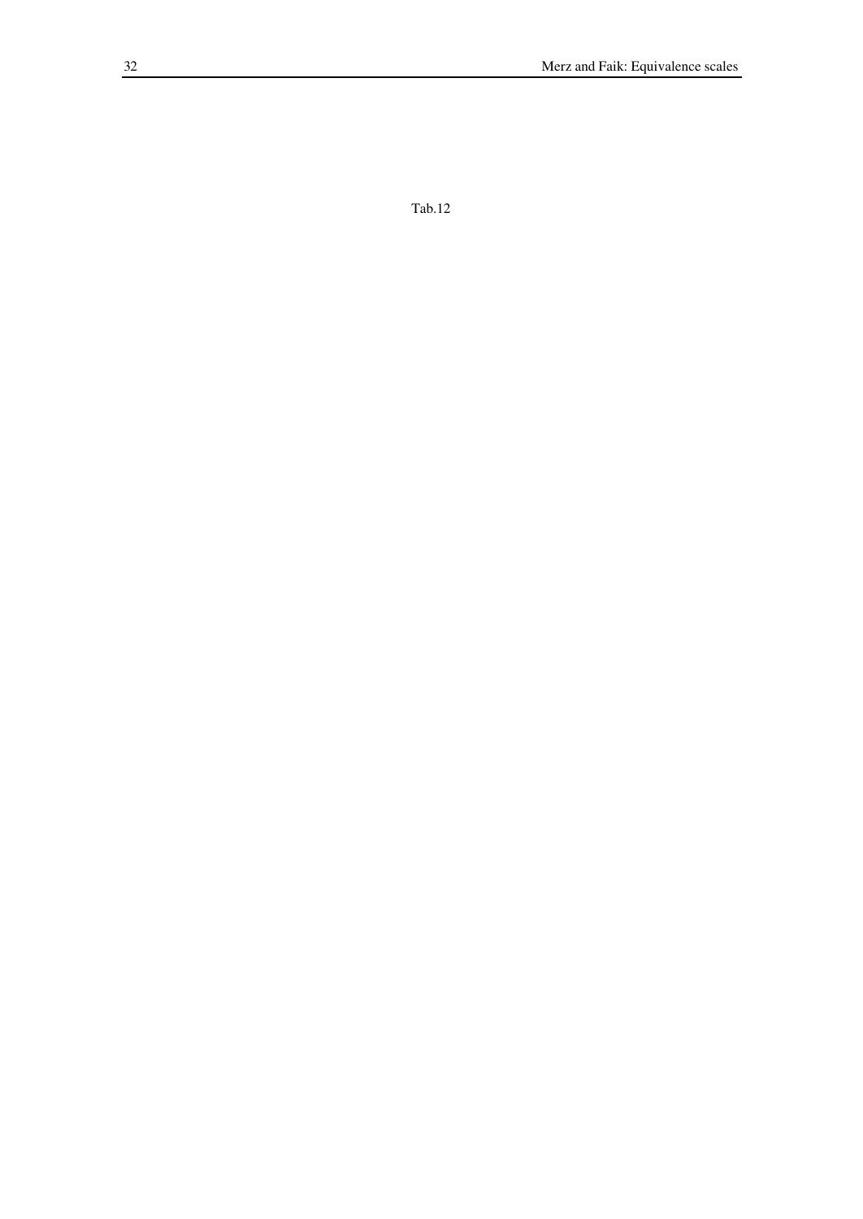Tab.12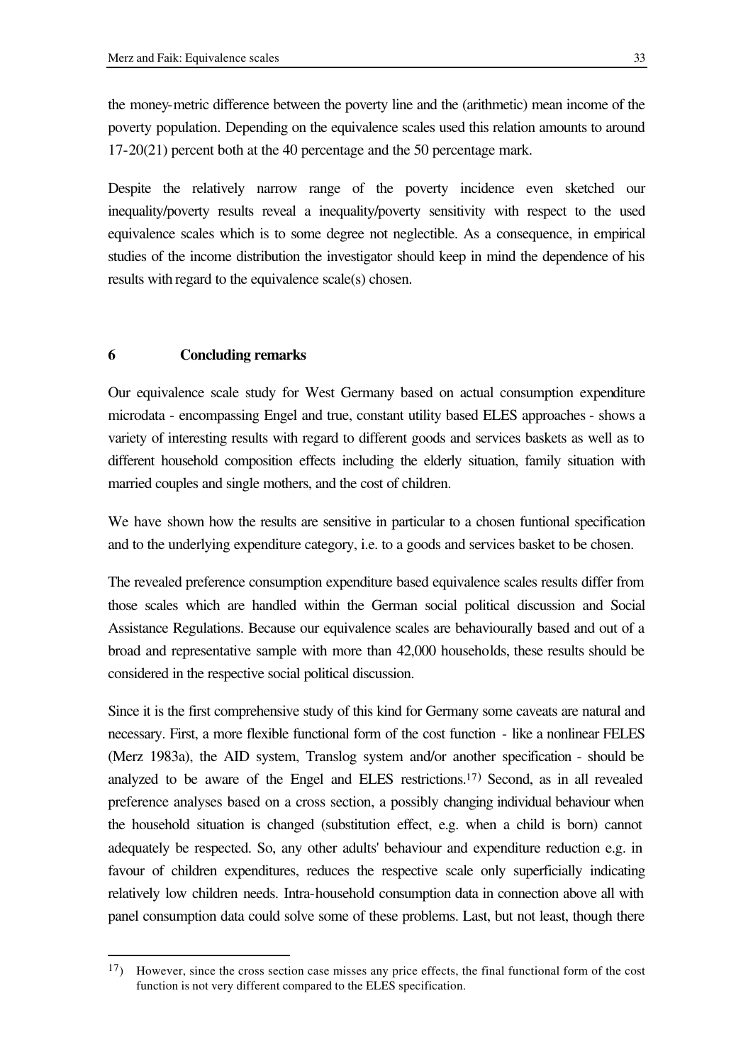the money-metric difference between the poverty line and the (arithmetic) mean income of the poverty population. Depending on the equivalence scales used this relation amounts to around 17-20(21) percent both at the 40 percentage and the 50 percentage mark.

Despite the relatively narrow range of the poverty incidence even sketched our inequality/poverty results reveal a inequality/poverty sensitivity with respect to the used equivalence scales which is to some degree not neglectible. As a consequence, in empirical studies of the income distribution the investigator should keep in mind the dependence of his results with regard to the equivalence scale(s) chosen.

## 6 Concluding remarks

Our equivalence scale study for West Germany based on actual consumption expenditure microdata - encompassing Engel and true, constant utility based ELES approaches - shows a variety of interesting results with regard to different goods and services baskets as well as to different household composition effects including the elderly situation, family situation with married couples and single mothers, and the cost of children.

We have shown how the results are sensitive in particular to a chosen funtional specification and to the underlying expenditure category, i.e. to a goods and services basket to be chosen.

The revealed preference consumption expenditure based equivalence scales results differ from those scales which are handled within the German social political discussion and Social Assistance Regulations. Because our equivalence scales are behaviourally based and out of a broad and representative sample with more than 42,000 households, these results should be considered in the respective social political discussion.

Since it is the first comprehensive study of this kind for Germany some caveats are natural and necessary. First, a more flexible functional form of the cost function - like a nonlinear FELES (Merz 1983a), the AID system, Translog system and/or another specification - should be analyzed to be aware of the Engel and ELES restrictions.[17)] Second, as in all revealed preference analyses based on a cross section, a possibly changing individual behaviour when the household situation is changed (substitution effect, e.g. when a child is born) cannot adequately be respected. So, any other adults' behaviour and expenditure reduction e.g. in favour of children expenditures, reduces the respective scale only superficially indicating relatively low children needs. Intra-household consumption data in connection above all with panel consumption data could solve some of these problems. Last, but not least, though there

---

[17)] However, since the cross section case misses any price effects, the final functional form of the cost function is not very different compared to the ELES specification.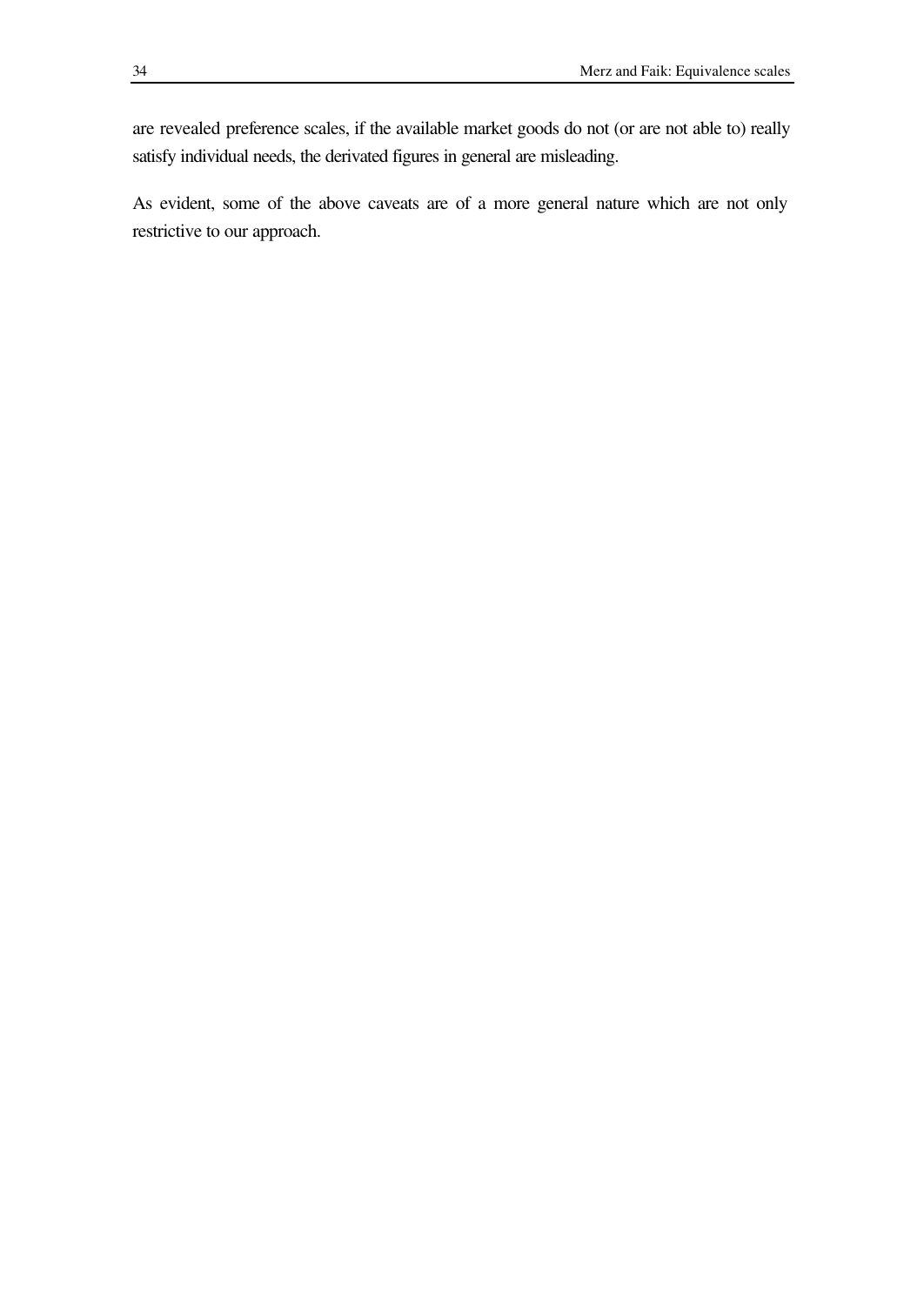are revealed preference scales, if the available market goods do not (or are not able to) really satisfy individual needs, the derivated figures in general are misleading.

As evident, some of the above caveats are of a more general nature which are not only restrictive to our approach.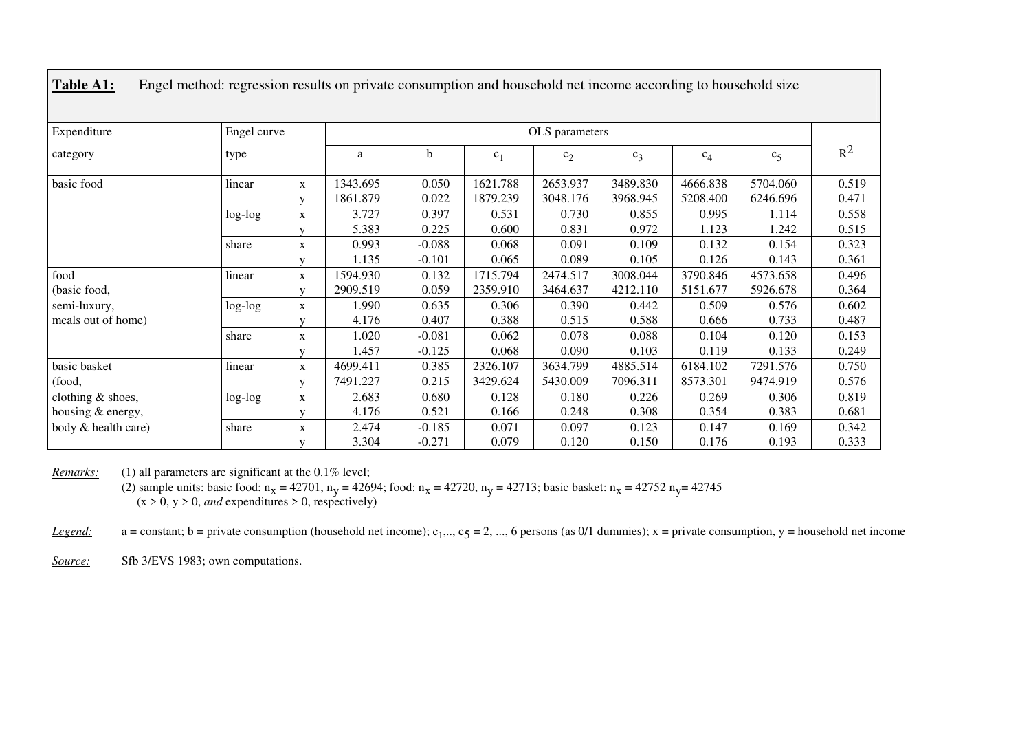**Table A1:** Engel method: regression results on private consumption and household net income according to household size

| Expenditure category | Engel curve type | | OLS parameters | | | | | | | $R^2$ |
|---|---|---|---|---|---|---|---|---|---|---|
| | | | a | b | $c_1$ | $c_2$ | $c_3$ | $c_4$ | $c_5$ | |
| basic food | linear | x | 1343.695 | 0.050 | 1621.788 | 2653.937 | 3489.830 | 4666.838 | 5704.060 | 0.519 |
| | | y | 1861.879 | 0.022 | 1879.239 | 3048.176 | 3968.945 | 5208.400 | 6246.696 | 0.471 |
| | log-log | x | 3.727 | 0.397 | 0.531 | 0.730 | 0.855 | 0.995 | 1.114 | 0.558 |
| | | y | 5.383 | 0.225 | 0.600 | 0.831 | 0.972 | 1.123 | 1.242 | 0.515 |
| | share | x | 0.993 | -0.088 | 0.068 | 0.091 | 0.109 | 0.132 | 0.154 | 0.323 |
| | | y | 1.135 | -0.101 | 0.065 | 0.089 | 0.105 | 0.126 | 0.143 | 0.361 |
| food (basic food, semi-luxury, meals out of home) | linear | x | 1594.930 | 0.132 | 1715.794 | 2474.517 | 3008.044 | 3790.846 | 4573.658 | 0.496 |
| | | y | 2909.519 | 0.059 | 2359.910 | 3464.637 | 4212.110 | 5151.677 | 5926.678 | 0.364 |
| | log-log | x | 1.990 | 0.635 | 0.306 | 0.390 | 0.442 | 0.509 | 0.576 | 0.602 |
| | | y | 4.176 | 0.407 | 0.388 | 0.515 | 0.588 | 0.666 | 0.733 | 0.487 |
| | share | x | 1.020 | -0.081 | 0.062 | 0.078 | 0.088 | 0.104 | 0.120 | 0.153 |
| | | y | 1.457 | -0.125 | 0.068 | 0.090 | 0.103 | 0.119 | 0.133 | 0.249 |
| basic basket (food, clothing & shoes, housing & energy, body & health care) | linear | x | 4699.411 | 0.385 | 2326.107 | 3634.799 | 4885.514 | 6184.102 | 7291.576 | 0.750 |
| | | y | 7491.227 | 0.215 | 3429.624 | 5430.009 | 7096.311 | 8573.301 | 9474.919 | 0.576 |
| | log-log | x | 2.683 | 0.680 | 0.128 | 0.180 | 0.226 | 0.269 | 0.306 | 0.819 |
| | | y | 4.176 | 0.521 | 0.166 | 0.248 | 0.308 | 0.354 | 0.383 | 0.681 |
| | share | x | 2.474 | -0.185 | 0.071 | 0.097 | 0.123 | 0.147 | 0.169 | 0.342 |
| | | y | 3.304 | -0.271 | 0.079 | 0.120 | 0.150 | 0.176 | 0.193 | 0.333 |

*Remarks:* (1) all parameters are significant at the 0.1% level;
(2) sample units: basic food: $n_x = 42701$, $n_y = 42694$; food: $n_x = 42720$, $n_y = 42713$; basic basket: $n_x = 42752$ $n_y = 42745$ ($x > 0$, $y > 0$, *and* expenditures > 0, respectively)

*Legend:* a = constant; b = private consumption (household net income); $c_1$,.., $c_5$ = 2, ..., 6 persons (as 0/1 dummies); x = private consumption, y = household net income

*Source:* Sfb 3/EVS 1983; own computations.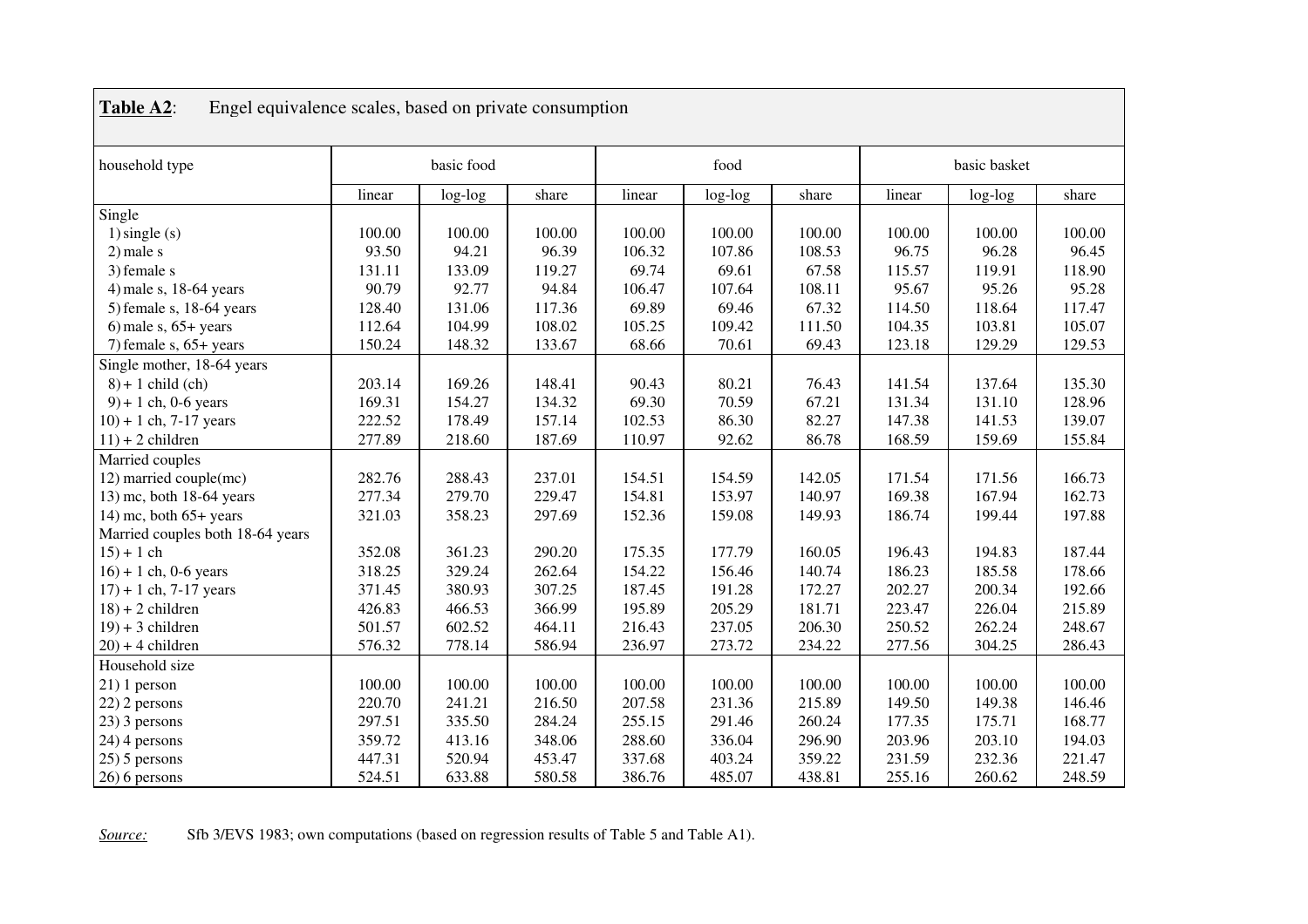**Table A2**: Engel equivalence scales, based on private consumption

| household type | basic food | | | food | | | basic basket | | |
|---|---|---|---|---|---|---|---|---|---|
| | linear | log-log | share | linear | log-log | share | linear | log-log | share |
| Single | | | | | | | | | |
| 1) single (s) | 100.00 | 100.00 | 100.00 | 100.00 | 100.00 | 100.00 | 100.00 | 100.00 | 100.00 |
| 2) male s | 93.50 | 94.21 | 96.39 | 106.32 | 107.86 | 108.53 | 96.75 | 96.28 | 96.45 |
| 3) female s | 131.11 | 133.09 | 119.27 | 69.74 | 69.61 | 67.58 | 115.57 | 119.91 | 118.90 |
| 4) male s, 18-64 years | 90.79 | 92.77 | 94.84 | 106.47 | 107.64 | 108.11 | 95.67 | 95.26 | 95.28 |
| 5) female s, 18-64 years | 128.40 | 131.06 | 117.36 | 69.89 | 69.46 | 67.32 | 114.50 | 118.64 | 117.47 |
| 6) male s, 65+ years | 112.64 | 104.99 | 108.02 | 105.25 | 109.42 | 111.50 | 104.35 | 103.81 | 105.07 |
| 7) female s, 65+ years | 150.24 | 148.32 | 133.67 | 68.66 | 70.61 | 69.43 | 123.18 | 129.29 | 129.53 |
| Single mother, 18-64 years | | | | | | | | | |
| 8) + 1 child (ch) | 203.14 | 169.26 | 148.41 | 90.43 | 80.21 | 76.43 | 141.54 | 137.64 | 135.30 |
| 9) + 1 ch, 0-6 years | 169.31 | 154.27 | 134.32 | 69.30 | 70.59 | 67.21 | 131.34 | 131.10 | 128.96 |
| 10) + 1 ch, 7-17 years | 222.52 | 178.49 | 157.14 | 102.53 | 86.30 | 82.27 | 147.38 | 141.53 | 139.07 |
| 11) + 2 children | 277.89 | 218.60 | 187.69 | 110.97 | 92.62 | 86.78 | 168.59 | 159.69 | 155.84 |
| Married couples | | | | | | | | | |
| 12) married couple(mc) | 282.76 | 288.43 | 237.01 | 154.51 | 154.59 | 142.05 | 171.54 | 171.56 | 166.73 |
| 13) mc, both 18-64 years | 277.34 | 279.70 | 229.47 | 154.81 | 153.97 | 140.97 | 169.38 | 167.94 | 162.73 |
| 14) mc, both 65+ years | 321.03 | 358.23 | 297.69 | 152.36 | 159.08 | 149.93 | 186.74 | 199.44 | 197.88 |
| Married couples both 18-64 years | | | | | | | | | |
| 15) + 1 ch | 352.08 | 361.23 | 290.20 | 175.35 | 177.79 | 160.05 | 196.43 | 194.83 | 187.44 |
| 16) + 1 ch, 0-6 years | 318.25 | 329.24 | 262.64 | 154.22 | 156.46 | 140.74 | 186.23 | 185.58 | 178.66 |
| 17) + 1 ch, 7-17 years | 371.45 | 380.93 | 307.25 | 187.45 | 191.28 | 172.27 | 202.27 | 200.34 | 192.66 |
| 18) + 2 children | 426.83 | 466.53 | 366.99 | 195.89 | 205.29 | 181.71 | 223.47 | 226.04 | 215.89 |
| 19) + 3 children | 501.57 | 602.52 | 464.11 | 216.43 | 237.05 | 206.30 | 250.52 | 262.24 | 248.67 |
| 20) + 4 children | 576.32 | 778.14 | 586.94 | 236.97 | 273.72 | 234.22 | 277.56 | 304.25 | 286.43 |
| Household size | | | | | | | | | |
| 21) 1 person | 100.00 | 100.00 | 100.00 | 100.00 | 100.00 | 100.00 | 100.00 | 100.00 | 100.00 |
| 22) 2 persons | 220.70 | 241.21 | 216.50 | 207.58 | 231.36 | 215.89 | 149.50 | 149.38 | 146.46 |
| 23) 3 persons | 297.51 | 335.50 | 284.24 | 255.15 | 291.46 | 260.24 | 177.35 | 175.71 | 168.77 |
| 24) 4 persons | 359.72 | 413.16 | 348.06 | 288.60 | 336.04 | 296.90 | 203.96 | 203.10 | 194.03 |
| 25) 5 persons | 447.31 | 520.94 | 453.47 | 337.68 | 403.24 | 359.22 | 231.59 | 232.36 | 221.47 |
| 26) 6 persons | 524.51 | 633.88 | 580.58 | 386.76 | 485.07 | 438.81 | 255.16 | 260.62 | 248.59 |

*Source:* Sfb 3/EVS 1983; own computations (based on regression results of Table 5 and Table A1).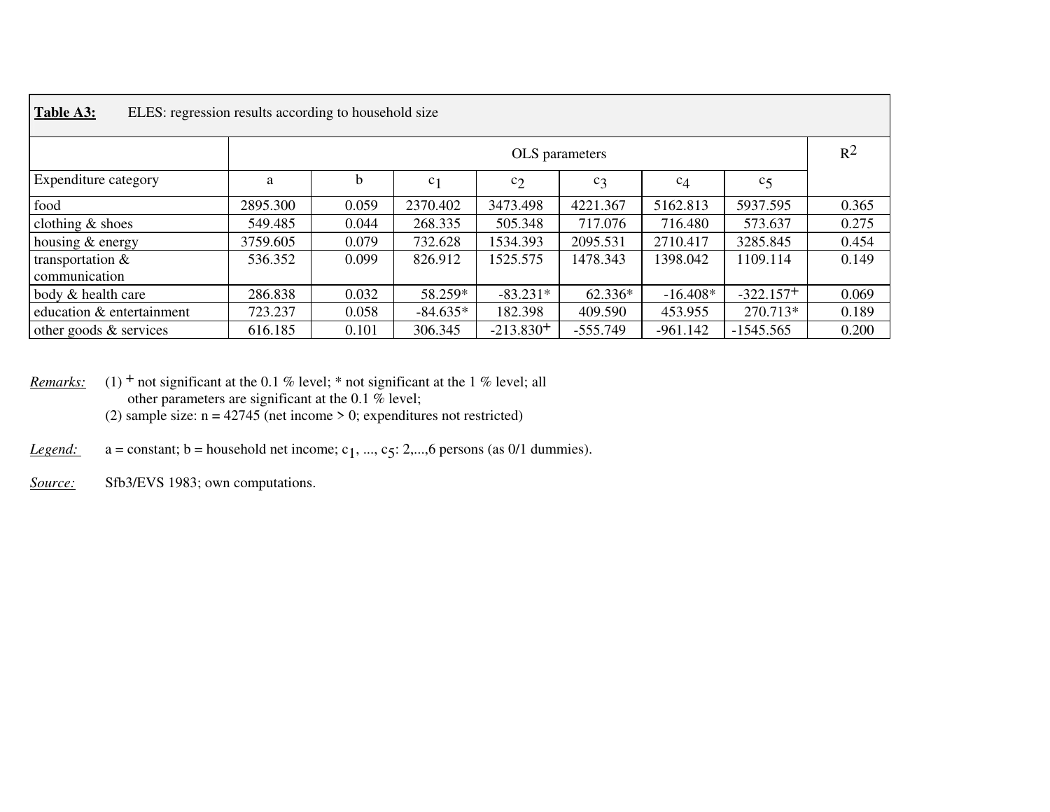**Table A3:** ELES: regression results according to household size

| | OLS parameters | | | | | | | $R^2$ |
|---|---|---|---|---|---|---|---|---|
| Expenditure category | a | b | $c_1$ | $c_2$ | $c_3$ | $c_4$ | $c_5$ | |
| food | 2895.300 | 0.059 | 2370.402 | 3473.498 | 4221.367 | 5162.813 | 5937.595 | 0.365 |
| clothing & shoes | 549.485 | 0.044 | 268.335 | 505.348 | 717.076 | 716.480 | 573.637 | 0.275 |
| housing & energy | 3759.605 | 0.079 | 732.628 | 1534.393 | 2095.531 | 2710.417 | 3285.845 | 0.454 |
| transportation & communication | 536.352 | 0.099 | 826.912 | 1525.575 | 1478.343 | 1398.042 | 1109.114 | 0.149 |
| body & health care | 286.838 | 0.032 | 58.259* | -83.231* | 62.336* | -16.408* | -322.157+ | 0.069 |
| education & entertainment | 723.237 | 0.058 | -84.635* | 182.398 | 409.590 | 453.955 | 270.713* | 0.189 |
| other goods & services | 616.185 | 0.101 | 306.345 | -213.830+ | -555.749 | -961.142 | -1545.565 | 0.200 |

*Remarks:* (1) + not significant at the 0.1 % level; * not significant at the 1 % level; all other parameters are significant at the 0.1 % level;
(2) sample size: n = 42745 (net income > 0; expenditures not restricted)

*Legend:* a = constant; b = household net income; $c_1$, ..., $c_5$: 2,...,6 persons (as 0/1 dummies).

*Source:* Sfb3/EVS 1983; own computations.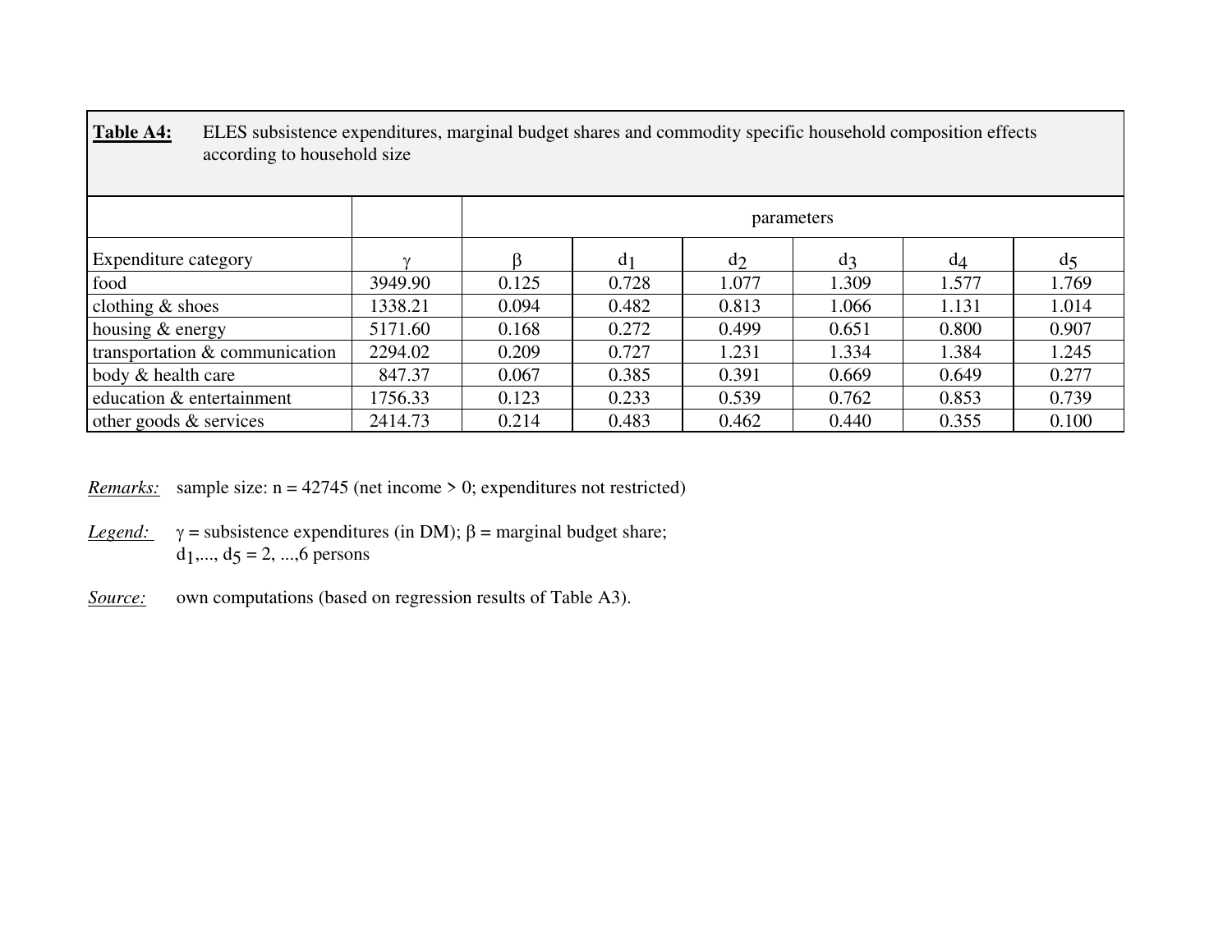**Table A4:** ELES subsistence expenditures, marginal budget shares and commodity specific household composition effects according to household size

| | | parameters | | | | | |
|---|---|---|---|---|---|---|---|
| Expenditure category | $\gamma$ | $\beta$ | $d_1$ | $d_2$ | $d_3$ | $d_4$ | $d_5$ |
| food | 3949.90 | 0.125 | 0.728 | 1.077 | 1.309 | 1.577 | 1.769 |
| clothing & shoes | 1338.21 | 0.094 | 0.482 | 0.813 | 1.066 | 1.131 | 1.014 |
| housing & energy | 5171.60 | 0.168 | 0.272 | 0.499 | 0.651 | 0.800 | 0.907 |
| transportation & communication | 2294.02 | 0.209 | 0.727 | 1.231 | 1.334 | 1.384 | 1.245 |
| body & health care | 847.37 | 0.067 | 0.385 | 0.391 | 0.669 | 0.649 | 0.277 |
| education & entertainment | 1756.33 | 0.123 | 0.233 | 0.539 | 0.762 | 0.853 | 0.739 |
| other goods & services | 2414.73 | 0.214 | 0.483 | 0.462 | 0.440 | 0.355 | 0.100 |

*Remarks:* sample size: n = 42745 (net income > 0; expenditures not restricted)

*Legend:* $\gamma$ = subsistence expenditures (in DM); $\beta$ = marginal budget share; $d_1$,..., $d_5$ = 2, ...,6 persons

*Source:* own computations (based on regression results of Table A3).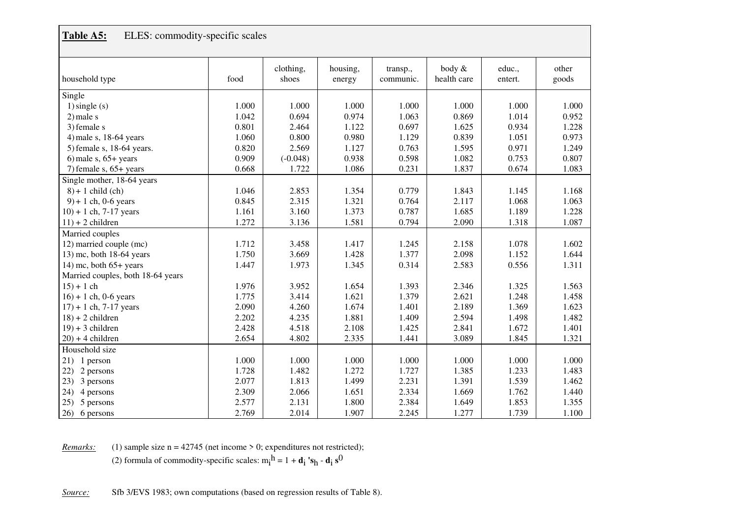**Table A5:** ELES: commodity-specific scales

| household type | food | clothing, shoes | housing, energy | transp., communic. | body & health care | educ., entert. | other goods |
|---|---|---|---|---|---|---|---|
| Single | | | | | | | |
| 1) single (s) | 1.000 | 1.000 | 1.000 | 1.000 | 1.000 | 1.000 | 1.000 |
| 2) male s | 1.042 | 0.694 | 0.974 | 1.063 | 0.869 | 1.014 | 0.952 |
| 3) female s | 0.801 | 2.464 | 1.122 | 0.697 | 1.625 | 0.934 | 1.228 |
| 4) male s, 18-64 years | 1.060 | 0.800 | 0.980 | 1.129 | 0.839 | 1.051 | 0.973 |
| 5) female s, 18-64 years. | 0.820 | 2.569 | 1.127 | 0.763 | 1.595 | 0.971 | 1.249 |
| 6) male s, 65+ years | 0.909 | (-0.048) | 0.938 | 0.598 | 1.082 | 0.753 | 0.807 |
| 7) female s, 65+ years | 0.668 | 1.722 | 1.086 | 0.231 | 1.837 | 0.674 | 1.083 |
| Single mother, 18-64 years | | | | | | | |
| 8) + 1 child (ch) | 1.046 | 2.853 | 1.354 | 0.779 | 1.843 | 1.145 | 1.168 |
| 9) + 1 ch, 0-6 years | 0.845 | 2.315 | 1.321 | 0.764 | 2.117 | 1.068 | 1.063 |
| 10) + 1 ch, 7-17 years | 1.161 | 3.160 | 1.373 | 0.787 | 1.685 | 1.189 | 1.228 |
| 11) + 2 children | 1.272 | 3.136 | 1.581 | 0.794 | 2.090 | 1.318 | 1.087 |
| Married couples | | | | | | | |
| 12) married couple (mc) | 1.712 | 3.458 | 1.417 | 1.245 | 2.158 | 1.078 | 1.602 |
| 13) mc, both 18-64 years | 1.750 | 3.669 | 1.428 | 1.377 | 2.098 | 1.152 | 1.644 |
| 14) mc, both 65+ years | 1.447 | 1.973 | 1.345 | 0.314 | 2.583 | 0.556 | 1.311 |
| Married couples, both 18-64 years | | | | | | | |
| 15) + 1 ch | 1.976 | 3.952 | 1.654 | 1.393 | 2.346 | 1.325 | 1.563 |
| 16) + 1 ch, 0-6 years | 1.775 | 3.414 | 1.621 | 1.379 | 2.621 | 1.248 | 1.458 |
| 17) + 1 ch, 7-17 years | 2.090 | 4.260 | 1.674 | 1.401 | 2.189 | 1.369 | 1.623 |
| 18) + 2 children | 2.202 | 4.235 | 1.881 | 1.409 | 2.594 | 1.498 | 1.482 |
| 19) + 3 children | 2.428 | 4.518 | 2.108 | 1.425 | 2.841 | 1.672 | 1.401 |
| 20) + 4 children | 2.654 | 4.802 | 2.335 | 1.441 | 3.089 | 1.845 | 1.321 |
| Household size | | | | | | | |
| 21) 1 person | 1.000 | 1.000 | 1.000 | 1.000 | 1.000 | 1.000 | 1.000 |
| 22) 2 persons | 1.728 | 1.482 | 1.272 | 1.727 | 1.385 | 1.233 | 1.483 |
| 23) 3 persons | 2.077 | 1.813 | 1.499 | 2.231 | 1.391 | 1.539 | 1.462 |
| 24) 4 persons | 2.309 | 2.066 | 1.651 | 2.334 | 1.669 | 1.762 | 1.440 |
| 25) 5 persons | 2.577 | 2.131 | 1.800 | 2.384 | 1.649 | 1.853 | 1.355 |
| 26) 6 persons | 2.769 | 2.014 | 1.907 | 2.245 | 1.277 | 1.739 | 1.100 |

*Remarks:* (1) sample size n = 42745 (net income > 0; expenditures not restricted);
(2) formula of commodity-specific scales: $m_i^h = 1 + \mathbf{d_i}'\mathbf{s_h} - \mathbf{d_i}\,\mathbf{s}^0$

*Source:* Sfb 3/EVS 1983; own computations (based on regression results of Table 8).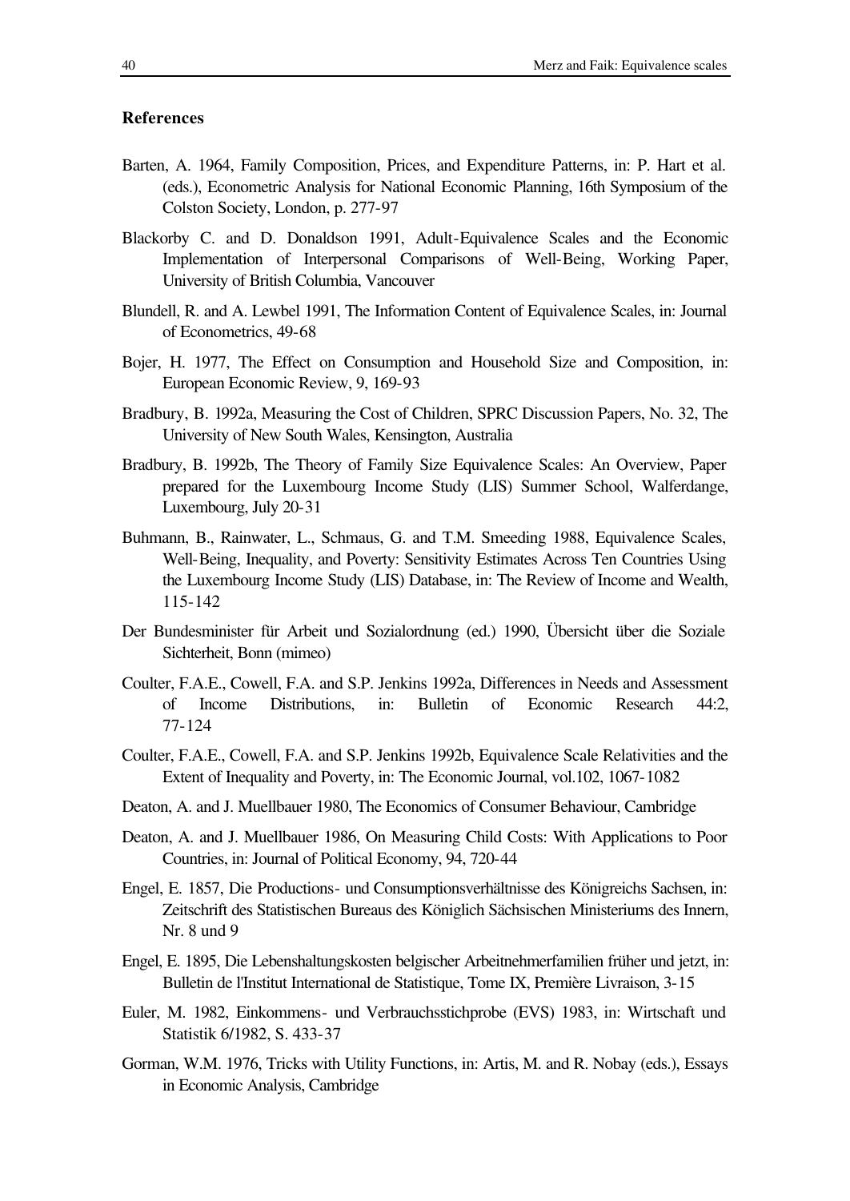## References

Barten, A. 1964, Family Composition, Prices, and Expenditure Patterns, in: P. Hart et al. (eds.), Econometric Analysis for National Economic Planning, 16th Symposium of the Colston Society, London, p. 277-97

Blackorby C. and D. Donaldson 1991, Adult-Equivalence Scales and the Economic Implementation of Interpersonal Comparisons of Well-Being, Working Paper, University of British Columbia, Vancouver

Blundell, R. and A. Lewbel 1991, The Information Content of Equivalence Scales, in: Journal of Econometrics, 49-68

Bojer, H. 1977, The Effect on Consumption and Household Size and Composition, in: European Economic Review, 9, 169-93

Bradbury, B. 1992a, Measuring the Cost of Children, SPRC Discussion Papers, No. 32, The University of New South Wales, Kensington, Australia

Bradbury, B. 1992b, The Theory of Family Size Equivalence Scales: An Overview, Paper prepared for the Luxembourg Income Study (LIS) Summer School, Walferdange, Luxembourg, July 20-31

Buhmann, B., Rainwater, L., Schmaus, G. and T.M. Smeeding 1988, Equivalence Scales, Well-Being, Inequality, and Poverty: Sensitivity Estimates Across Ten Countries Using the Luxembourg Income Study (LIS) Database, in: The Review of Income and Wealth, 115-142

Der Bundesminister für Arbeit und Sozialordnung (ed.) 1990, Übersicht über die Soziale Sichterheit, Bonn (mimeo)

Coulter, F.A.E., Cowell, F.A. and S.P. Jenkins 1992a, Differences in Needs and Assessment of Income Distributions, in: Bulletin of Economic Research 44:2, 77-124

Coulter, F.A.E., Cowell, F.A. and S.P. Jenkins 1992b, Equivalence Scale Relativities and the Extent of Inequality and Poverty, in: The Economic Journal, vol.102, 1067-1082

Deaton, A. and J. Muellbauer 1980, The Economics of Consumer Behaviour, Cambridge

Deaton, A. and J. Muellbauer 1986, On Measuring Child Costs: With Applications to Poor Countries, in: Journal of Political Economy, 94, 720-44

Engel, E. 1857, Die Productions- und Consumptionsverhältnisse des Königreichs Sachsen, in: Zeitschrift des Statistischen Bureaus des Königlich Sächsischen Ministeriums des Innern, Nr. 8 und 9

Engel, E. 1895, Die Lebenshaltungskosten belgischer Arbeitnehmerfamilien früher und jetzt, in: Bulletin de l'Institut International de Statistique, Tome IX, Première Livraison, 3-15

Euler, M. 1982, Einkommens- und Verbrauchsstichprobe (EVS) 1983, in: Wirtschaft und Statistik 6/1982, S. 433-37

Gorman, W.M. 1976, Tricks with Utility Functions, in: Artis, M. and R. Nobay (eds.), Essays in Economic Analysis, Cambridge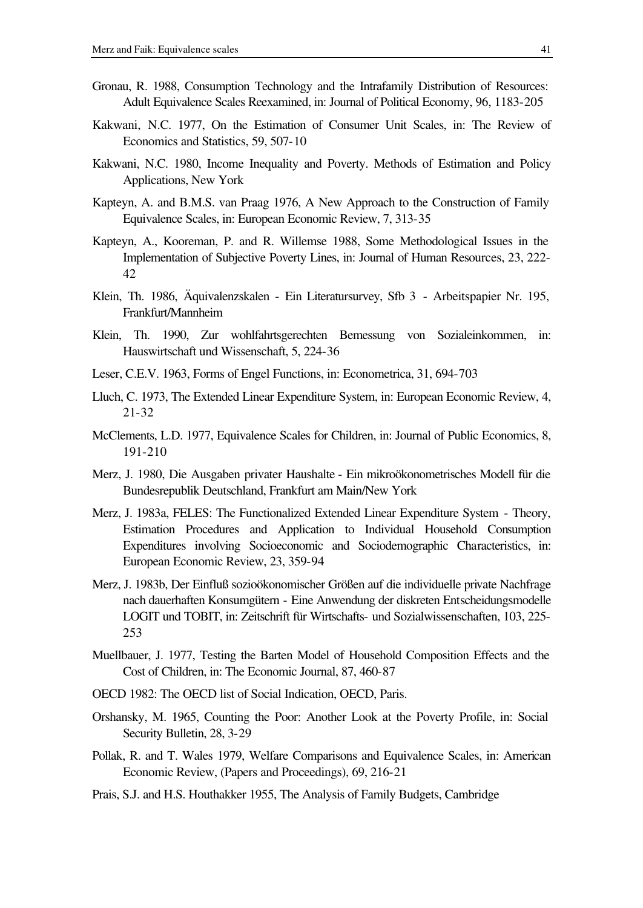Gronau, R. 1988, Consumption Technology and the Intrafamily Distribution of Resources: Adult Equivalence Scales Reexamined, in: Journal of Political Economy, 96, 1183-205

Kakwani, N.C. 1977, On the Estimation of Consumer Unit Scales, in: The Review of Economics and Statistics, 59, 507-10

Kakwani, N.C. 1980, Income Inequality and Poverty. Methods of Estimation and Policy Applications, New York

Kapteyn, A. and B.M.S. van Praag 1976, A New Approach to the Construction of Family Equivalence Scales, in: European Economic Review, 7, 313-35

Kapteyn, A., Kooreman, P. and R. Willemse 1988, Some Methodological Issues in the Implementation of Subjective Poverty Lines, in: Journal of Human Resources, 23, 222-42

Klein, Th. 1986, Äquivalenzskalen - Ein Literatursurvey, Sfb 3 - Arbeitspapier Nr. 195, Frankfurt/Mannheim

Klein, Th. 1990, Zur wohlfahrtsgerechten Bemessung von Sozialeinkommen, in: Hauswirtschaft und Wissenschaft, 5, 224-36

Leser, C.E.V. 1963, Forms of Engel Functions, in: Econometrica, 31, 694-703

Lluch, C. 1973, The Extended Linear Expenditure System, in: European Economic Review, 4, 21-32

McClements, L.D. 1977, Equivalence Scales for Children, in: Journal of Public Economics, 8, 191-210

Merz, J. 1980, Die Ausgaben privater Haushalte - Ein mikroökonometrisches Modell für die Bundesrepublik Deutschland, Frankfurt am Main/New York

Merz, J. 1983a, FELES: The Functionalized Extended Linear Expenditure System - Theory, Estimation Procedures and Application to Individual Household Consumption Expenditures involving Socioeconomic and Sociodemographic Characteristics, in: European Economic Review, 23, 359-94

Merz, J. 1983b, Der Einfluß sozioökonomischer Größen auf die individuelle private Nachfrage nach dauerhaften Konsumgütern - Eine Anwendung der diskreten Entscheidungsmodelle LOGIT und TOBIT, in: Zeitschrift für Wirtschafts- und Sozialwissenschaften, 103, 225-253

Muellbauer, J. 1977, Testing the Barten Model of Household Composition Effects and the Cost of Children, in: The Economic Journal, 87, 460-87

OECD 1982: The OECD list of Social Indication, OECD, Paris.

Orshansky, M. 1965, Counting the Poor: Another Look at the Poverty Profile, in: Social Security Bulletin, 28, 3-29

Pollak, R. and T. Wales 1979, Welfare Comparisons and Equivalence Scales, in: American Economic Review, (Papers and Proceedings), 69, 216-21

Prais, S.J. and H.S. Houthakker 1955, The Analysis of Family Budgets, Cambridge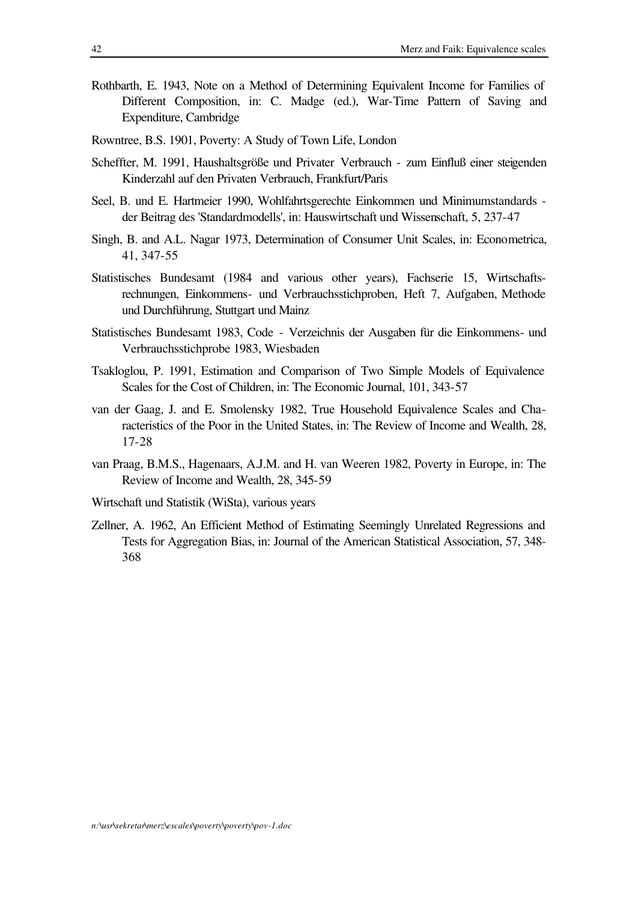Rothbarth, E. 1943, Note on a Method of Determining Equivalent Income for Families of Different Composition, in: C. Madge (ed.), War-Time Pattern of Saving and Expenditure, Cambridge

Rowntree, B.S. 1901, Poverty: A Study of Town Life, London

Scheffter, M. 1991, Haushaltsgröße und Privater Verbrauch - zum Einfluß einer steigenden Kinderzahl auf den Privaten Verbrauch, Frankfurt/Paris

Seel, B. und E. Hartmeier 1990, Wohlfahrtsgerechte Einkommen und Minimumstandards - der Beitrag des 'Standardmodells', in: Hauswirtschaft und Wissenschaft, 5, 237-47

Singh, B. and A.L. Nagar 1973, Determination of Consumer Unit Scales, in: Econometrica, 41, 347-55

Statistisches Bundesamt (1984 and various other years), Fachserie 15, Wirtschaftsrechnungen, Einkommens- und Verbrauchsstichproben, Heft 7, Aufgaben, Methode und Durchführung, Stuttgart und Mainz

Statistisches Bundesamt 1983, Code - Verzeichnis der Ausgaben für die Einkommens- und Verbrauchsstichprobe 1983, Wiesbaden

Tsakloglou, P. 1991, Estimation and Comparison of Two Simple Models of Equivalence Scales for the Cost of Children, in: The Economic Journal, 101, 343-57

van der Gaag, J. and E. Smolensky 1982, True Household Equivalence Scales and Characteristics of the Poor in the United States, in: The Review of Income and Wealth, 28, 17-28

van Praag, B.M.S., Hagenaars, A.J.M. and H. van Weeren 1982, Poverty in Europe, in: The Review of Income and Wealth, 28, 345-59

Wirtschaft und Statistik (WiSta), various years

Zellner, A. 1962, An Efficient Method of Estimating Seemingly Unrelated Regressions and Tests for Aggregation Bias, in: Journal of the American Statistical Association, 57, 348-368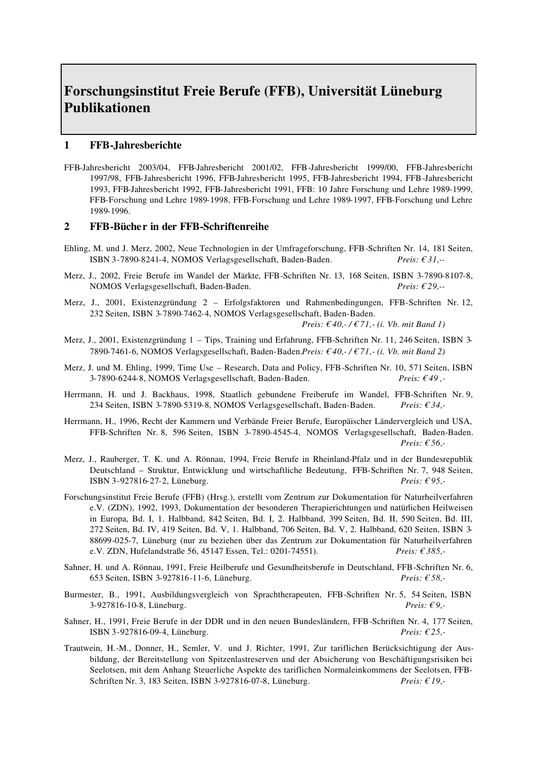# Forschungsinstitut Freie Berufe (FFB), Universität Lüneburg Publikationen

## 1 FFB-Jahresberichte

FFB-Jahresbericht 2003/04, FFB-Jahresbericht 2001/02, FFB-Jahresbericht 1999/00, FFB-Jahresbericht 1997/98, FFB-Jahresbericht 1996, FFB-Jahresbericht 1995, FFB-Jahresbericht 1994, FFB-Jahresbericht 1993, FFB-Jahresbericht 1992, FFB-Jahresbericht 1991, FFB: 10 Jahre Forschung und Lehre 1989-1999, FFB-Forschung und Lehre 1989-1998, FFB-Forschung und Lehre 1989-1997, FFB-Forschung und Lehre 1989-1996.

## 2 FFB-Bücher in der FFB-Schriftenreihe

Ehling, M. und J. Merz, 2002, Neue Technologien in der Umfrageforschung, FFB-Schriften Nr. 14, 181 Seiten, ISBN 3-7890-8241-4, NOMOS Verlagsgesellschaft, Baden-Baden. *Preis: € 31,--*

Merz, J., 2002, Freie Berufe im Wandel der Märkte, FFB-Schriften Nr. 13, 168 Seiten, ISBN 3-7890-8107-8, NOMOS Verlagsgesellschaft, Baden-Baden. *Preis: € 29,--*

Merz, J., 2001, Existenzgründung 2 – Erfolgsfaktoren und Rahmenbedingungen, FFB-Schriften Nr. 12, 232 Seiten, ISBN 3-7890-7462-4, NOMOS Verlagsgesellschaft, Baden-Baden. *Preis: € 40,- / € 71,- (i. Vb. mit Band 1)*

Merz, J., 2001, Existenzgründung 1 – Tips, Training und Erfahrung, FFB-Schriften Nr. 11, 246 Seiten, ISBN 3-7890-7461-6, NOMOS Verlagsgesellschaft, Baden-Baden. *Preis: € 40,- / € 71,- (i. Vb. mit Band 2)*

Merz, J. und M. Ehling, 1999, Time Use – Research, Data and Policy, FFB-Schriften Nr. 10, 571 Seiten, ISBN 3-7890-6244-8, NOMOS Verlagsgesellschaft, Baden-Baden. *Preis: € 49 ,-*

Herrmann, H. und J. Backhaus, 1998, Staatlich gebundene Freiberufe im Wandel, FFB-Schriften Nr. 9, 234 Seiten, ISBN 3-7890-5319-8, NOMOS Verlagsgesellschaft, Baden-Baden. *Preis: € 34,-*

Herrmann, H., 1996, Recht der Kammern und Verbände Freier Berufe, Europäischer Ländervergleich und USA, FFB-Schriften Nr. 8, 596 Seiten, ISBN 3-7890-4545-4, NOMOS Verlagsgesellschaft, Baden-Baden. *Preis: € 56,-*

Merz, J., Rauberger, T. K. und A. Rönnau, 1994, Freie Berufe in Rheinland-Pfalz und in der Bundesrepublik Deutschland – Struktur, Entwicklung und wirtschaftliche Bedeutung, FFB-Schriften Nr. 7, 948 Seiten, ISBN 3-927816-27-2, Lüneburg. *Preis: € 95,-*

Forschungsinstitut Freie Berufe (FFB) (Hrsg.), erstellt vom Zentrum zur Dokumentation für Naturheilverfahren e.V. (ZDN), 1992, 1993, Dokumentation der besonderen Therapierichtungen und natürlichen Heilweisen in Europa, Bd. I, 1. Halbband, 842 Seiten, Bd. I, 2. Halbband, 399 Seiten, Bd. II, 590 Seiten, Bd. III, 272 Seiten, Bd. IV, 419 Seiten, Bd. V, 1. Halbband, 706 Seiten, Bd. V, 2. Halbband, 620 Seiten, ISBN 3-88699-025-7, Lüneburg (nur zu beziehen über das Zentrum zur Dokumentation für Naturheilverfahren e.V. ZDN, Hufelandstraße 56, 45147 Essen, Tel.: 0201-74551). *Preis: € 385,-*

Sahner, H. und A. Rönnau, 1991, Freie Heilberufe und Gesundheitsberufe in Deutschland, FFB-Schriften Nr. 6, 653 Seiten, ISBN 3-927816-11-6, Lüneburg. *Preis: € 58,-*

Burmester, B., 1991, Ausbildungsvergleich von Sprachtherapeuten, FFB-Schriften Nr. 5, 54 Seiten, ISBN 3-927816-10-8, Lüneburg. *Preis: € 9,-*

Sahner, H., 1991, Freie Berufe in der DDR und in den neuen Bundesländern, FFB-Schriften Nr. 4, 177 Seiten, ISBN 3-927816-09-4, Lüneburg. *Preis: € 25,-*

Trautwein, H.-M., Donner, H., Semler, V. und J. Richter, 1991, Zur tariflichen Berücksichtigung der Ausbildung, der Bereitstellung von Spitzenlastreserven und der Absicherung von Beschäftigungsrisiken bei Seelotsen, mit dem Anhang Steuerliche Aspekte des tariflichen Normaleinkommens der Seelotsen, FFB-Schriften Nr. 3, 183 Seiten, ISBN 3-927816-07-8, Lüneburg. *Preis: € 19,-*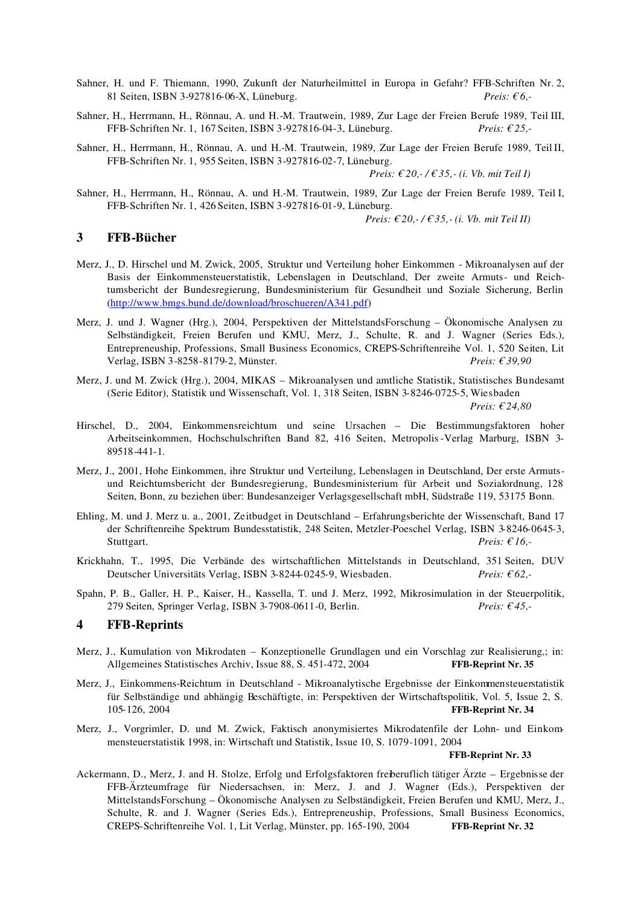Sahner, H. und F. Thiemann, 1990, Zukunft der Naturheilmittel in Europa in Gefahr? FFB-Schriften Nr. 2, 81 Seiten, ISBN 3-927816-06-X, Lüneburg. *Preis: € 6,-*

Sahner, H., Herrmann, H., Rönnau, A. und H.-M. Trautwein, 1989, Zur Lage der Freien Berufe 1989, Teil III, FFB-Schriften Nr. 1, 167 Seiten, ISBN 3-927816-04-3, Lüneburg. *Preis: € 25,-*

Sahner, H., Herrmann, H., Rönnau, A. und H.-M. Trautwein, 1989, Zur Lage der Freien Berufe 1989, Teil II, FFB-Schriften Nr. 1, 955 Seiten, ISBN 3-927816-02-7, Lüneburg. *Preis: € 20,- / € 35,- (i. Vb. mit Teil I)*

Sahner, H., Herrmann, H., Rönnau, A. und H.-M. Trautwein, 1989, Zur Lage der Freien Berufe 1989, Teil I, FFB-Schriften Nr. 1, 426 Seiten, ISBN 3-927816-01-9, Lüneburg. *Preis: € 20,- / € 35,- (i. Vb. mit Teil II)*

## 3 FFB-Bücher

Merz, J., D. Hirschel und M. Zwick, 2005, Struktur und Verteilung hoher Einkommen - Mikroanalysen auf der Basis der Einkommensteuerstatistik, Lebenslagen in Deutschland, Der zweite Armuts- und Reichtumsbericht der Bundesregierung, Bundesministerium für Gesundheit und Soziale Sicherung, Berlin (http://www.bmgs.bund.de/download/broschueren/A341.pdf)

Merz, J. und J. Wagner (Hrg.), 2004, Perspektiven der MittelstandsForschung – Ökonomische Analysen zu Selbständigkeit, Freien Berufen und KMU, Merz, J., Schulte, R. and J. Wagner (Series Eds.), Entrepreneuship, Professions, Small Business Economics, CREPS-Schriftenreihe Vol. 1, 520 Seiten, Lit Verlag, ISBN 3-8258-8179-2, Münster. *Preis: € 39,90*

Merz, J. und M. Zwick (Hrg.), 2004, MIKAS – Mikroanalysen und amtliche Statistik, Statistisches Bundesamt (Serie Editor), Statistik und Wissenschaft, Vol. 1, 318 Seiten, ISBN 3-8246-0725-5, Wiesbaden *Preis: € 24,80*

Hirschel, D., 2004, Einkommensreichtum und seine Ursachen – Die Bestimmungsfaktoren hoher Arbeitseinkommen, Hochschulschriften Band 82, 416 Seiten, Metropolis-Verlag Marburg, ISBN 3-89518-441-1.

Merz, J., 2001, Hohe Einkommen, ihre Struktur und Verteilung, Lebenslagen in Deutschland, Der erste Armuts- und Reichtumsbericht der Bundesregierung, Bundesministerium für Arbeit und Sozialordnung, 128 Seiten, Bonn, zu beziehen über: Bundesanzeiger Verlagsgesellschaft mbH, Südstraße 119, 53175 Bonn.

Ehling, M. und J. Merz u. a., 2001, Zeitbudget in Deutschland – Erfahrungsberichte der Wissenschaft, Band 17 der Schriftenreihe Spektrum Bundesstatistik, 248 Seiten, Metzler-Poeschel Verlag, ISBN 3-8246-0645-3, Stuttgart. *Preis: € 16,-*

Krickhahn, T., 1995, Die Verbände des wirtschaftlichen Mittelstands in Deutschland, 351 Seiten, DUV Deutscher Universitäts Verlag, ISBN 3-8244-0245-9, Wiesbaden. *Preis: € 62,-*

Spahn, P. B., Galler, H. P., Kaiser, H., Kassella, T. und J. Merz, 1992, Mikrosimulation in der Steuerpolitik, 279 Seiten, Springer Verlag, ISBN 3-7908-0611-0, Berlin. *Preis: € 45,-*

## 4 FFB-Reprints

Merz, J., Kumulation von Mikrodaten – Konzeptionelle Grundlagen und ein Vorschlag zur Realisierung,; in: Allgemeines Statistisches Archiv, Issue 88, S. 451-472, 2004 **FFB-Reprint Nr. 35**

Merz, J., Einkommens-Reichtum in Deutschland - Mikroanalytische Ergebnisse der Einkommensteuerstatistik für Selbständige und abhängig Beschäftigte, in: Perspektiven der Wirtschaftspolitik, Vol. 5, Issue 2, S. 105-126, 2004 **FFB-Reprint Nr. 34**

Merz, J., Vorgrimler, D. und M. Zwick, Faktisch anonymisiertes Mikrodatenfile der Lohn- und Einkommensteuerstatistik 1998, in: Wirtschaft und Statistik, Issue 10, S. 1079-1091, 2004 **FFB-Reprint Nr. 33**

Ackermann, D., Merz, J. and H. Stolze, Erfolg und Erfolgsfaktoren freiberuflich tätiger Ärzte – Ergebnisse der FFB-Ärzteumfrage für Niedersachsen, in: Merz, J. and J. Wagner (Eds.), Perspektiven der MittelstandsForschung – Ökonomische Analysen zu Selbständigkeit, Freien Berufen und KMU, Merz, J., Schulte, R. and J. Wagner (Series Eds.), Entrepreneuship, Professions, Small Business Economics, CREPS-Schriftenreihe Vol. 1, Lit Verlag, Münster, pp. 165-190, 2004 **FFB-Reprint Nr. 32**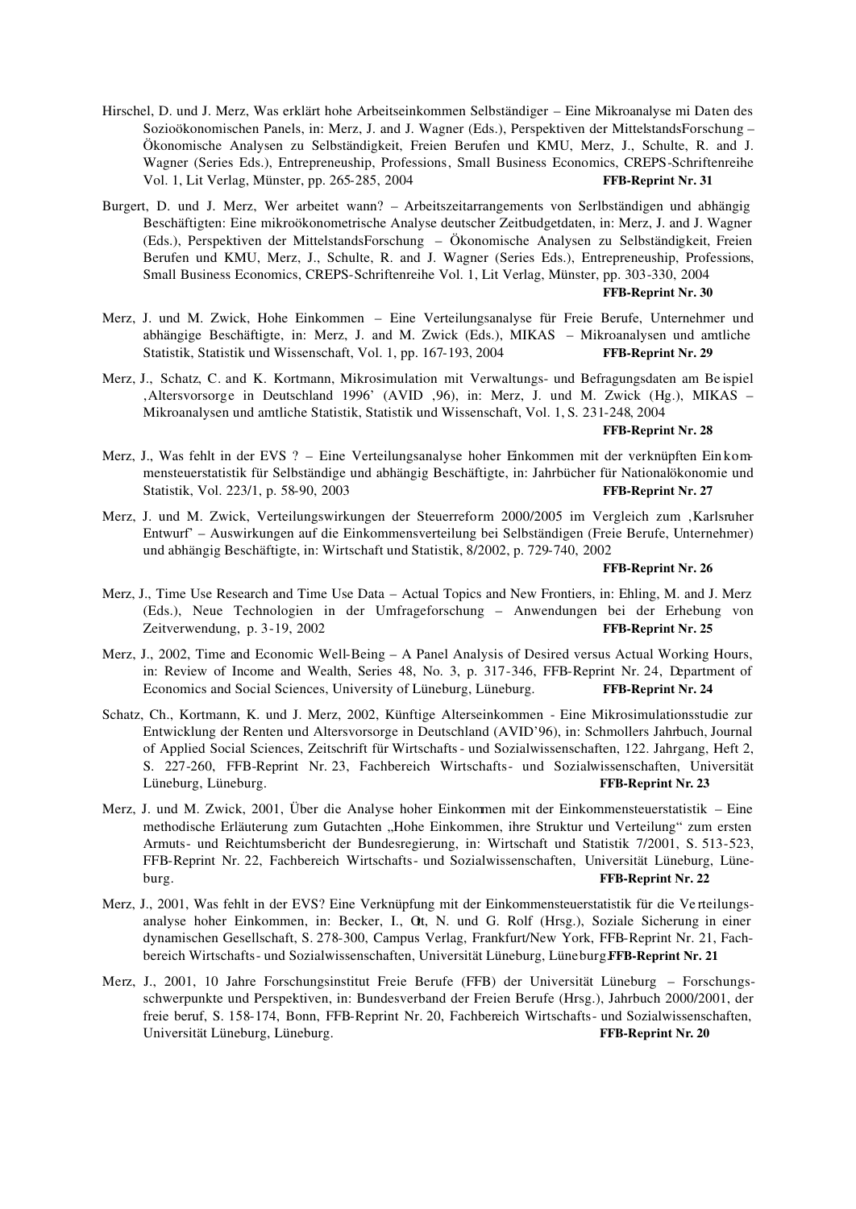Hirschel, D. und J. Merz, Was erklärt hohe Arbeitseinkommen Selbständiger – Eine Mikroanalyse mi Daten des Sozioökonomischen Panels, in: Merz, J. and J. Wagner (Eds.), Perspektiven der MittelstandsForschung – Ökonomische Analysen zu Selbständigkeit, Freien Berufen und KMU, Merz, J., Schulte, R. and J. Wagner (Series Eds.), Entrepreneuship, Professions, Small Business Economics, CREPS-Schriftenreihe Vol. 1, Lit Verlag, Münster, pp. 265-285, 2004 **FFB-Reprint Nr. 31**

Burgert, D. und J. Merz, Wer arbeitet wann? – Arbeitszeitarrangements von Serlbständigen und abhängig Beschäftigten: Eine mikroökonometrische Analyse deutscher Zeitbudgetdaten, in: Merz, J. and J. Wagner (Eds.), Perspektiven der MittelstandsForschung – Ökonomische Analysen zu Selbständigkeit, Freien Berufen und KMU, Merz, J., Schulte, R. and J. Wagner (Series Eds.), Entrepreneuship, Professions, Small Business Economics, CREPS-Schriftenreihe Vol. 1, Lit Verlag, Münster, pp. 303-330, 2004 **FFB-Reprint Nr. 30**

Merz, J. und M. Zwick, Hohe Einkommen – Eine Verteilungsanalyse für Freie Berufe, Unternehmer und abhängige Beschäftigte, in: Merz, J. and M. Zwick (Eds.), MIKAS – Mikroanalysen und amtliche Statistik, Statistik und Wissenschaft, Vol. 1, pp. 167-193, 2004 **FFB-Reprint Nr. 29**

Merz, J., Schatz, C. and K. Kortmann, Mikrosimulation mit Verwaltungs- und Befragungsdaten am Beispiel 'Altersvorsorge in Deutschland 1996' (AVID '96), in: Merz, J. und M. Zwick (Hg.), MIKAS – Mikroanalysen und amtliche Statistik, Statistik und Wissenschaft, Vol. 1, S. 231-248, 2004 **FFB-Reprint Nr. 28**

Merz, J., Was fehlt in der EVS ? – Eine Verteilungsanalyse hoher Einkommen mit der verknüpften Einkommensteuerstatistik für Selbständige und abhängig Beschäftigte, in: Jahrbücher für Nationalökonomie und Statistik, Vol. 223/1, p. 58-90, 2003 **FFB-Reprint Nr. 27**

Merz, J. und M. Zwick, Verteilungswirkungen der Steuerreform 2000/2005 im Vergleich zum 'Karlsruher Entwurf' – Auswirkungen auf die Einkommensverteilung bei Selbständigen (Freie Berufe, Unternehmer) und abhängig Beschäftigte, in: Wirtschaft und Statistik, 8/2002, p. 729-740, 2002 **FFB-Reprint Nr. 26**

Merz, J., Time Use Research and Time Use Data – Actual Topics and New Frontiers, in: Ehling, M. and J. Merz (Eds.), Neue Technologien in der Umfrageforschung – Anwendungen bei der Erhebung von Zeitverwendung, p. 3-19, 2002 **FFB-Reprint Nr. 25**

Merz, J., 2002, Time and Economic Well-Being – A Panel Analysis of Desired versus Actual Working Hours, in: Review of Income and Wealth, Series 48, No. 3, p. 317-346, FFB-Reprint Nr. 24, Department of Economics and Social Sciences, University of Lüneburg, Lüneburg. **FFB-Reprint Nr. 24**

Schatz, Ch., Kortmann, K. und J. Merz, 2002, Künftige Alterseinkommen - Eine Mikrosimulationsstudie zur Entwicklung der Renten und Altersvorsorge in Deutschland (AVID'96), in: Schmollers Jahrbuch, Journal of Applied Social Sciences, Zeitschrift für Wirtschafts- und Sozialwissenschaften, 122. Jahrgang, Heft 2, S. 227-260, FFB-Reprint Nr. 23, Fachbereich Wirtschafts- und Sozialwissenschaften, Universität Lüneburg, Lüneburg. **FFB-Reprint Nr. 23**

Merz, J. und M. Zwick, 2001, Über die Analyse hoher Einkommen mit der Einkommensteuerstatistik – Eine methodische Erläuterung zum Gutachten „Hohe Einkommen, ihre Struktur und Verteilung" zum ersten Armuts- und Reichtumsbericht der Bundesregierung, in: Wirtschaft und Statistik 7/2001, S. 513-523, FFB-Reprint Nr. 22, Fachbereich Wirtschafts- und Sozialwissenschaften, Universität Lüneburg, Lüneburg. **FFB-Reprint Nr. 22**

Merz, J., 2001, Was fehlt in der EVS? Eine Verknüpfung mit der Einkommensteuerstatistik für die Verteilungsanalyse hoher Einkommen, in: Becker, I., Ott, N. und G. Rolf (Hrsg.), Soziale Sicherung in einer dynamischen Gesellschaft, S. 278-300, Campus Verlag, Frankfurt/New York, FFB-Reprint Nr. 21, Fachbereich Wirtschafts- und Sozialwissenschaften, Universität Lüneburg, Lüneburg. **FFB-Reprint Nr. 21**

Merz, J., 2001, 10 Jahre Forschungsinstitut Freie Berufe (FFB) der Universität Lüneburg – Forschungsschwerpunkte und Perspektiven, in: Bundesverband der Freien Berufe (Hrsg.), Jahrbuch 2000/2001, der freie beruf, S. 158-174, Bonn, FFB-Reprint Nr. 20, Fachbereich Wirtschafts- und Sozialwissenschaften, Universität Lüneburg, Lüneburg. **FFB-Reprint Nr. 20**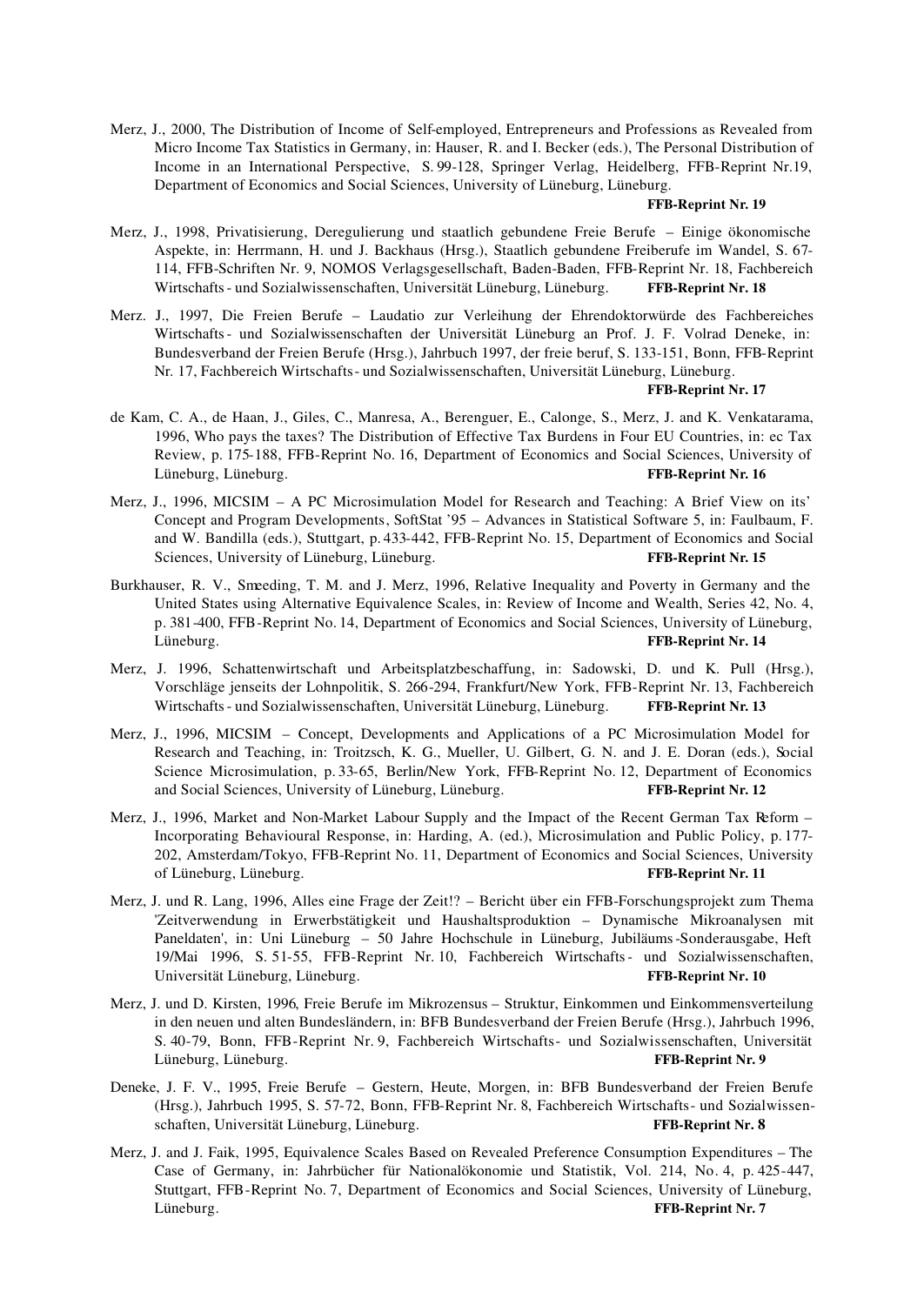Merz, J., 2000, The Distribution of Income of Self-employed, Entrepreneurs and Professions as Revealed from Micro Income Tax Statistics in Germany, in: Hauser, R. and I. Becker (eds.), The Personal Distribution of Income in an International Perspective, S. 99-128, Springer Verlag, Heidelberg, FFB-Reprint Nr.19, Department of Economics and Social Sciences, University of Lüneburg, Lüneburg. **FFB-Reprint Nr. 19**

Merz, J., 1998, Privatisierung, Deregulierung und staatlich gebundene Freie Berufe – Einige ökonomische Aspekte, in: Herrmann, H. und J. Backhaus (Hrsg.), Staatlich gebundene Freiberufe im Wandel, S. 67-114, FFB-Schriften Nr. 9, NOMOS Verlagsgesellschaft, Baden-Baden, FFB-Reprint Nr. 18, Fachbereich Wirtschafts- und Sozialwissenschaften, Universität Lüneburg, Lüneburg. **FFB-Reprint Nr. 18**

Merz. J., 1997, Die Freien Berufe – Laudatio zur Verleihung der Ehrendoktorwürde des Fachbereiches Wirtschafts- und Sozialwissenschaften der Universität Lüneburg an Prof. J. F. Volrad Deneke, in: Bundesverband der Freien Berufe (Hrsg.), Jahrbuch 1997, der freie beruf, S. 133-151, Bonn, FFB-Reprint Nr. 17, Fachbereich Wirtschafts- und Sozialwissenschaften, Universität Lüneburg, Lüneburg. **FFB-Reprint Nr. 17**

de Kam, C. A., de Haan, J., Giles, C., Manresa, A., Berenguer, E., Calonge, S., Merz, J. and K. Venkatarama, 1996, Who pays the taxes? The Distribution of Effective Tax Burdens in Four EU Countries, in: ec Tax Review, p. 175-188, FFB-Reprint No. 16, Department of Economics and Social Sciences, University of Lüneburg, Lüneburg. **FFB-Reprint Nr. 16**

Merz, J., 1996, MICSIM – A PC Microsimulation Model for Research and Teaching: A Brief View on its' Concept and Program Developments, SoftStat '95 – Advances in Statistical Software 5, in: Faulbaum, F. and W. Bandilla (eds.), Stuttgart, p. 433-442, FFB-Reprint No. 15, Department of Economics and Social Sciences, University of Lüneburg, Lüneburg. **FFB-Reprint Nr. 15**

Burkhauser, R. V., Smeeding, T. M. and J. Merz, 1996, Relative Inequality and Poverty in Germany and the United States using Alternative Equivalence Scales, in: Review of Income and Wealth, Series 42, No. 4, p. 381-400, FFB-Reprint No. 14, Department of Economics and Social Sciences, University of Lüneburg, Lüneburg. **FFB-Reprint Nr. 14**

Merz, J. 1996, Schattenwirtschaft und Arbeitsplatzbeschaffung, in: Sadowski, D. und K. Pull (Hrsg.), Vorschläge jenseits der Lohnpolitik, S. 266-294, Frankfurt/New York, FFB-Reprint Nr. 13, Fachbereich Wirtschafts- und Sozialwissenschaften, Universität Lüneburg, Lüneburg. **FFB-Reprint Nr. 13**

Merz, J., 1996, MICSIM – Concept, Developments and Applications of a PC Microsimulation Model for Research and Teaching, in: Troitzsch, K. G., Mueller, U. Gilbert, G. N. and J. E. Doran (eds.), Social Science Microsimulation, p. 33-65, Berlin/New York, FFB-Reprint No. 12, Department of Economics and Social Sciences, University of Lüneburg, Lüneburg. **FFB-Reprint Nr. 12**

Merz, J., 1996, Market and Non-Market Labour Supply and the Impact of the Recent German Tax Reform – Incorporating Behavioural Response, in: Harding, A. (ed.), Microsimulation and Public Policy, p. 177-202, Amsterdam/Tokyo, FFB-Reprint No. 11, Department of Economics and Social Sciences, University of Lüneburg, Lüneburg. **FFB-Reprint Nr. 11**

Merz, J. und R. Lang, 1996, Alles eine Frage der Zeit!? – Bericht über ein FFB-Forschungsprojekt zum Thema 'Zeitverwendung in Erwerbstätigkeit und Haushaltsproduktion – Dynamische Mikroanalysen mit Paneldaten', in: Uni Lüneburg – 50 Jahre Hochschule in Lüneburg, Jubiläums-Sonderausgabe, Heft 19/Mai 1996, S. 51-55, FFB-Reprint Nr. 10, Fachbereich Wirtschafts- und Sozialwissenschaften, Universität Lüneburg, Lüneburg. **FFB-Reprint Nr. 10**

Merz, J. und D. Kirsten, 1996, Freie Berufe im Mikrozensus – Struktur, Einkommen und Einkommensverteilung in den neuen und alten Bundesländern, in: BFB Bundesverband der Freien Berufe (Hrsg.), Jahrbuch 1996, S. 40-79, Bonn, FFB-Reprint Nr. 9, Fachbereich Wirtschafts- und Sozialwissenschaften, Universität Lüneburg, Lüneburg. **FFB-Reprint Nr. 9**

Deneke, J. F. V., 1995, Freie Berufe – Gestern, Heute, Morgen, in: BFB Bundesverband der Freien Berufe (Hrsg.), Jahrbuch 1995, S. 57-72, Bonn, FFB-Reprint Nr. 8, Fachbereich Wirtschafts- und Sozialwissenschaften, Universität Lüneburg, Lüneburg. **FFB-Reprint Nr. 8**

Merz, J. and J. Faik, 1995, Equivalence Scales Based on Revealed Preference Consumption Expenditures – The Case of Germany, in: Jahrbücher für Nationalökonomie und Statistik, Vol. 214, No. 4, p. 425-447, Stuttgart, FFB-Reprint No. 7, Department of Economics and Social Sciences, University of Lüneburg, Lüneburg. **FFB-Reprint Nr. 7**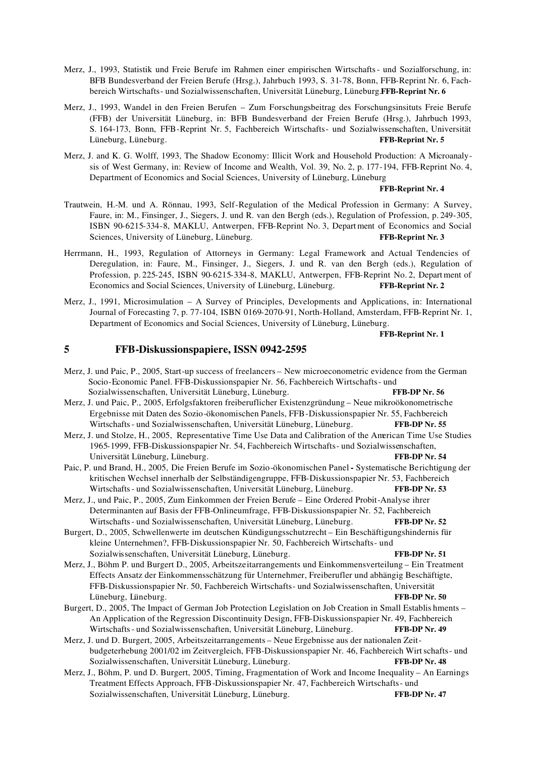Merz, J., 1993, Statistik und Freie Berufe im Rahmen einer empirischen Wirtschafts- und Sozialforschung, in: BFB Bundesverband der Freien Berufe (Hrsg.), Jahrbuch 1993, S. 31-78, Bonn, FFB-Reprint Nr. 6, Fachbereich Wirtschafts- und Sozialwissenschaften, Universität Lüneburg, Lüneburg. **FFB-Reprint Nr. 6**

Merz, J., 1993, Wandel in den Freien Berufen – Zum Forschungsbeitrag des Forschungsinsituts Freie Berufe (FFB) der Universität Lüneburg, in: BFB Bundesverband der Freien Berufe (Hrsg.), Jahrbuch 1993, S. 164-173, Bonn, FFB-Reprint Nr. 5, Fachbereich Wirtschafts- und Sozialwissenschaften, Universität Lüneburg, Lüneburg. **FFB-Reprint Nr. 5**

Merz, J. and K. G. Wolff, 1993, The Shadow Economy: Illicit Work and Household Production: A Microanalysis of West Germany, in: Review of Income and Wealth, Vol. 39, No. 2, p. 177-194, FFB-Reprint No. 4, Department of Economics and Social Sciences, University of Lüneburg, Lüneburg **FFB-Reprint Nr. 4**

Trautwein, H.-M. und A. Rönnau, 1993, Self-Regulation of the Medical Profession in Germany: A Survey, Faure, in: M., Finsinger, J., Siegers, J. und R. van den Bergh (eds.), Regulation of Profession, p. 249-305, ISBN 90-6215-334-8, MAKLU, Antwerpen, FFB-Reprint No. 3, Department of Economics and Social Sciences, University of Lüneburg, Lüneburg. **FFB-Reprint Nr. 3**

Herrmann, H., 1993, Regulation of Attorneys in Germany: Legal Framework and Actual Tendencies of Deregulation, in: Faure, M., Finsinger, J., Siegers, J. und R. van den Bergh (eds.), Regulation of Profession, p. 225-245, ISBN 90-6215-334-8, MAKLU, Antwerpen, FFB-Reprint No. 2, Department of Economics and Social Sciences, University of Lüneburg, Lüneburg. **FFB-Reprint Nr. 2**

Merz, J., 1991, Microsimulation – A Survey of Principles, Developments and Applications, in: International Journal of Forecasting 7, p. 77-104, ISBN 0169-2070-91, North-Holland, Amsterdam, FFB-Reprint Nr. 1, Department of Economics and Social Sciences, University of Lüneburg, Lüneburg. **FFB-Reprint Nr. 1**

## 5 FFB-Diskussionspapiere, ISSN 0942-2595

Merz, J. und Paic, P., 2005, Start-up success of freelancers – New microeconometric evidence from the German Socio-Economic Panel. FFB-Diskussionspapier Nr. 56, Fachbereich Wirtschafts- und Sozialwissenschaften, Universität Lüneburg, Lüneburg. **FFB-DP Nr. 56**

Merz, J. und Paic, P., 2005, Erfolgsfaktoren freiberuflicher Existenzgründung – Neue mikroökonometrische Ergebnisse mit Daten des Sozio-ökonomischen Panels, FFB-Diskussionspapier Nr. 55, Fachbereich Wirtschafts- und Sozialwissenschaften, Universität Lüneburg, Lüneburg. **FFB-DP Nr. 55**

Merz, J. und Stolze, H., 2005, Representative Time Use Data and Calibration of the American Time Use Studies 1965-1999, FFB-Diskussionspapier Nr. 54, Fachbereich Wirtschafts- und Sozialwissenschaften, Universität Lüneburg, Lüneburg. **FFB-DP Nr. 54**

Paic, P. und Brand, H., 2005, Die Freien Berufe im Sozio-ökonomischen Panel - Systematische Berichtigung der kritischen Wechsel innerhalb der Selbständigengruppe, FFB-Diskussionspapier Nr. 53, Fachbereich Wirtschafts- und Sozialwissenschaften, Universität Lüneburg, Lüneburg. **FFB-DP Nr. 53**

Merz, J., und Paic, P., 2005, Zum Einkommen der Freien Berufe – Eine Ordered Probit-Analyse ihrer Determinanten auf Basis der FFB-Onlineumfrage, FFB-Diskussionspapier Nr. 52, Fachbereich Wirtschafts- und Sozialwissenschaften, Universität Lüneburg, Lüneburg. **FFB-DP Nr. 52**

Burgert, D., 2005, Schwellenwerte im deutschen Kündigungsschutzrecht – Ein Beschäftigungshindernis für kleine Unternehmen?, FFB-Diskussionspapier Nr. 50, Fachbereich Wirtschafts- und Sozialwissenschaften, Universität Lüneburg, Lüneburg. **FFB-DP Nr. 51**

Merz, J., Böhm P. und Burgert D., 2005, Arbeitszeitarrangements und Einkommensverteilung – Ein Treatment Effects Ansatz der Einkommensschätzung für Unternehmer, Freiberufler und abhängig Beschäftigte, FFB-Diskussionspapier Nr. 50, Fachbereich Wirtschafts- und Sozialwissenschaften, Universität Lüneburg, Lüneburg. **FFB-DP Nr. 50**

Burgert, D., 2005, The Impact of German Job Protection Legislation on Job Creation in Small Establishments – An Application of the Regression Discontinuity Design, FFB-Diskussionspapier Nr. 49, Fachbereich Wirtschafts- und Sozialwissenschaften, Universität Lüneburg, Lüneburg. **FFB-DP Nr. 49**

Merz, J. und D. Burgert, 2005, Arbeitszeitarrangements – Neue Ergebnisse aus der nationalen Zeitbudgeterhebung 2001/02 im Zeitvergleich, FFB-Diskussionspapier Nr. 46, Fachbereich Wirtschafts- und Sozialwissenschaften, Universität Lüneburg, Lüneburg. **FFB-DP Nr. 48**

Merz, J., Böhm, P. und D. Burgert, 2005, Timing, Fragmentation of Work and Income Inequality – An Earnings Treatment Effects Approach, FFB-Diskussionspapier Nr. 47, Fachbereich Wirtschafts- und Sozialwissenschaften, Universität Lüneburg, Lüneburg. **FFB-DP Nr. 47**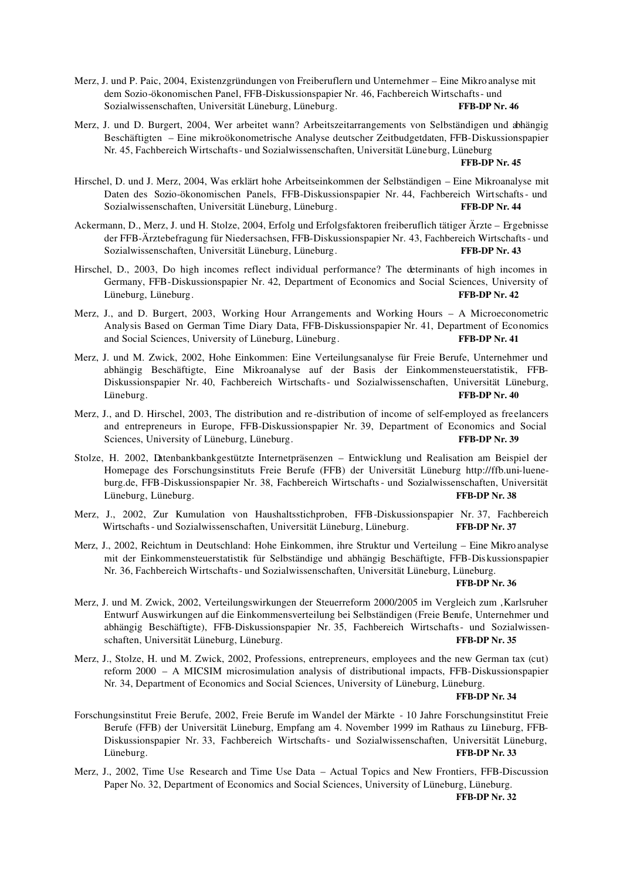Merz, J. und P. Paic, 2004, Existenzgründungen von Freiberuflern und Unternehmer – Eine Mikroanalyse mit dem Sozio-ökonomischen Panel, FFB-Diskussionspapier Nr. 46, Fachbereich Wirtschafts- und Sozialwissenschaften, Universität Lüneburg, Lüneburg. **FFB-DP Nr. 46**

Merz, J. und D. Burgert, 2004, Wer arbeitet wann? Arbeitszeitarrangements von Selbständigen und abhängig Beschäftigten – Eine mikroökonometrische Analyse deutscher Zeitbudgetdaten, FFB-Diskussionspapier Nr. 45, Fachbereich Wirtschafts- und Sozialwissenschaften, Universität Lüneburg, Lüneburg **FFB-DP Nr. 45**

Hirschel, D. und J. Merz, 2004, Was erklärt hohe Arbeitseinkommen der Selbständigen – Eine Mikroanalyse mit Daten des Sozio-ökonomischen Panels, FFB-Diskussionspapier Nr. 44, Fachbereich Wirtschafts- und Sozialwissenschaften, Universität Lüneburg, Lüneburg. **FFB-DP Nr. 44**

Ackermann, D., Merz, J. und H. Stolze, 2004, Erfolg und Erfolgsfaktoren freiberuflich tätiger Ärzte – Ergebnisse der FFB-Ärztebefragung für Niedersachsen, FFB-Diskussionspapier Nr. 43, Fachbereich Wirtschafts- und Sozialwissenschaften, Universität Lüneburg, Lüneburg. **FFB-DP Nr. 43**

Hirschel, D., 2003, Do high incomes reflect individual performance? The determinants of high incomes in Germany, FFB-Diskussionspapier Nr. 42, Department of Economics and Social Sciences, University of Lüneburg, Lüneburg. **FFB-DP Nr. 42**

Merz, J., and D. Burgert, 2003, Working Hour Arrangements and Working Hours – A Microeconometric Analysis Based on German Time Diary Data, FFB-Diskussionspapier Nr. 41, Department of Economics and Social Sciences, University of Lüneburg, Lüneburg. **FFB-DP Nr. 41**

Merz, J. und M. Zwick, 2002, Hohe Einkommen: Eine Verteilungsanalyse für Freie Berufe, Unternehmer und abhängig Beschäftigte, Eine Mikroanalyse auf der Basis der Einkommensteuerstatistik, FFB-Diskussionspapier Nr. 40, Fachbereich Wirtschafts- und Sozialwissenschaften, Universität Lüneburg, Lüneburg. **FFB-DP Nr. 40**

Merz, J., and D. Hirschel, 2003, The distribution and re-distribution of income of self-employed as freelancers and entrepreneurs in Europe, FFB-Diskussionspapier Nr. 39, Department of Economics and Social Sciences, University of Lüneburg, Lüneburg. **FFB-DP Nr. 39**

Stolze, H. 2002, Datenbankbankgestützte Internetpräsenzen – Entwicklung und Realisation am Beispiel der Homepage des Forschungsinstituts Freie Berufe (FFB) der Universität Lüneburg http://ffb.uni-lueneburg.de, FFB-Diskussionspapier Nr. 38, Fachbereich Wirtschafts- und Sozialwissenschaften, Universität Lüneburg, Lüneburg. **FFB-DP Nr. 38**

Merz, J., 2002, Zur Kumulation von Haushaltsstichproben, FFB-Diskussionspapier Nr. 37, Fachbereich Wirtschafts- und Sozialwissenschaften, Universität Lüneburg, Lüneburg. **FFB-DP Nr. 37**

Merz, J., 2002, Reichtum in Deutschland: Hohe Einkommen, ihre Struktur und Verteilung – Eine Mikroanalyse mit der Einkommensteuerstatistik für Selbständige und abhängig Beschäftigte, FFB-Diskussionspapier Nr. 36, Fachbereich Wirtschafts- und Sozialwissenschaften, Universität Lüneburg, Lüneburg. **FFB-DP Nr. 36**

Merz, J. und M. Zwick, 2002, Verteilungswirkungen der Steuerreform 2000/2005 im Vergleich zum ‚Karlsruher Entwurf Auswirkungen auf die Einkommensverteilung bei Selbständigen (Freie Berufe, Unternehmer und abhängig Beschäftigte), FFB-Diskussionspapier Nr. 35, Fachbereich Wirtschafts- und Sozialwissenschaften, Universität Lüneburg, Lüneburg. **FFB-DP Nr. 35**

Merz, J., Stolze, H. und M. Zwick, 2002, Professions, entrepreneurs, employees and the new German tax (cut) reform 2000 – A MICSIM microsimulation analysis of distributional impacts, FFB-Diskussionspapier Nr. 34, Department of Economics and Social Sciences, University of Lüneburg, Lüneburg. **FFB-DP Nr. 34**

Forschungsinstitut Freie Berufe, 2002, Freie Berufe im Wandel der Märkte - 10 Jahre Forschungsinstitut Freie Berufe (FFB) der Universität Lüneburg, Empfang am 4. November 1999 im Rathaus zu Lüneburg, FFB-Diskussionspapier Nr. 33, Fachbereich Wirtschafts- und Sozialwissenschaften, Universität Lüneburg, Lüneburg. **FFB-DP Nr. 33**

Merz, J., 2002, Time Use Research and Time Use Data – Actual Topics and New Frontiers, FFB-Discussion Paper No. 32, Department of Economics and Social Sciences, University of Lüneburg, Lüneburg. **FFB-DP Nr. 32**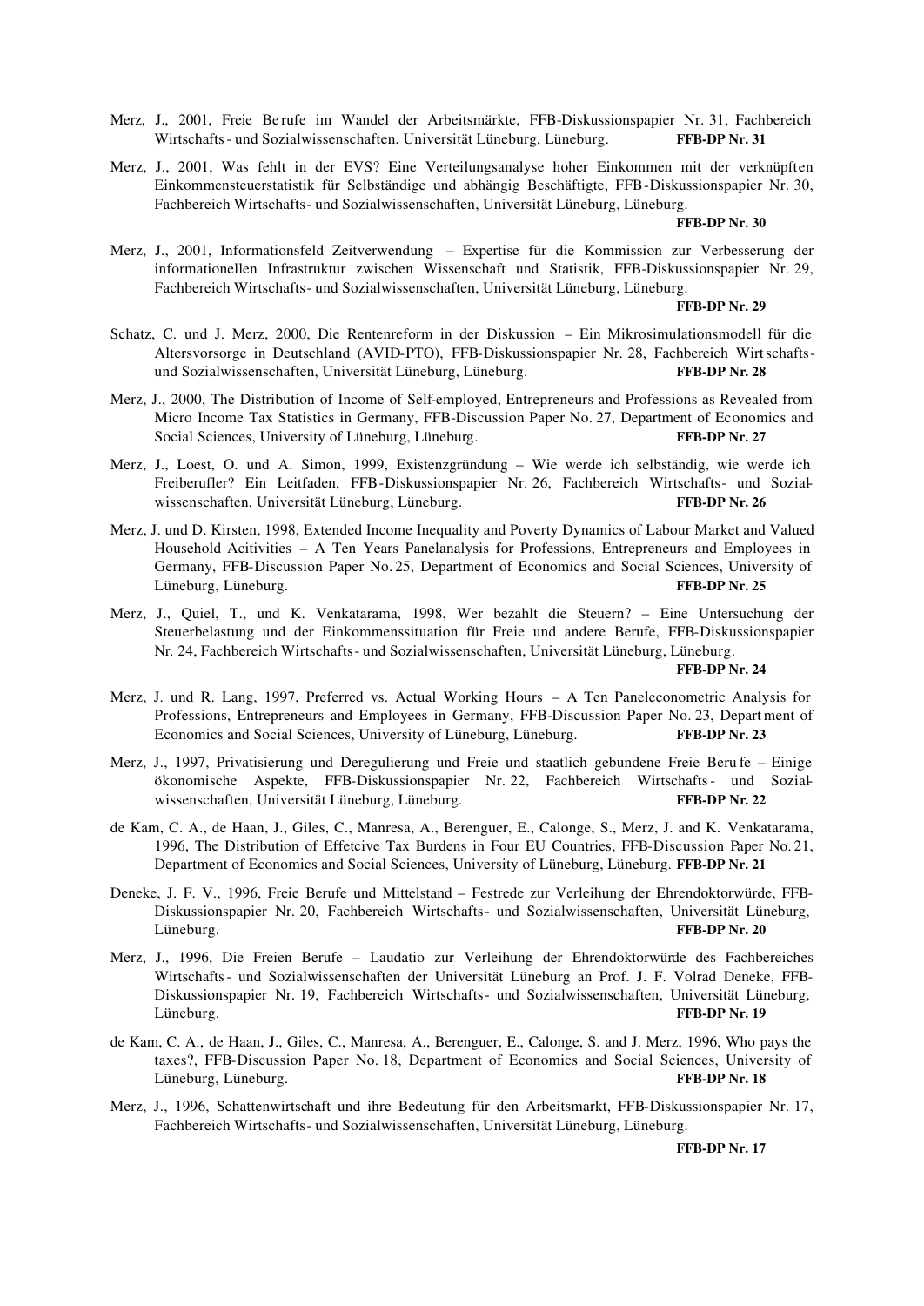Merz, J., 2001, Freie Berufe im Wandel der Arbeitsmärkte, FFB-Diskussionspapier Nr. 31, Fachbereich Wirtschafts- und Sozialwissenschaften, Universität Lüneburg, Lüneburg. **FFB-DP Nr. 31**

Merz, J., 2001, Was fehlt in der EVS? Eine Verteilungsanalyse hoher Einkommen mit der verknüpften Einkommensteuerstatistik für Selbständige und abhängig Beschäftigte, FFB-Diskussionspapier Nr. 30, Fachbereich Wirtschafts- und Sozialwissenschaften, Universität Lüneburg, Lüneburg. **FFB-DP Nr. 30**

Merz, J., 2001, Informationsfeld Zeitverwendung – Expertise für die Kommission zur Verbesserung der informationellen Infrastruktur zwischen Wissenschaft und Statistik, FFB-Diskussionspapier Nr. 29, Fachbereich Wirtschafts- und Sozialwissenschaften, Universität Lüneburg, Lüneburg. **FFB-DP Nr. 29**

Schatz, C. und J. Merz, 2000, Die Rentenreform in der Diskussion – Ein Mikrosimulationsmodell für die Altersvorsorge in Deutschland (AVID-PTO), FFB-Diskussionspapier Nr. 28, Fachbereich Wirtschafts- und Sozialwissenschaften, Universität Lüneburg, Lüneburg. **FFB-DP Nr. 28**

Merz, J., 2000, The Distribution of Income of Self-employed, Entrepreneurs and Professions as Revealed from Micro Income Tax Statistics in Germany, FFB-Discussion Paper No. 27, Department of Economics and Social Sciences, University of Lüneburg, Lüneburg. **FFB-DP Nr. 27**

Merz, J., Loest, O. und A. Simon, 1999, Existenzgründung – Wie werde ich selbständig, wie werde ich Freiberufler? Ein Leitfaden, FFB-Diskussionspapier Nr. 26, Fachbereich Wirtschafts- und Sozialwissenschaften, Universität Lüneburg, Lüneburg. **FFB-DP Nr. 26**

Merz, J. und D. Kirsten, 1998, Extended Income Inequality and Poverty Dynamics of Labour Market and Valued Household Acitivities – A Ten Years Panelanalysis for Professions, Entrepreneurs and Employees in Germany, FFB-Discussion Paper No. 25, Department of Economics and Social Sciences, University of Lüneburg, Lüneburg. **FFB-DP Nr. 25**

Merz, J., Quiel, T., und K. Venkatarama, 1998, Wer bezahlt die Steuern? – Eine Untersuchung der Steuerbelastung und der Einkommenssituation für Freie und andere Berufe, FFB-Diskussionspapier Nr. 24, Fachbereich Wirtschafts- und Sozialwissenschaften, Universität Lüneburg, Lüneburg. **FFB-DP Nr. 24**

Merz, J. und R. Lang, 1997, Preferred vs. Actual Working Hours – A Ten Paneleconometric Analysis for Professions, Entrepreneurs and Employees in Germany, FFB-Discussion Paper No. 23, Department of Economics and Social Sciences, University of Lüneburg, Lüneburg. **FFB-DP Nr. 23**

Merz, J., 1997, Privatisierung und Deregulierung und Freie und staatlich gebundene Freie Berufe – Einige ökonomische Aspekte, FFB-Diskussionspapier Nr. 22, Fachbereich Wirtschafts- und Sozialwissenschaften, Universität Lüneburg, Lüneburg. **FFB-DP Nr. 22**

de Kam, C. A., de Haan, J., Giles, C., Manresa, A., Berenguer, E., Calonge, S., Merz, J. and K. Venkatarama, 1996, The Distribution of Effetcive Tax Burdens in Four EU Countries, FFB-Discussion Paper No. 21, Department of Economics and Social Sciences, University of Lüneburg, Lüneburg. **FFB-DP Nr. 21**

Deneke, J. F. V., 1996, Freie Berufe und Mittelstand – Festrede zur Verleihung der Ehrendoktorwürde, FFB-Diskussionspapier Nr. 20, Fachbereich Wirtschafts- und Sozialwissenschaften, Universität Lüneburg, Lüneburg. **FFB-DP Nr. 20**

Merz, J., 1996, Die Freien Berufe – Laudatio zur Verleihung der Ehrendoktorwürde des Fachbereiches Wirtschafts- und Sozialwissenschaften der Universität Lüneburg an Prof. J. F. Volrad Deneke, FFB-Diskussionspapier Nr. 19, Fachbereich Wirtschafts- und Sozialwissenschaften, Universität Lüneburg, Lüneburg. **FFB-DP Nr. 19**

de Kam, C. A., de Haan, J., Giles, C., Manresa, A., Berenguer, E., Calonge, S. and J. Merz, 1996, Who pays the taxes?, FFB-Discussion Paper No. 18, Department of Economics and Social Sciences, University of Lüneburg, Lüneburg. **FFB-DP Nr. 18**

Merz, J., 1996, Schattenwirtschaft und ihre Bedeutung für den Arbeitsmarkt, FFB-Diskussionspapier Nr. 17, Fachbereich Wirtschafts- und Sozialwissenschaften, Universität Lüneburg, Lüneburg. **FFB-DP Nr. 17**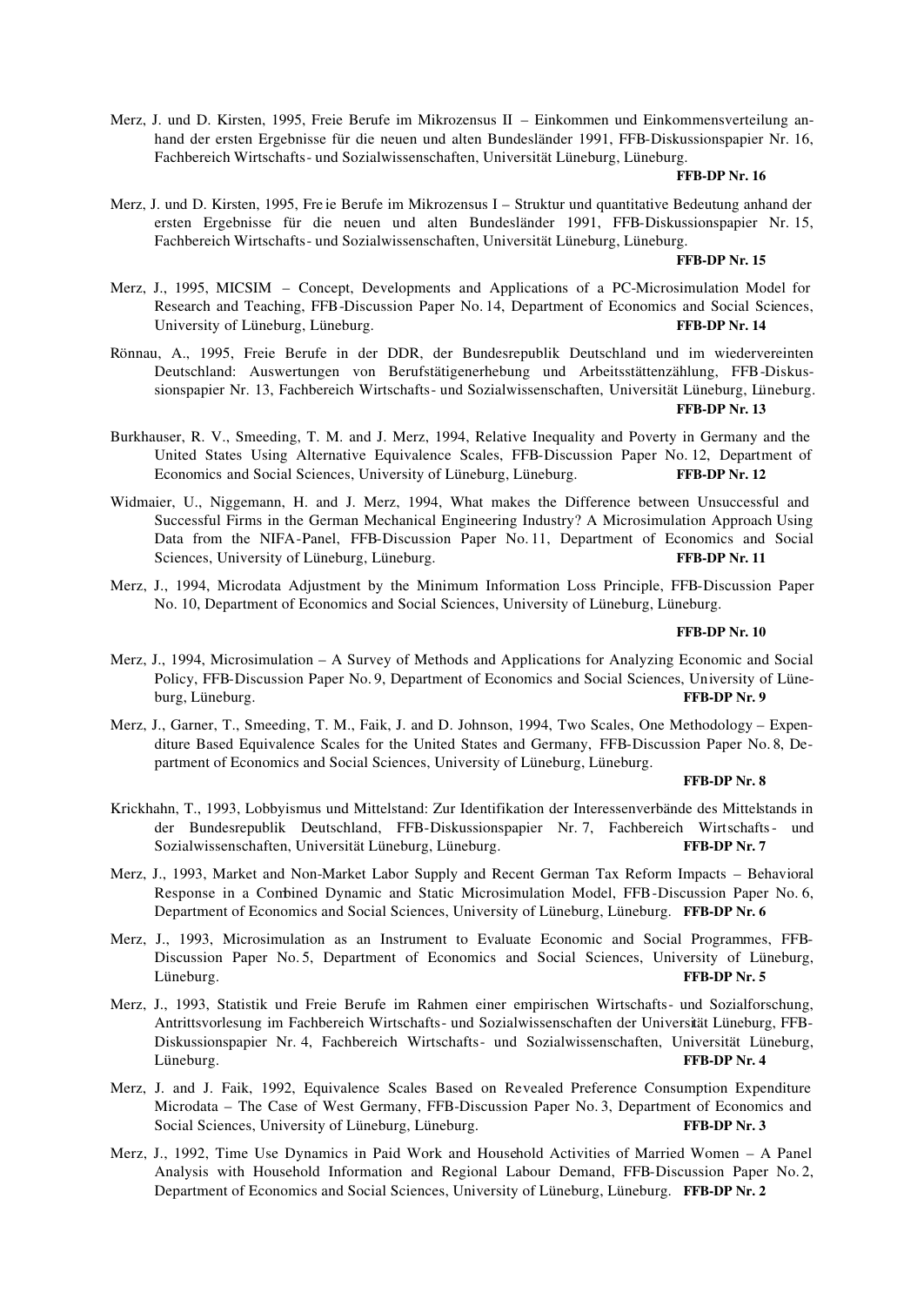Merz, J. und D. Kirsten, 1995, Freie Berufe im Mikrozensus II – Einkommen und Einkommensverteilung anhand der ersten Ergebnisse für die neuen und alten Bundesländer 1991, FFB-Diskussionspapier Nr. 16, Fachbereich Wirtschafts- und Sozialwissenschaften, Universität Lüneburg, Lüneburg.

**FFB-DP Nr. 16**

Merz, J. und D. Kirsten, 1995, Freie Berufe im Mikrozensus I – Struktur und quantitative Bedeutung anhand der ersten Ergebnisse für die neuen und alten Bundesländer 1991, FFB-Diskussionspapier Nr. 15, Fachbereich Wirtschafts- und Sozialwissenschaften, Universität Lüneburg, Lüneburg.

**FFB-DP Nr. 15**

Merz, J., 1995, MICSIM – Concept, Developments and Applications of a PC-Microsimulation Model for Research and Teaching, FFB-Discussion Paper No. 14, Department of Economics and Social Sciences, University of Lüneburg, Lüneburg. **FFB-DP Nr. 14**

Rönnau, A., 1995, Freie Berufe in der DDR, der Bundesrepublik Deutschland und im wiedervereinten Deutschland: Auswertungen von Berufstätigenerhebung und Arbeitsstättenzählung, FFB-Diskussionspapier Nr. 13, Fachbereich Wirtschafts- und Sozialwissenschaften, Universität Lüneburg, Lüneburg.

**FFB-DP Nr. 13**

Burkhauser, R. V., Smeeding, T. M. and J. Merz, 1994, Relative Inequality and Poverty in Germany and the United States Using Alternative Equivalence Scales, FFB-Discussion Paper No. 12, Department of Economics and Social Sciences, University of Lüneburg, Lüneburg. **FFB-DP Nr. 12**

Widmaier, U., Niggemann, H. and J. Merz, 1994, What makes the Difference between Unsuccessful and Successful Firms in the German Mechanical Engineering Industry? A Microsimulation Approach Using Data from the NIFA-Panel, FFB-Discussion Paper No. 11, Department of Economics and Social Sciences, University of Lüneburg, Lüneburg. **FFB-DP Nr. 11**

Merz, J., 1994, Microdata Adjustment by the Minimum Information Loss Principle, FFB-Discussion Paper No. 10, Department of Economics and Social Sciences, University of Lüneburg, Lüneburg.

**FFB-DP Nr. 10**

Merz, J., 1994, Microsimulation – A Survey of Methods and Applications for Analyzing Economic and Social Policy, FFB-Discussion Paper No. 9, Department of Economics and Social Sciences, University of Lüneburg, Lüneburg. **FFB-DP Nr. 9**

Merz, J., Garner, T., Smeeding, T. M., Faik, J. and D. Johnson, 1994, Two Scales, One Methodology – Expenditure Based Equivalence Scales for the United States and Germany, FFB-Discussion Paper No. 8, Department of Economics and Social Sciences, University of Lüneburg, Lüneburg.

**FFB-DP Nr. 8**

Krickhahn, T., 1993, Lobbyismus und Mittelstand: Zur Identifikation der Interessenverbände des Mittelstands in der Bundesrepublik Deutschland, FFB-Diskussionspapier Nr. 7, Fachbereich Wirtschafts- und Sozialwissenschaften, Universität Lüneburg, Lüneburg. **FFB-DP Nr. 7**

Merz, J., 1993, Market and Non-Market Labor Supply and Recent German Tax Reform Impacts – Behavioral Response in a Combined Dynamic and Static Microsimulation Model, FFB-Discussion Paper No. 6, Department of Economics and Social Sciences, University of Lüneburg, Lüneburg. **FFB-DP Nr. 6**

Merz, J., 1993, Microsimulation as an Instrument to Evaluate Economic and Social Programmes, FFB-Discussion Paper No. 5, Department of Economics and Social Sciences, University of Lüneburg, Lüneburg. **FFB-DP Nr. 5**

Merz, J., 1993, Statistik und Freie Berufe im Rahmen einer empirischen Wirtschafts- und Sozialforschung, Antrittsvorlesung im Fachbereich Wirtschafts- und Sozialwissenschaften der Universität Lüneburg, FFB-Diskussionspapier Nr. 4, Fachbereich Wirtschafts- und Sozialwissenschaften, Universität Lüneburg, Lüneburg. **FFB-DP Nr. 4**

Merz, J. and J. Faik, 1992, Equivalence Scales Based on Revealed Preference Consumption Expenditure Microdata – The Case of West Germany, FFB-Discussion Paper No. 3, Department of Economics and Social Sciences, University of Lüneburg, Lüneburg. **FFB-DP Nr. 3**

Merz, J., 1992, Time Use Dynamics in Paid Work and Household Activities of Married Women – A Panel Analysis with Household Information and Regional Labour Demand, FFB-Discussion Paper No. 2, Department of Economics and Social Sciences, University of Lüneburg, Lüneburg. **FFB-DP Nr. 2**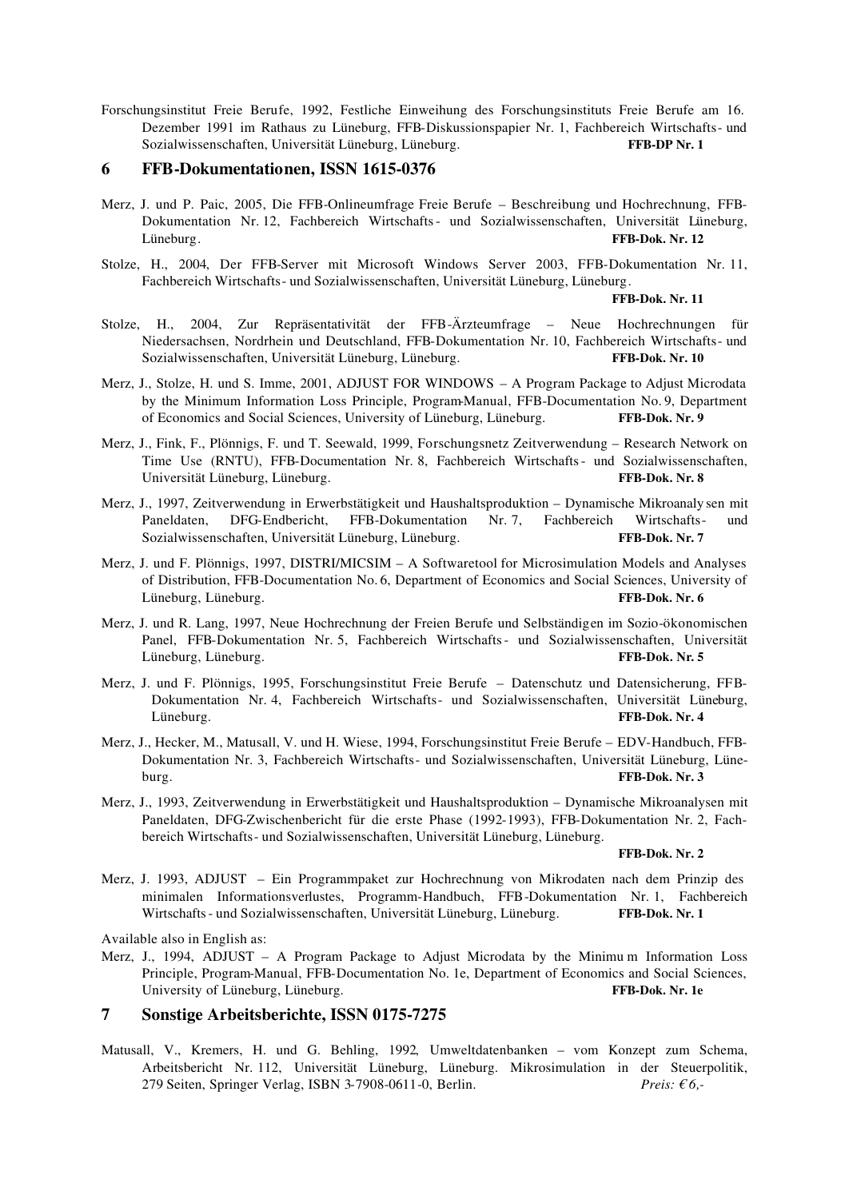Forschungsinstitut Freie Berufe, 1992, Festliche Einweihung des Forschungsinstituts Freie Berufe am 16. Dezember 1991 im Rathaus zu Lüneburg, FFB-Diskussionspapier Nr. 1, Fachbereich Wirtschafts- und Sozialwissenschaften, Universität Lüneburg, Lüneburg. **FFB-DP Nr. 1**

## 6 FFB-Dokumentationen, ISSN 1615-0376

Merz, J. und P. Paic, 2005, Die FFB-Onlineumfrage Freie Berufe – Beschreibung und Hochrechnung, FFB-Dokumentation Nr. 12, Fachbereich Wirtschafts- und Sozialwissenschaften, Universität Lüneburg, Lüneburg. **FFB-Dok. Nr. 12**

Stolze, H., 2004, Der FFB-Server mit Microsoft Windows Server 2003, FFB-Dokumentation Nr. 11, Fachbereich Wirtschafts- und Sozialwissenschaften, Universität Lüneburg, Lüneburg. **FFB-Dok. Nr. 11**

Stolze, H., 2004, Zur Repräsentativität der FFB-Ärzteumfrage – Neue Hochrechnungen für Niedersachsen, Nordrhein und Deutschland, FFB-Dokumentation Nr. 10, Fachbereich Wirtschafts- und Sozialwissenschaften, Universität Lüneburg, Lüneburg. **FFB-Dok. Nr. 10**

Merz, J., Stolze, H. und S. Imme, 2001, ADJUST FOR WINDOWS – A Program Package to Adjust Microdata by the Minimum Information Loss Principle, Program-Manual, FFB-Documentation No. 9, Department of Economics and Social Sciences, University of Lüneburg, Lüneburg. **FFB-Dok. Nr. 9**

Merz, J., Fink, F., Plönnigs, F. und T. Seewald, 1999, Forschungsnetz Zeitverwendung – Research Network on Time Use (RNTU), FFB-Documentation Nr. 8, Fachbereich Wirtschafts- und Sozialwissenschaften, Universität Lüneburg, Lüneburg. **FFB-Dok. Nr. 8**

Merz, J., 1997, Zeitverwendung in Erwerbstätigkeit und Haushaltsproduktion – Dynamische Mikroanalysen mit Paneldaten, DFG-Endbericht, FFB-Dokumentation Nr. 7, Fachbereich Wirtschafts- und Sozialwissenschaften, Universität Lüneburg, Lüneburg. **FFB-Dok. Nr. 7**

Merz, J. und F. Plönnigs, 1997, DISTRI/MICSIM – A Softwaretool for Microsimulation Models and Analyses of Distribution, FFB-Documentation No. 6, Department of Economics and Social Sciences, University of Lüneburg, Lüneburg. **FFB-Dok. Nr. 6**

Merz, J. und R. Lang, 1997, Neue Hochrechnung der Freien Berufe und Selbständigen im Sozio-ökonomischen Panel, FFB-Dokumentation Nr. 5, Fachbereich Wirtschafts- und Sozialwissenschaften, Universität Lüneburg, Lüneburg. **FFB-Dok. Nr. 5**

Merz, J. und F. Plönnigs, 1995, Forschungsinstitut Freie Berufe – Datenschutz und Datensicherung, FFB-Dokumentation Nr. 4, Fachbereich Wirtschafts- und Sozialwissenschaften, Universität Lüneburg, Lüneburg. **FFB-Dok. Nr. 4**

Merz, J., Hecker, M., Matusall, V. und H. Wiese, 1994, Forschungsinstitut Freie Berufe – EDV-Handbuch, FFB-Dokumentation Nr. 3, Fachbereich Wirtschafts- und Sozialwissenschaften, Universität Lüneburg, Lüneburg. **FFB-Dok. Nr. 3**

Merz, J., 1993, Zeitverwendung in Erwerbstätigkeit und Haushaltsproduktion – Dynamische Mikroanalysen mit Paneldaten, DFG-Zwischenbericht für die erste Phase (1992-1993), FFB-Dokumentation Nr. 2, Fachbereich Wirtschafts- und Sozialwissenschaften, Universität Lüneburg, Lüneburg. **FFB-Dok. Nr. 2**

Merz, J. 1993, ADJUST – Ein Programmpaket zur Hochrechnung von Mikrodaten nach dem Prinzip des minimalen Informationsverlustes, Programm-Handbuch, FFB-Dokumentation Nr. 1, Fachbereich Wirtschafts- und Sozialwissenschaften, Universität Lüneburg, Lüneburg. **FFB-Dok. Nr. 1**

Available also in English as:

Merz, J., 1994, ADJUST – A Program Package to Adjust Microdata by the Minimum Information Loss Principle, Program-Manual, FFB-Documentation No. 1e, Department of Economics and Social Sciences, University of Lüneburg, Lüneburg. **FFB-Dok. Nr. 1e**

## 7 Sonstige Arbeitsberichte, ISSN 0175-7275

Matusall, V., Kremers, H. und G. Behling, 1992, Umweltdatenbanken – vom Konzept zum Schema, Arbeitsbericht Nr. 112, Universität Lüneburg, Lüneburg. Mikrosimulation in der Steuerpolitik, 279 Seiten, Springer Verlag, ISBN 3-7908-0611-0, Berlin. *Preis: € 6,-*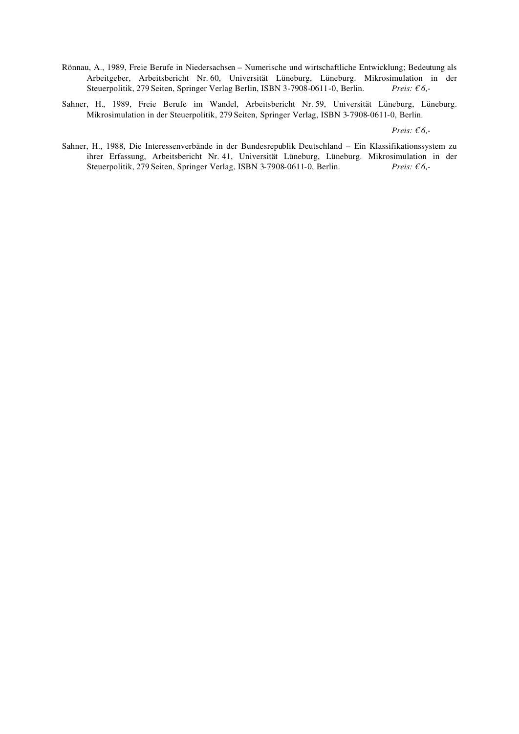Rönnau, A., 1989, Freie Berufe in Niedersachsen – Numerische und wirtschaftliche Entwicklung; Bedeutung als Arbeitgeber, Arbeitsbericht Nr. 60, Universität Lüneburg, Lüneburg. Mikrosimulation in der Steuerpolitik, 279 Seiten, Springer Verlag Berlin, ISBN 3-7908-0611-0, Berlin. *Preis: € 6,-*

Sahner, H., 1989, Freie Berufe im Wandel, Arbeitsbericht Nr. 59, Universität Lüneburg, Lüneburg. Mikrosimulation in der Steuerpolitik, 279 Seiten, Springer Verlag, ISBN 3-7908-0611-0, Berlin. *Preis: € 6,-*

Sahner, H., 1988, Die Interessenverbände in der Bundesrepublik Deutschland – Ein Klassifikationssystem zu ihrer Erfassung, Arbeitsbericht Nr. 41, Universität Lüneburg, Lüneburg. Mikrosimulation in der Steuerpolitik, 279 Seiten, Springer Verlag, ISBN 3-7908-0611-0, Berlin. *Preis: € 6,-*